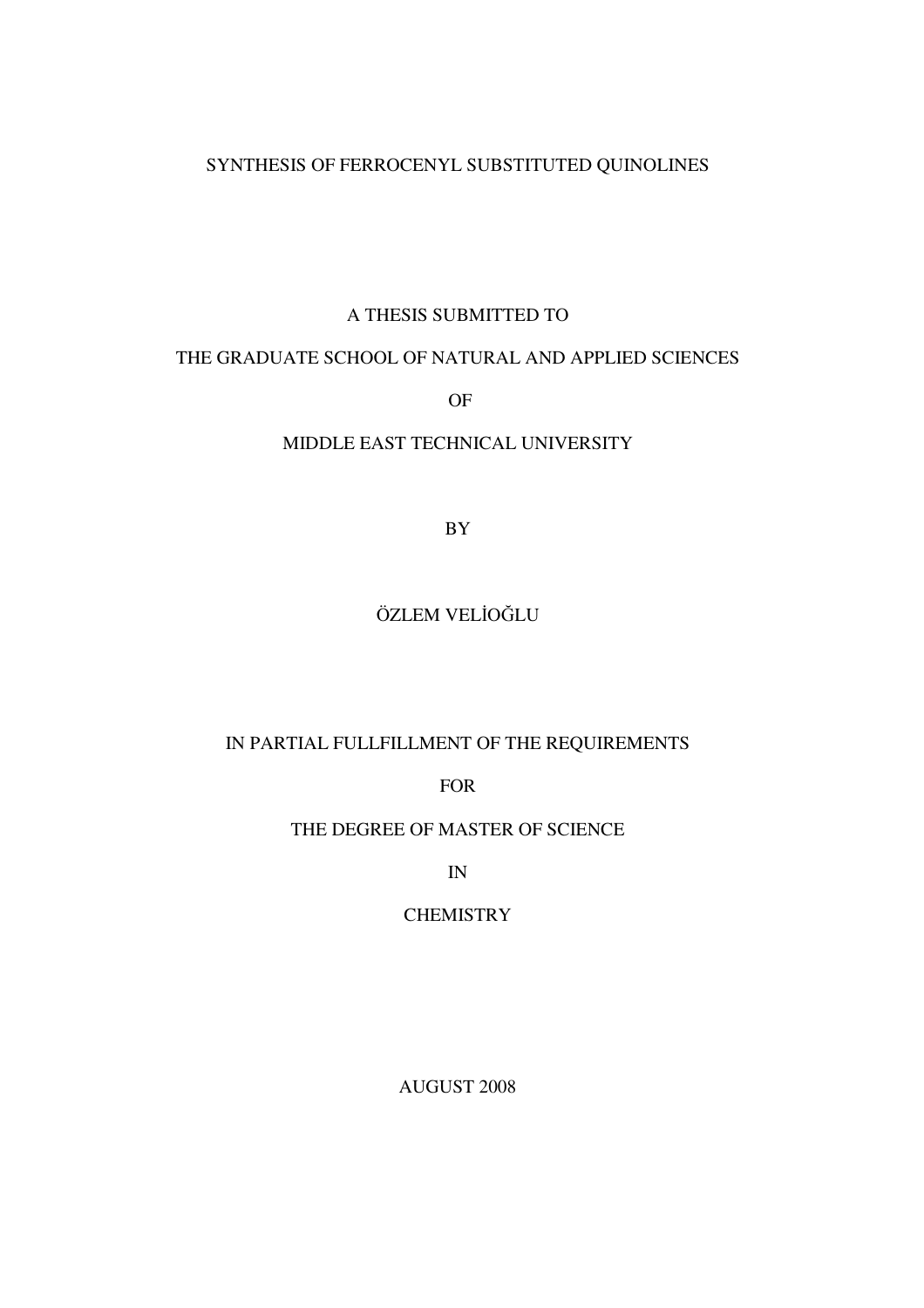# SYNTHESIS OF FERROCENYL SUBSTITUTED QUINOLINES

A THESIS SUBMITTED TO

THE GRADUATE SCHOOL OF NATURAL AND APPLIED SCIENCES

OF

MIDDLE EAST TECHNICAL UNIVERSITY

BY

ÖZLEM VELİOĞLU

IN PARTIAL FULLFILLMENT OF THE REQUIREMENTS

FOR

THE DEGREE OF MASTER OF SCIENCE

IN

CHEMISTRY

AUGUST 2008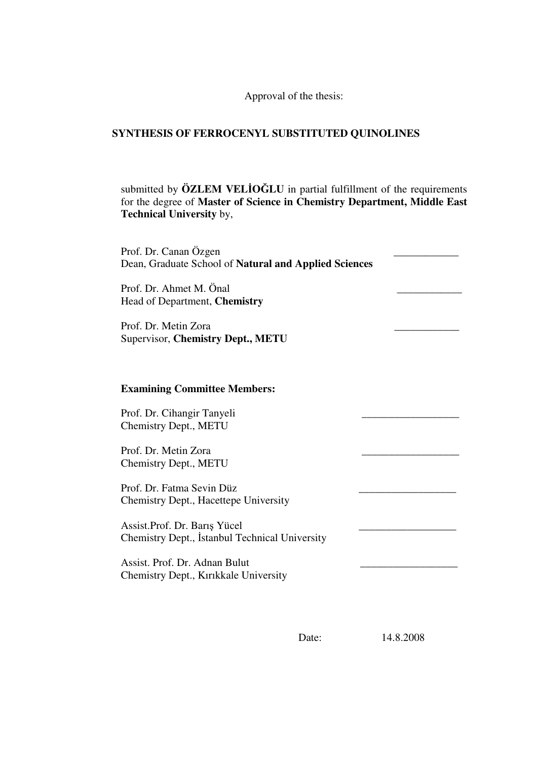Approval of the thesis:

**SYNTHESIS OF FERROCENYL SUBSTITUTED QUINOLINES**

submitted by **ÖZLEM VELİOĞLU** in partial fulfillment of the requirements for the degree of **Master of Science in Chemistry Department, Middle East Technical University** by,

Prof. Dr. Canan Özgen ____________
Dean, Graduate School of **Natural and Applied Sciences**

Prof. Dr. Ahmet M. Önal ____________
Head of Department, **Chemistry**

Prof. Dr. Metin Zora ____________
Supervisor, **Chemistry Dept., METU**

**Examining Committee Members:**

Prof. Dr. Cihangir Tanyeli __________________
Chemistry Dept., METU

Prof. Dr. Metin Zora __________________
Chemistry Dept., METU

Prof. Dr. Fatma Sevin Düz __________________
Chemistry Dept., Hacettepe University

Assist.Prof. Dr. Barış Yücel __________________
Chemistry Dept., İstanbul Technical University

Assist. Prof. Dr. Adnan Bulut __________________
Chemistry Dept., Kırıkkale University

Date: 14.8.2008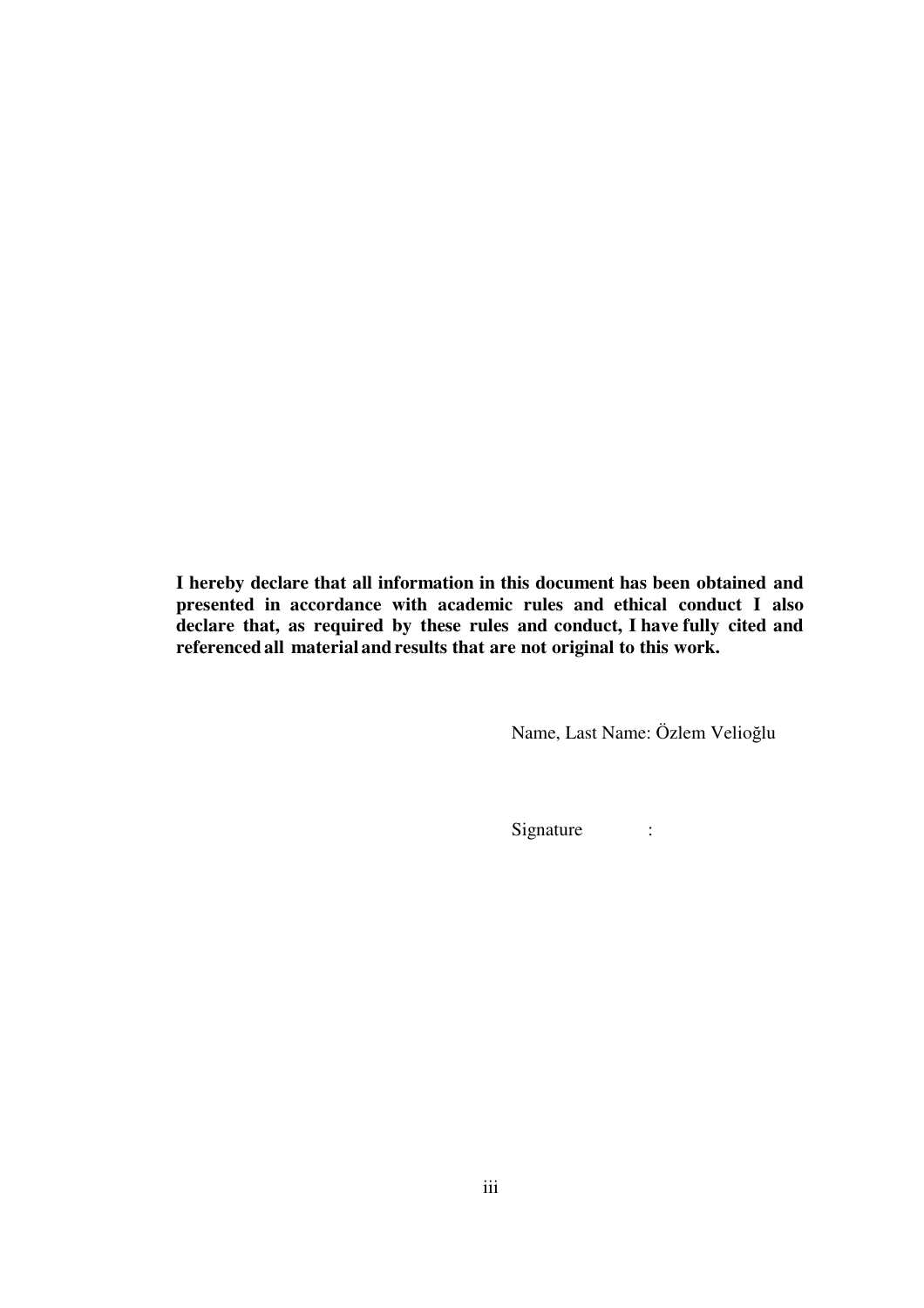**I hereby declare that all information in this document has been obtained and presented in accordance with academic rules and ethical conduct I also declare that, as required by these rules and conduct, I have fully cited and referenced all material and results that are not original to this work.**

Name, Last Name: Özlem Velioğlu

Signature :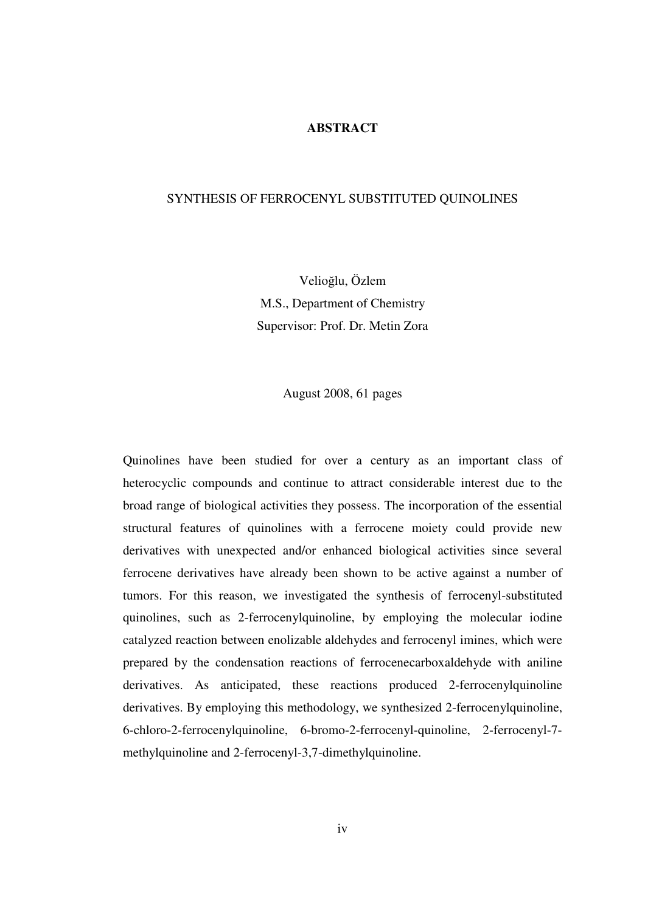# ABSTRACT

## SYNTHESIS OF FERROCENYL SUBSTITUTED QUINOLINES

Velioğlu, Özlem
M.S., Department of Chemistry
Supervisor: Prof. Dr. Metin Zora

August 2008, 61 pages

Quinolines have been studied for over a century as an important class of heterocyclic compounds and continue to attract considerable interest due to the broad range of biological activities they possess. The incorporation of the essential structural features of quinolines with a ferrocene moiety could provide new derivatives with unexpected and/or enhanced biological activities since several ferrocene derivatives have already been shown to be active against a number of tumors. For this reason, we investigated the synthesis of ferrocenyl-substituted quinolines, such as 2-ferrocenylquinoline, by employing the molecular iodine catalyzed reaction between enolizable aldehydes and ferrocenyl imines, which were prepared by the condensation reactions of ferrocenecarboxaldehyde with aniline derivatives. As anticipated, these reactions produced 2-ferrocenylquinoline derivatives. By employing this methodology, we synthesized 2-ferrocenylquinoline, 6-chloro-2-ferrocenylquinoline, 6-bromo-2-ferrocenyl-quinoline, 2-ferrocenyl-7-methylquinoline and 2-ferrocenyl-3,7-dimethylquinoline.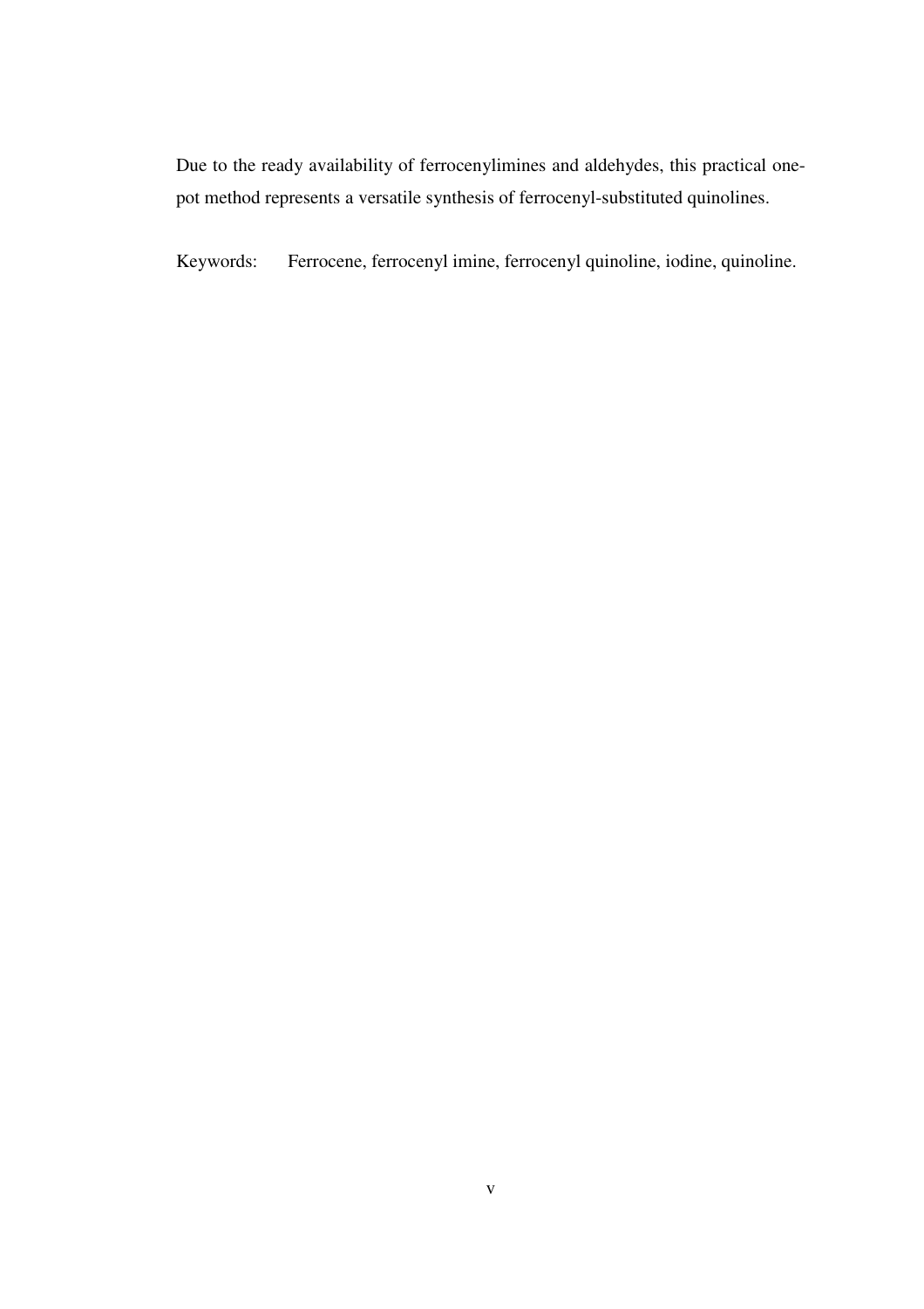Due to the ready availability of ferrocenylimines and aldehydes, this practical one-pot method represents a versatile synthesis of ferrocenyl-substituted quinolines.

Keywords: Ferrocene, ferrocenyl imine, ferrocenyl quinoline, iodine, quinoline.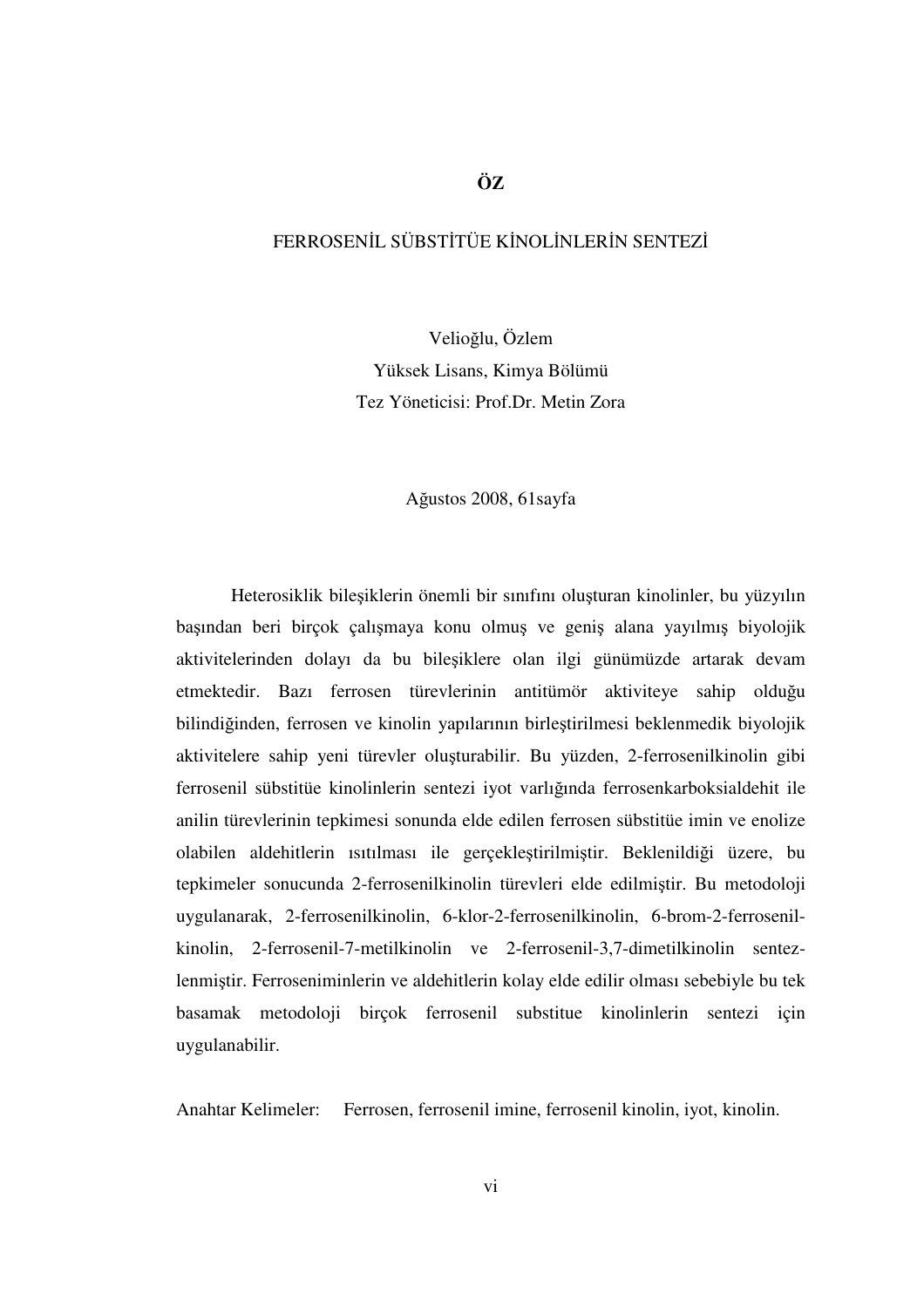# ÖZ

## FERROSENİL SÜBSTİTÜE KİNOLİNLERİN SENTEZİ

Velioğlu, Özlem
Yüksek Lisans, Kimya Bölümü
Tez Yöneticisi: Prof.Dr. Metin Zora

Ağustos 2008, 61sayfa

Heterosiklik bileşiklerin önemli bir sınıfını oluşturan kinolinler, bu yüzyılın başından beri birçok çalışmaya konu olmuş ve geniş alana yayılmış biyolojik aktivitelerinden dolayı da bu bileşiklere olan ilgi günümüzde artarak devam etmektedir. Bazı ferrosen türevlerinin antitümör aktiviteye sahip olduğu bilindiğinden, ferrosen ve kinolin yapılarının birleştirilmesi beklenmedik biyolojik aktivitelere sahip yeni türevler oluşturabilir. Bu yüzden, 2-ferrosenilkinolin gibi ferrosenil sübstitüe kinolinlerin sentezi iyot varlığında ferrosenkarboksialdehit ile anilin türevlerinin tepkimesi sonunda elde edilen ferrosen sübstitüe imin ve enolize olabilen aldehitlerin ısıtılması ile gerçekleştirilmiştir. Beklenildiği üzere, bu tepkimeler sonucunda 2-ferrosenilkinolin türevleri elde edilmiştir. Bu metodoloji uygulanarak, 2-ferrosenilkinolin, 6-klor-2-ferrosenilkinolin, 6-brom-2-ferrosenil-kinolin, 2-ferrosenil-7-metilkinolin ve 2-ferrosenil-3,7-dimetilkinolin sentezlenmiştir. Ferroseniminlerin ve aldehitlerin kolay elde edilir olması sebebiyle bu tek basamak metodoloji birçok ferrosenil substitue kinolinlerin sentezi için uygulanabilir.

Anahtar Kelimeler: Ferrosen, ferrosenil imine, ferrosenil kinolin, iyot, kinolin.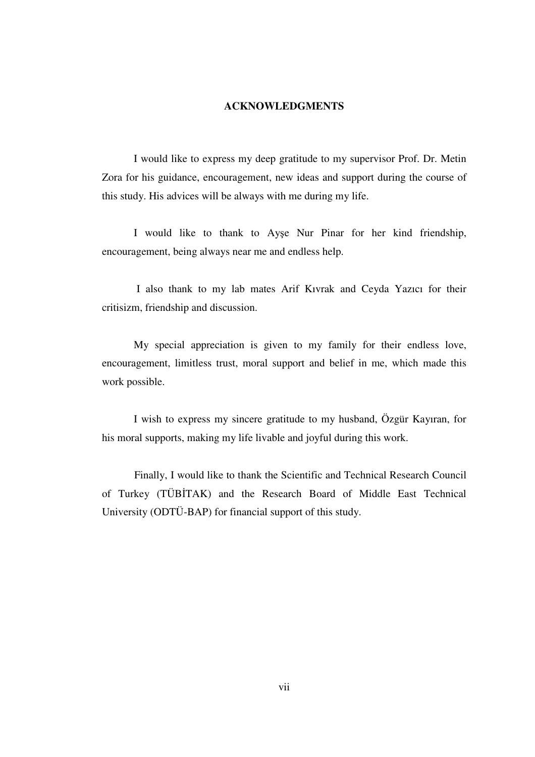# ACKNOWLEDGMENTS

I would like to express my deep gratitude to my supervisor Prof. Dr. Metin Zora for his guidance, encouragement, new ideas and support during the course of this study. His advices will be always with me during my life.

I would like to thank to Ayşe Nur Pinar for her kind friendship, encouragement, being always near me and endless help.

I also thank to my lab mates Arif Kıvrak and Ceyda Yazıcı for their critisizm, friendship and discussion.

My special appreciation is given to my family for their endless love, encouragement, limitless trust, moral support and belief in me, which made this work possible.

I wish to express my sincere gratitude to my husband, Özgür Kayıran, for his moral supports, making my life livable and joyful during this work.

Finally, I would like to thank the Scientific and Technical Research Council of Turkey (TÜBİTAK) and the Research Board of Middle East Technical University (ODTÜ-BAP) for financial support of this study.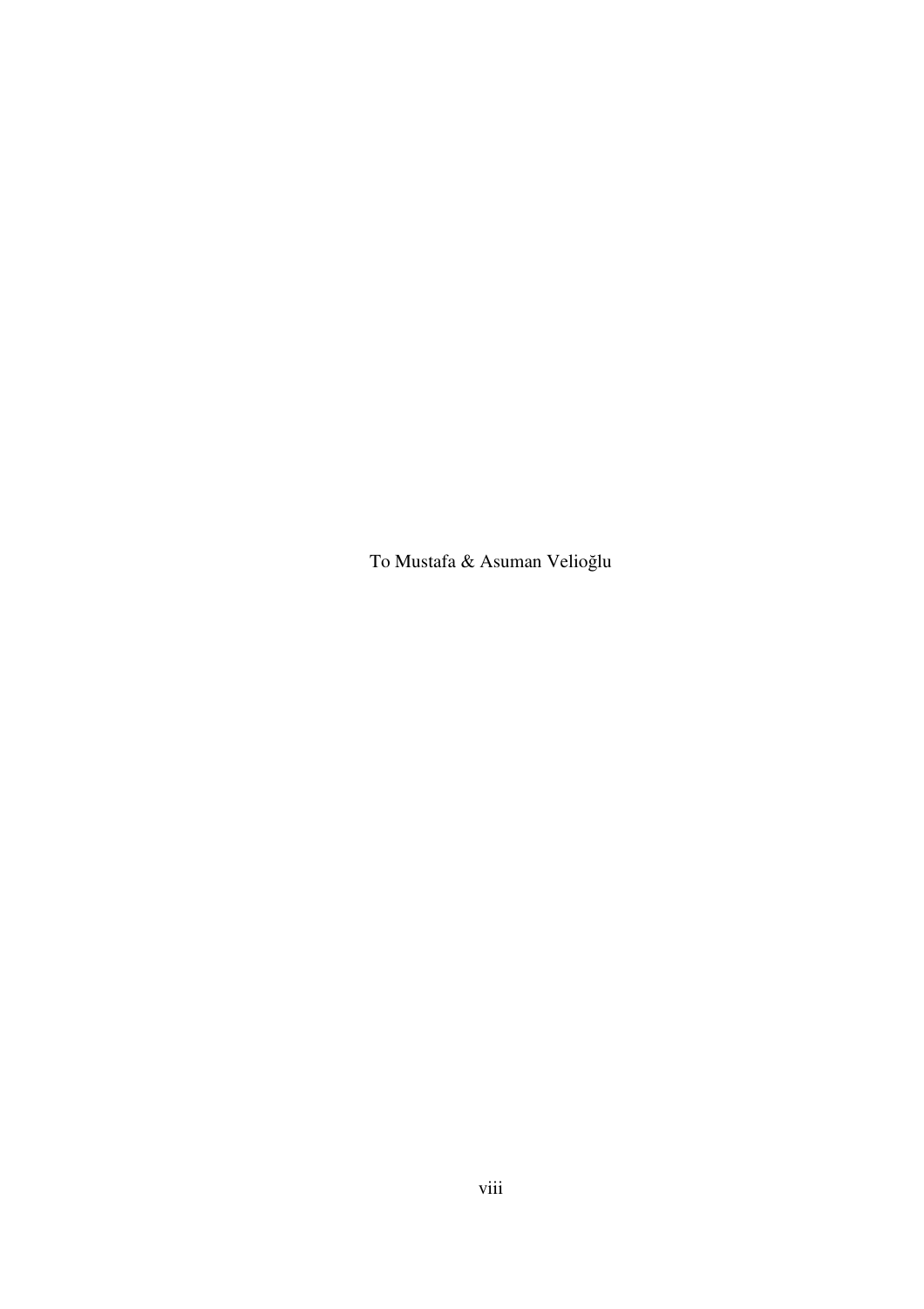To Mustafa & Asuman Velioğlu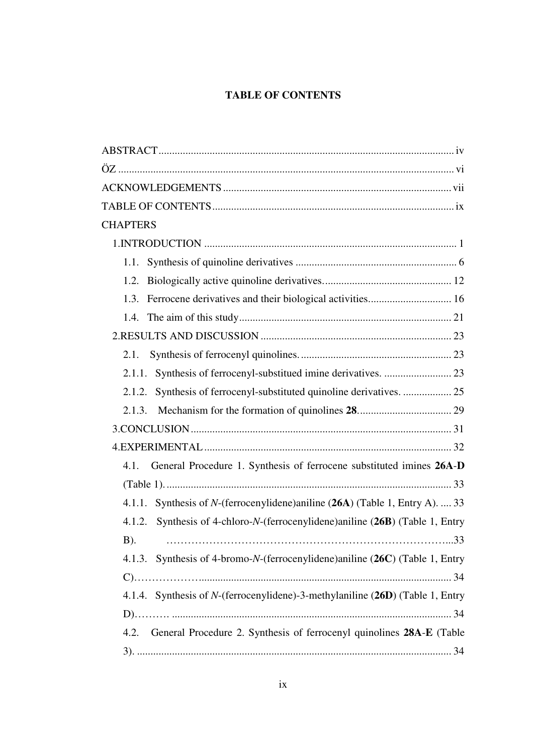# TABLE OF CONTENTS

ABSTRACT ........................................................................................................ iv

ÖZ ........................................................................................................................ vi

ACKNOWLEDGEMENTS .................................................................................. vii

TABLE OF CONTENTS ..................................................................................... ix

CHAPTERS

1.INTRODUCTION ............................................................................................ 1

- 1.1. Synthesis of quinoline derivatives ............................................................ 6
- 1.2. Biologically active quinoline derivatives. ............................................... 12
- 1.3. Ferrocene derivatives and their biological activities. .............................. 16
- 1.4. The aim of this study ............................................................................... 21

2.RESULTS AND DISCUSSION ....................................................................... 23

- 2.1. Synthesis of ferrocenyl quinolines. ......................................................... 23
- 2.1.1. Synthesis of ferrocenyl-substitued imine derivatives. ......................... 23
- 2.1.2. Synthesis of ferrocenyl-substituted quinoline derivatives. .................. 25
- 2.1.3. Mechanism for the formation of quinolines **28**. .................................. 29

3.CONCLUSION ................................................................................................ 31

4.EXPERIMENTAL ........................................................................................... 32

- 4.1. General Procedure 1. Synthesis of ferrocene substituted imines **26A**-**D** (Table 1). ......................................................................................................... 33
- 4.1.1. Synthesis of *N*-(ferrocenylidene)aniline (**26A**) (Table 1, Entry A). .... 33
- 4.1.2. Synthesis of 4-chloro-*N*-(ferrocenylidene)aniline (**26B**) (Table 1, Entry B). ………………………………………………………………………...33
- 4.1.3. Synthesis of 4-bromo-*N*-(ferrocenylidene)aniline (**26C**) (Table 1, Entry C)……………….......................................................................................... 34
- 4.1.4. Synthesis of *N*-(ferrocenylidene)-3-methylaniline (**26D**) (Table 1, Entry D)………. ...................................................................................................... 34
- 4.2. General Procedure 2. Synthesis of ferrocenyl quinolines **28A**-**E** (Table 3). .................................................................................................................... 34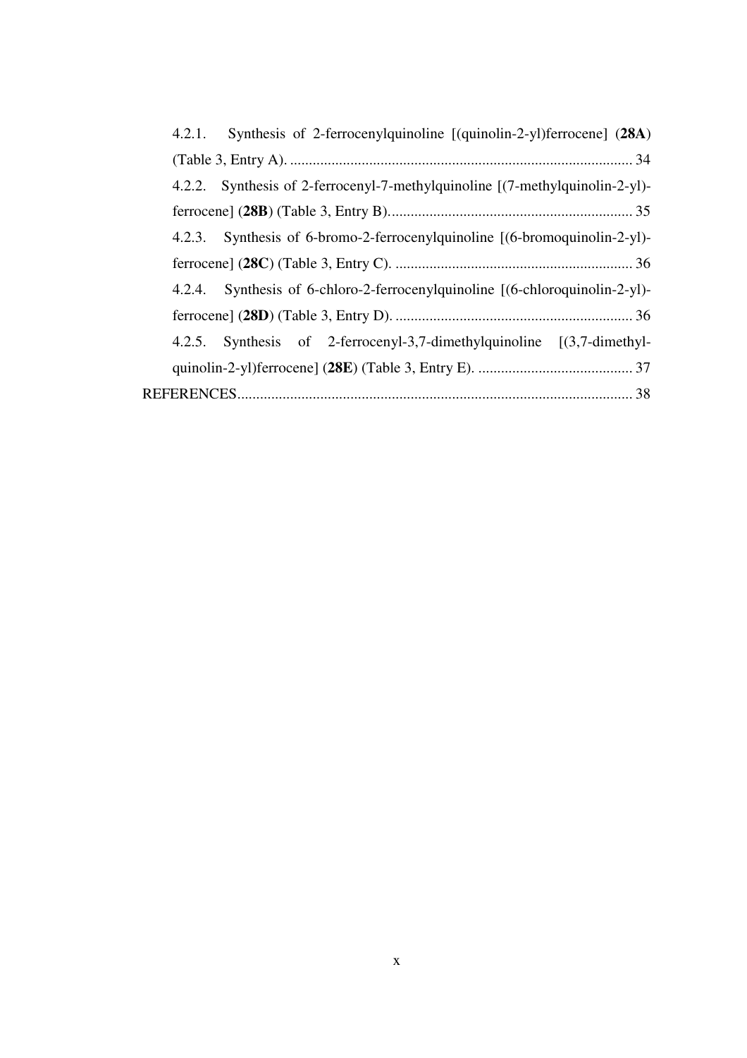4.2.1. Synthesis of 2-ferrocenylquinoline [(quinolin-2-yl)ferrocene] (**28A**) (Table 3, Entry A). .......................................................................................... 34

4.2.2. Synthesis of 2-ferrocenyl-7-methylquinoline [(7-methylquinolin-2-yl)-ferrocene] (**28B**) (Table 3, Entry B)................................................................. 35

4.2.3. Synthesis of 6-bromo-2-ferrocenylquinoline [(6-bromoquinolin-2-yl)-ferrocene] (**28C**) (Table 3, Entry C). ............................................................... 36

4.2.4. Synthesis of 6-chloro-2-ferrocenylquinoline [(6-chloroquinolin-2-yl)-ferrocene] (**28D**) (Table 3, Entry D). ............................................................... 36

4.2.5. Synthesis of 2-ferrocenyl-3,7-dimethylquinoline [(3,7-dimethyl-quinolin-2-yl)ferrocene] (**28E**) (Table 3, Entry E). ......................................... 37

REFERENCES........................................................................................................ 38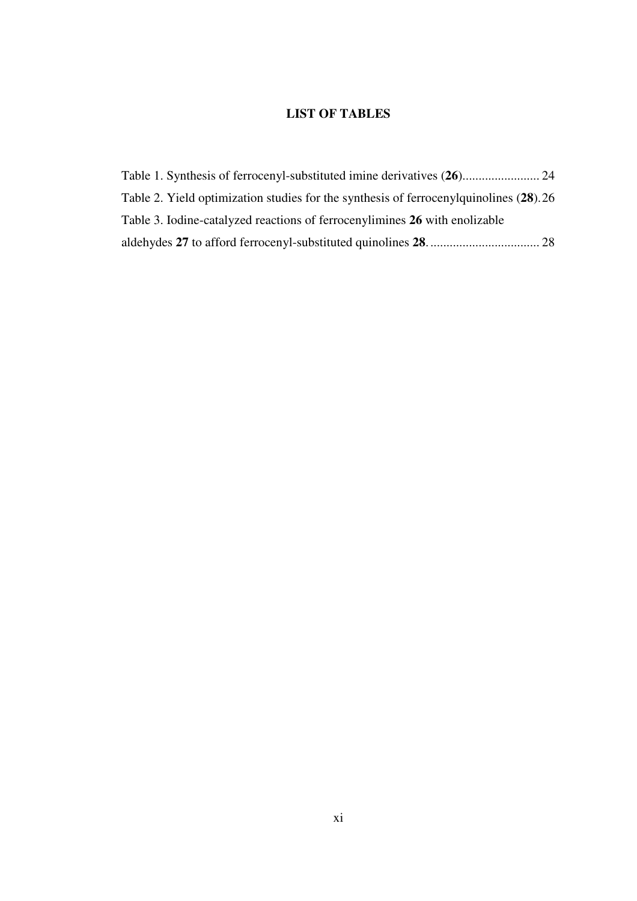# LIST OF TABLES

Table 1. Synthesis of ferrocenyl-substituted imine derivatives (**26**)........................ 24

Table 2. Yield optimization studies for the synthesis of ferrocenylquinolines (**28**). 26

Table 3. Iodine-catalyzed reactions of ferrocenylimines **26** with enolizable aldehydes **27** to afford ferrocenyl-substituted quinolines **28**. ................................. 28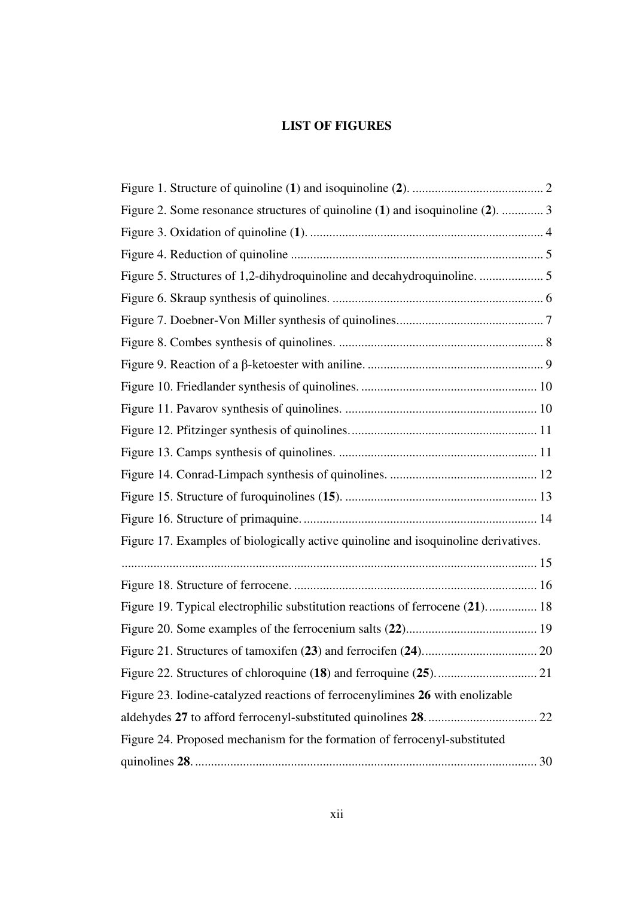# LIST OF FIGURES

Figure 1. Structure of quinoline (**1**) and isoquinoline (**2**). ........................................ 2

Figure 2. Some resonance structures of quinoline (**1**) and isoquinoline (**2**). ............. 3

Figure 3. Oxidation of quinoline (**1**). ........................................................................ 4

Figure 4. Reduction of quinoline .............................................................................. 5

Figure 5. Structures of 1,2-dihydroquinoline and decahydroquinoline. .................... 5

Figure 6. Skraup synthesis of quinolines. .................................................................. 6

Figure 7. Doebner-Von Miller synthesis of quinolines............................................. 7

Figure 8. Combes synthesis of quinolines. ................................................................ 8

Figure 9. Reaction of a β-ketoester with aniline. ....................................................... 9

Figure 10. Friedlander synthesis of quinolines. ....................................................... 10

Figure 11. Pavarov synthesis of quinolines. ............................................................ 10

Figure 12. Pfitzinger synthesis of quinolines........................................................... 11

Figure 13. Camps synthesis of quinolines. .............................................................. 11

Figure 14. Conrad-Limpach synthesis of quinolines. .............................................. 12

Figure 15. Structure of furoquinolines (**15**). ............................................................ 13

Figure 16. Structure of primaquine. ......................................................................... 14

Figure 17. Examples of biologically active quinoline and isoquinoline derivatives. ................................................................................................................................ 15

Figure 18. Structure of ferrocene. ............................................................................ 16

Figure 19. Typical electrophilic substitution reactions of ferrocene (**21**). ............... 18

Figure 20. Some examples of the ferrocenium salts (**22**)......................................... 19

Figure 21. Structures of tamoxifen (**23**) and ferrocifen (**24**).................................... 20

Figure 22. Structures of chloroquine (**18**) and ferroquine (**25**). ............................... 21

Figure 23. Iodine-catalyzed reactions of ferrocenylimines **26** with enolizable aldehydes **27** to afford ferrocenyl-substituted quinolines **28**. .................................. 22

Figure 24. Proposed mechanism for the formation of ferrocenyl-substituted quinolines **28**. ........................................................................................................... 30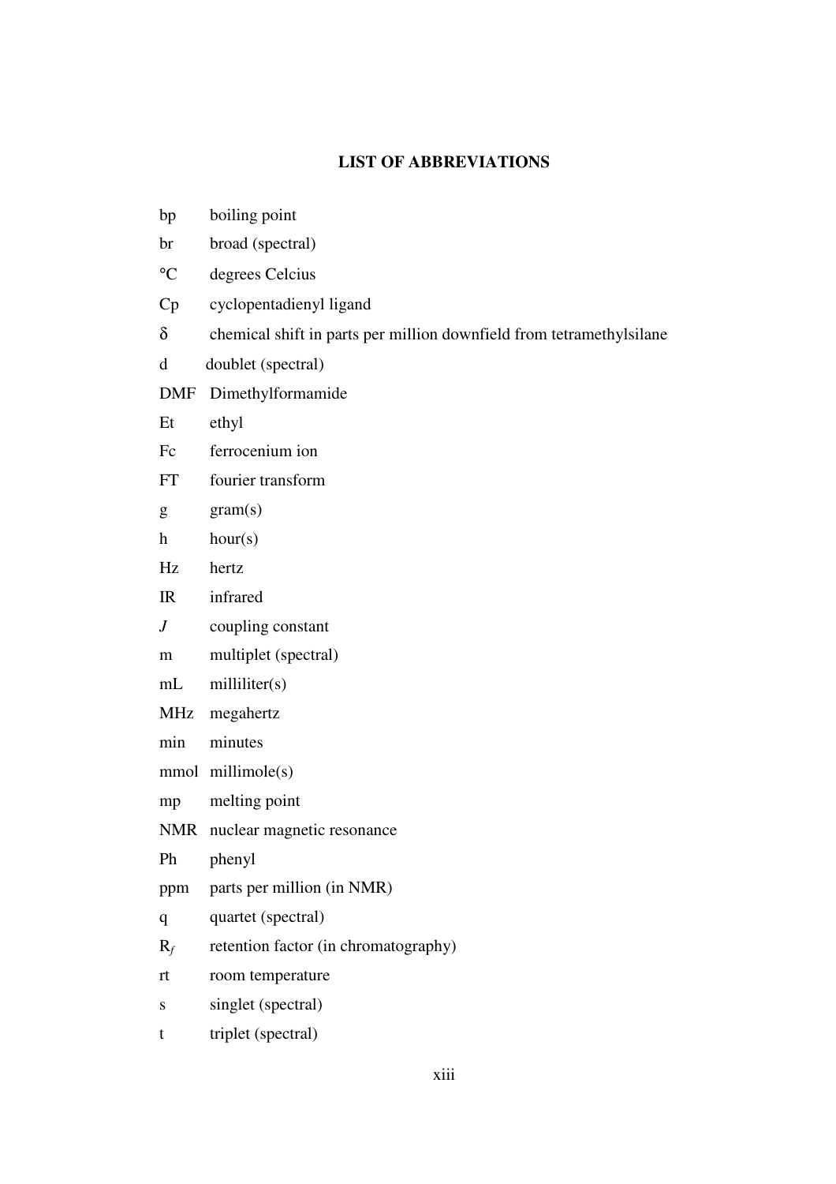# LIST OF ABBREVIATIONS

| | |
|---|---|
| bp | boiling point |
| br | broad (spectral) |
| °C | degrees Celcius |
| Cp | cyclopentadienyl ligand |
| $\delta$ | chemical shift in parts per million downfield from tetramethylsilane |
| d | doublet (spectral) |
| DMF | Dimethylformamide |
| Et | ethyl |
| Fc | ferrocenium ion |
| FT | fourier transform |
| g | gram(s) |
| h | hour(s) |
| Hz | hertz |
| IR | infrared |
| $J$ | coupling constant |
| m | multiplet (spectral) |
| mL | milliliter(s) |
| MHz | megahertz |
| min | minutes |
| mmol | millimole(s) |
| mp | melting point |
| NMR | nuclear magnetic resonance |
| Ph | phenyl |
| ppm | parts per million (in NMR) |
| q | quartet (spectral) |
| $R_f$ | retention factor (in chromatography) |
| rt | room temperature |
| s | singlet (spectral) |
| t | triplet (spectral) |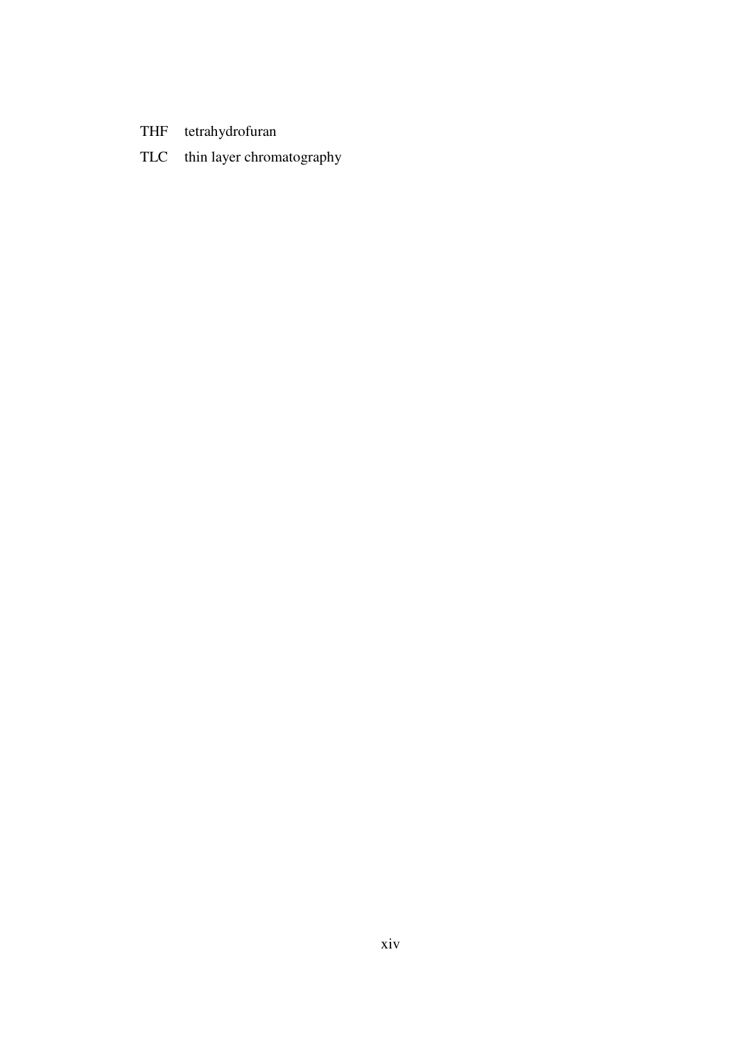| | |
|---|---|
| THF | tetrahydrofuran |
| TLC | thin layer chromatography |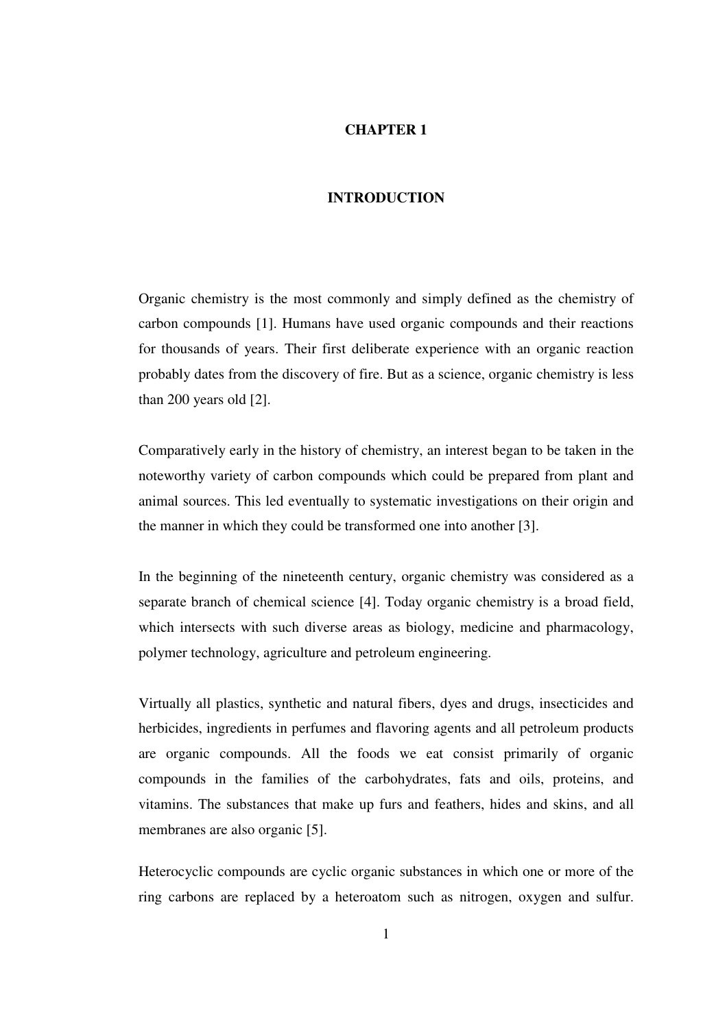# CHAPTER 1

# INTRODUCTION

Organic chemistry is the most commonly and simply defined as the chemistry of carbon compounds [1]. Humans have used organic compounds and their reactions for thousands of years. Their first deliberate experience with an organic reaction probably dates from the discovery of fire. But as a science, organic chemistry is less than 200 years old [2].

Comparatively early in the history of chemistry, an interest began to be taken in the noteworthy variety of carbon compounds which could be prepared from plant and animal sources. This led eventually to systematic investigations on their origin and the manner in which they could be transformed one into another [3].

In the beginning of the nineteenth century, organic chemistry was considered as a separate branch of chemical science [4]. Today organic chemistry is a broad field, which intersects with such diverse areas as biology, medicine and pharmacology, polymer technology, agriculture and petroleum engineering.

Virtually all plastics, synthetic and natural fibers, dyes and drugs, insecticides and herbicides, ingredients in perfumes and flavoring agents and all petroleum products are organic compounds. All the foods we eat consist primarily of organic compounds in the families of the carbohydrates, fats and oils, proteins, and vitamins. The substances that make up furs and feathers, hides and skins, and all membranes are also organic [5].

Heterocyclic compounds are cyclic organic substances in which one or more of the ring carbons are replaced by a heteroatom such as nitrogen, oxygen and sulfur.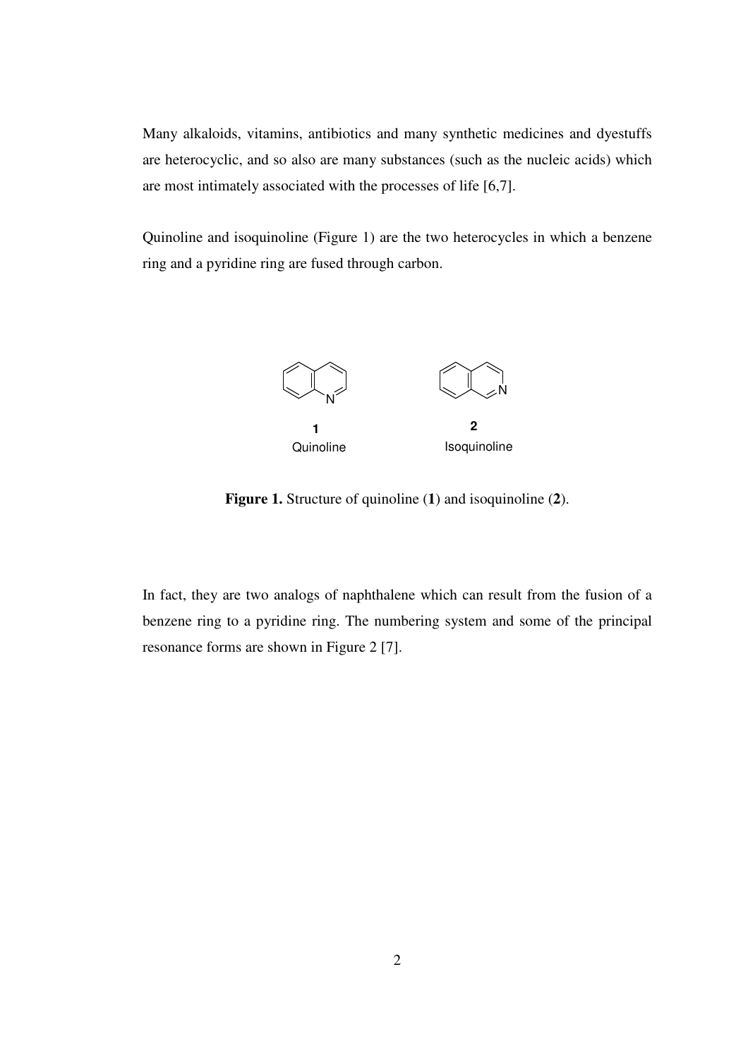Many alkaloids, vitamins, antibiotics and many synthetic medicines and dyestuffs are heterocyclic, and so also are many substances (such as the nucleic acids) which are most intimately associated with the processes of life [6,7].

Quinoline and isoquinoline (Figure 1) are the two heterocycles in which a benzene ring and a pyridine ring are fused through carbon.

**1** Quinoline

**2** Isoquinoline

**Figure 1.** Structure of quinoline (**1**) and isoquinoline (**2**).

In fact, they are two analogs of naphthalene which can result from the fusion of a benzene ring to a pyridine ring. The numbering system and some of the principal resonance forms are shown in Figure 2 [7].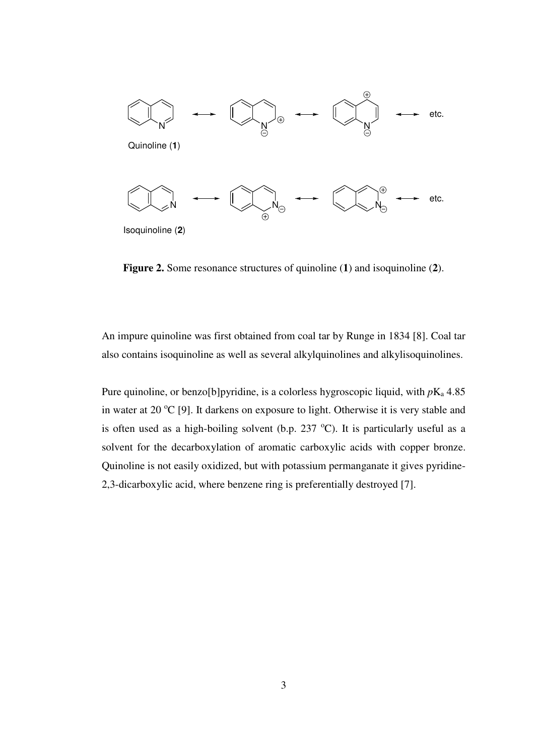**Figure 2.** Some resonance structures of quinoline (**1**) and isoquinoline (**2**).

An impure quinoline was first obtained from coal tar by Runge in 1834 [8]. Coal tar also contains isoquinoline as well as several alkylquinolines and alkylisoquinolines.

Pure quinoline, or benzo[b]pyridine, is a colorless hygroscopic liquid, with $pK_a$ 4.85 in water at 20 $^{o}$C [9]. It darkens on exposure to light. Otherwise it is very stable and is often used as a high-boiling solvent (b.p. 237 $^{o}$C). It is particularly useful as a solvent for the decarboxylation of aromatic carboxylic acids with copper bronze. Quinoline is not easily oxidized, but with potassium permanganate it gives pyridine-2,3-dicarboxylic acid, where benzene ring is preferentially destroyed [7].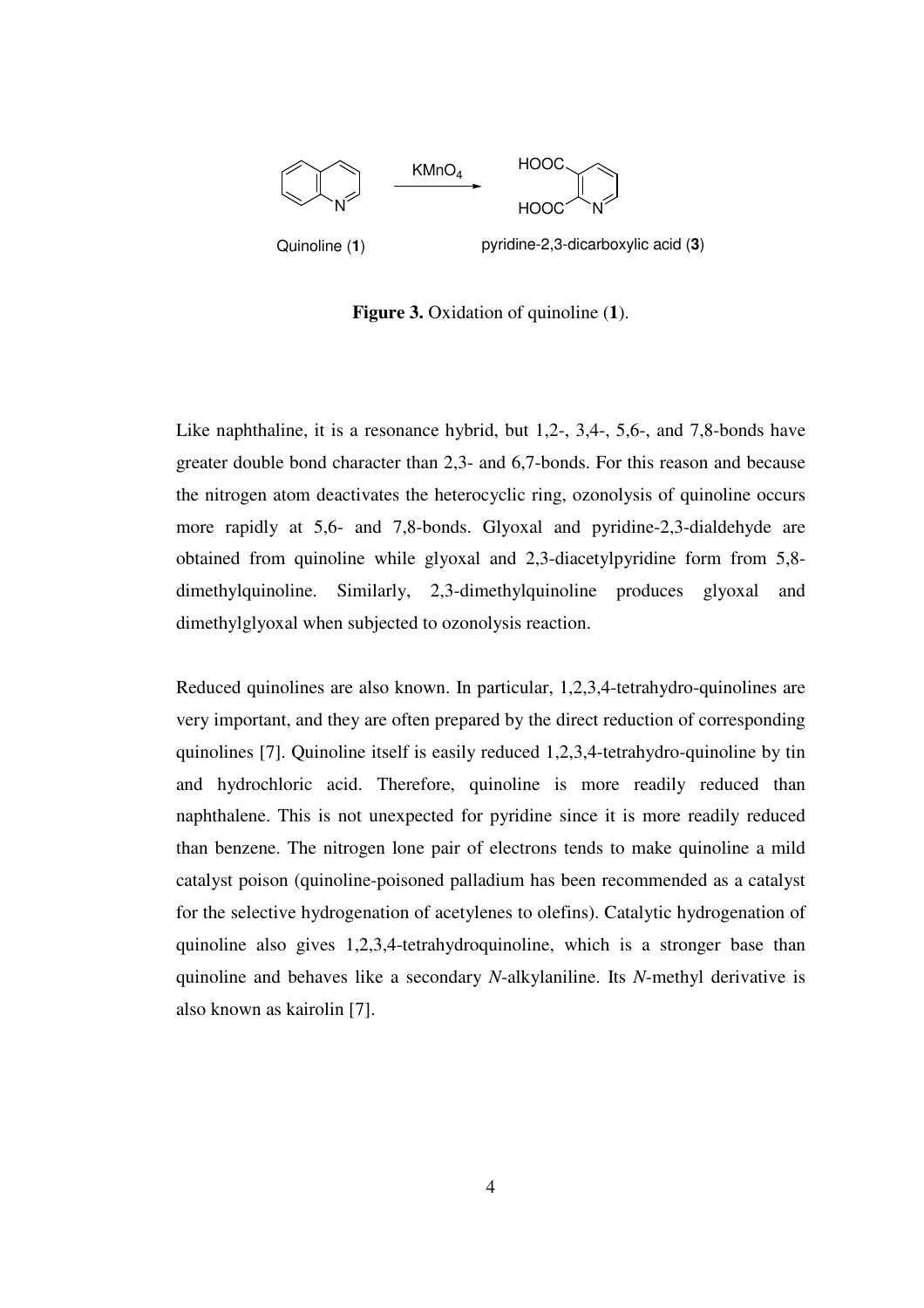Quinoline (**1**) $\xrightarrow{KMnO_4}$ pyridine-2,3-dicarboxylic acid (**3**)

**Figure 3.** Oxidation of quinoline (**1**).

Like naphthaline, it is a resonance hybrid, but 1,2-, 3,4-, 5,6-, and 7,8-bonds have greater double bond character than 2,3- and 6,7-bonds. For this reason and because the nitrogen atom deactivates the heterocyclic ring, ozonolysis of quinoline occurs more rapidly at 5,6- and 7,8-bonds. Glyoxal and pyridine-2,3-dialdehyde are obtained from quinoline while glyoxal and 2,3-diacetylpyridine form from 5,8-dimethylquinoline. Similarly, 2,3-dimethylquinoline produces glyoxal and dimethylglyoxal when subjected to ozonolysis reaction.

Reduced quinolines are also known. In particular, 1,2,3,4-tetrahydro-quinolines are very important, and they are often prepared by the direct reduction of corresponding quinolines [7]. Quinoline itself is easily reduced 1,2,3,4-tetrahydro-quinoline by tin and hydrochloric acid. Therefore, quinoline is more readily reduced than naphthalene. This is not unexpected for pyridine since it is more readily reduced than benzene. The nitrogen lone pair of electrons tends to make quinoline a mild catalyst poison (quinoline-poisoned palladium has been recommended as a catalyst for the selective hydrogenation of acetylenes to olefins). Catalytic hydrogenation of quinoline also gives 1,2,3,4-tetrahydroquinoline, which is a stronger base than quinoline and behaves like a secondary *N*-alkylaniline. Its *N*-methyl derivative is also known as kairolin [7].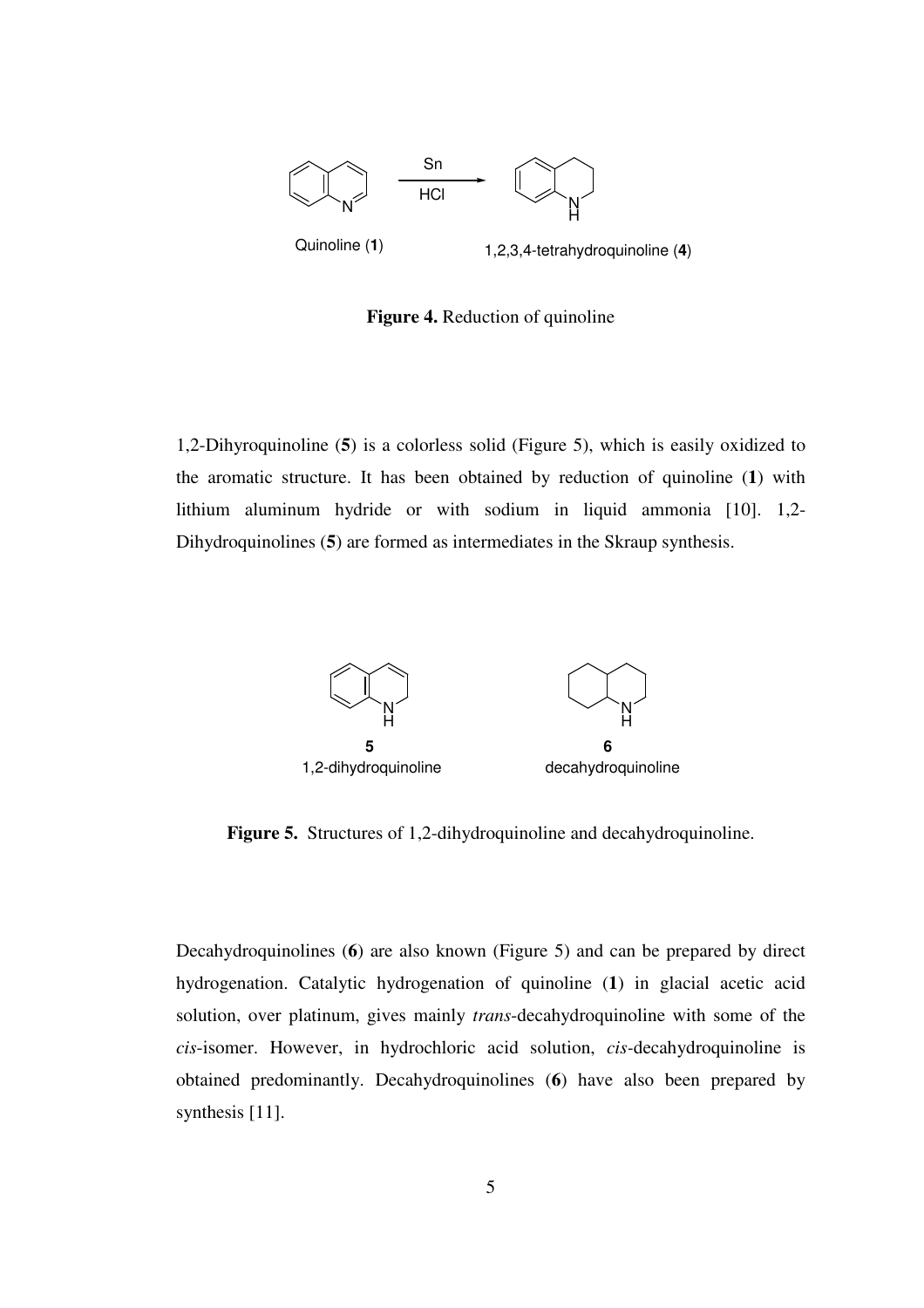Quinoline (**1**) —Sn / HCl→ 1,2,3,4-tetrahydroquinoline (**4**)

**Figure 4.** Reduction of quinoline

1,2-Dihyroquinoline (**5**) is a colorless solid (Figure 5), which is easily oxidized to the aromatic structure. It has been obtained by reduction of quinoline (**1**) with lithium aluminum hydride or with sodium in liquid ammonia [10]. 1,2-Dihydroquinolines (**5**) are formed as intermediates in the Skraup synthesis.

**5** 1,2-dihydroquinoline

**6** decahydroquinoline

**Figure 5.** Structures of 1,2-dihydroquinoline and decahydroquinoline.

Decahydroquinolines (**6**) are also known (Figure 5) and can be prepared by direct hydrogenation. Catalytic hydrogenation of quinoline (**1**) in glacial acetic acid solution, over platinum, gives mainly *trans*-decahydroquinoline with some of the *cis*-isomer. However, in hydrochloric acid solution, *cis*-decahydroquinoline is obtained predominantly. Decahydroquinolines (**6**) have also been prepared by synthesis [11].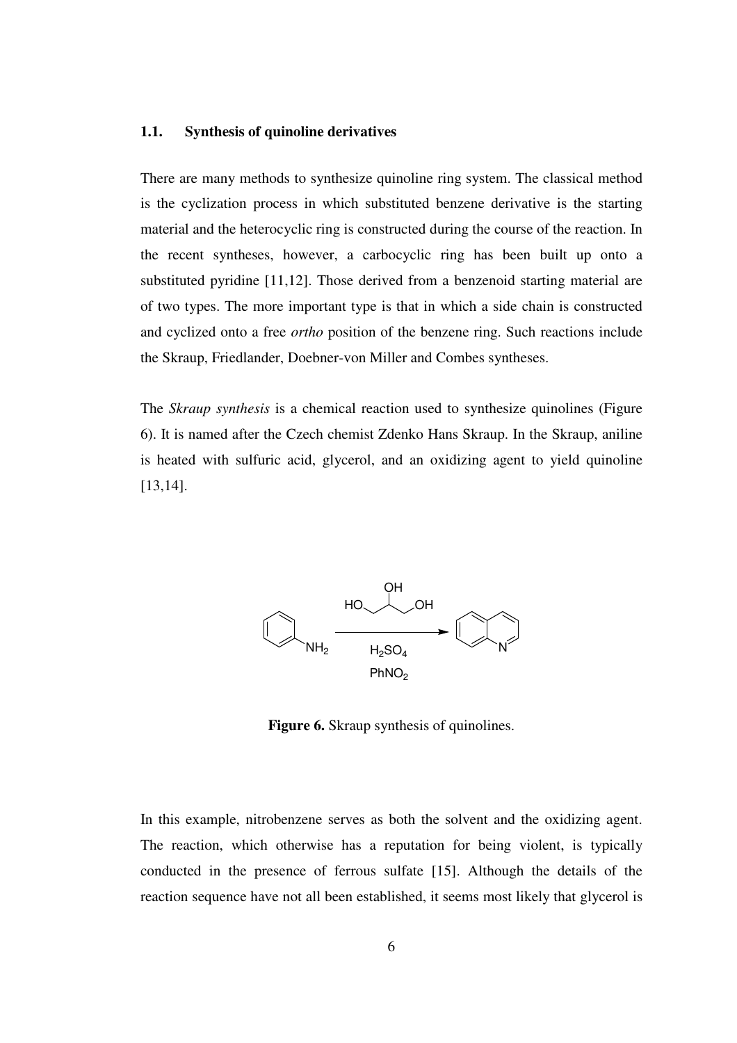### 1.1. Synthesis of quinoline derivatives

There are many methods to synthesize quinoline ring system. The classical method is the cyclization process in which substituted benzene derivative is the starting material and the heterocyclic ring is constructed during the course of the reaction. In the recent syntheses, however, a carbocyclic ring has been built up onto a substituted pyridine [11,12]. Those derived from a benzenoid starting material are of two types. The more important type is that in which a side chain is constructed and cyclized onto a free *ortho* position of the benzene ring. Such reactions include the Skraup, Friedlander, Doebner-von Miller and Combes syntheses.

The *Skraup synthesis* is a chemical reaction used to synthesize quinolines (Figure 6). It is named after the Czech chemist Zdenko Hans Skraup. In the Skraup, aniline is heated with sulfuric acid, glycerol, and an oxidizing agent to yield quinoline [13,14].

**Figure 6.** Skraup synthesis of quinolines.

In this example, nitrobenzene serves as both the solvent and the oxidizing agent. The reaction, which otherwise has a reputation for being violent, is typically conducted in the presence of ferrous sulfate [15]. Although the details of the reaction sequence have not all been established, it seems most likely that glycerol is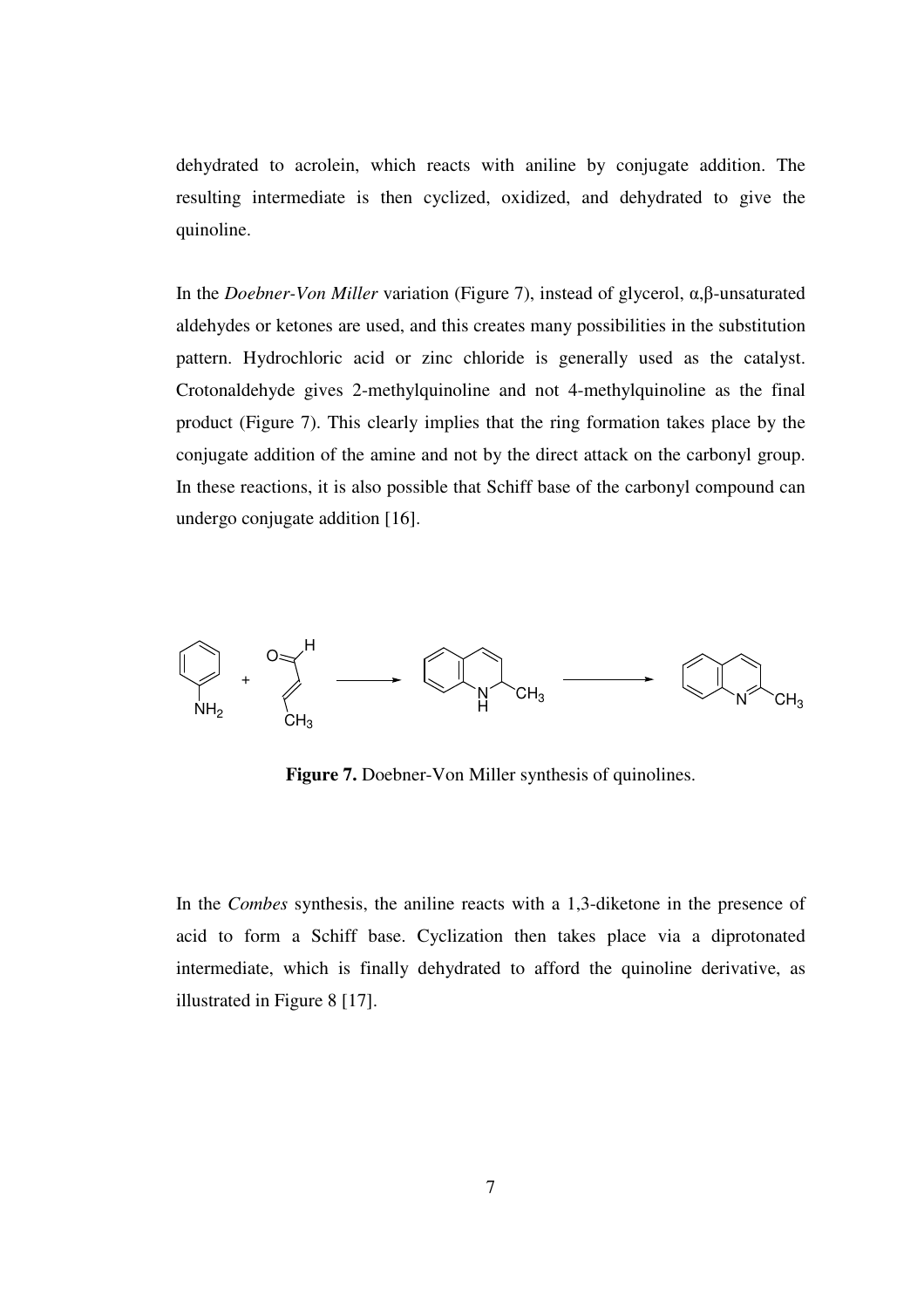dehydrated to acrolein, which reacts with aniline by conjugate addition. The resulting intermediate is then cyclized, oxidized, and dehydrated to give the quinoline.

In the *Doebner-Von Miller* variation (Figure 7), instead of glycerol, α,β-unsaturated aldehydes or ketones are used, and this creates many possibilities in the substitution pattern. Hydrochloric acid or zinc chloride is generally used as the catalyst. Crotonaldehyde gives 2-methylquinoline and not 4-methylquinoline as the final product (Figure 7). This clearly implies that the ring formation takes place by the conjugate addition of the amine and not by the direct attack on the carbonyl group. In these reactions, it is also possible that Schiff base of the carbonyl compound can undergo conjugate addition [16].

**Figure 7.** Doebner-Von Miller synthesis of quinolines.

In the *Combes* synthesis, the aniline reacts with a 1,3-diketone in the presence of acid to form a Schiff base. Cyclization then takes place via a diprotonated intermediate, which is finally dehydrated to afford the quinoline derivative, as illustrated in Figure 8 [17].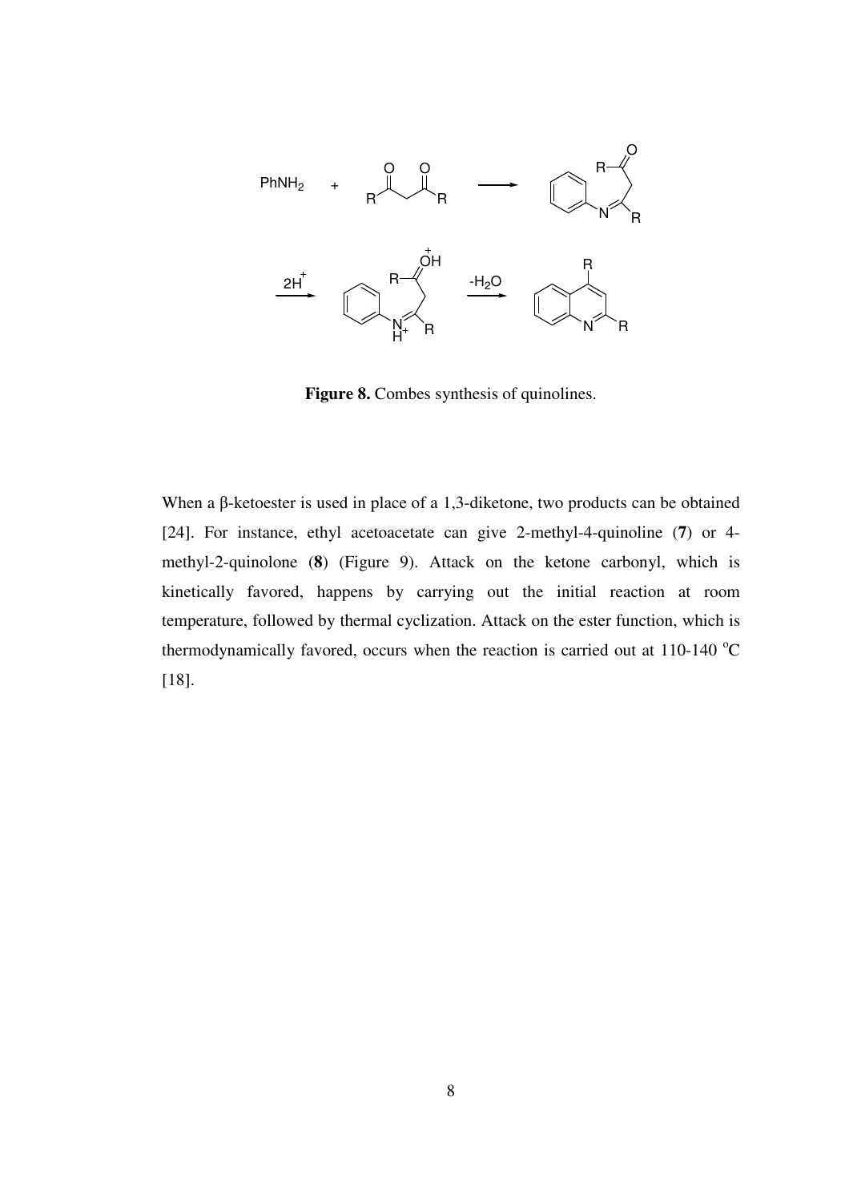**Figure 8.** Combes synthesis of quinolines.

When a β-ketoester is used in place of a 1,3-diketone, two products can be obtained [24]. For instance, ethyl acetoacetate can give 2-methyl-4-quinoline (**7**) or 4-methyl-2-quinolone (**8**) (Figure 9). Attack on the ketone carbonyl, which is kinetically favored, happens by carrying out the initial reaction at room temperature, followed by thermal cyclization. Attack on the ester function, which is thermodynamically favored, occurs when the reaction is carried out at 110-140 °C [18].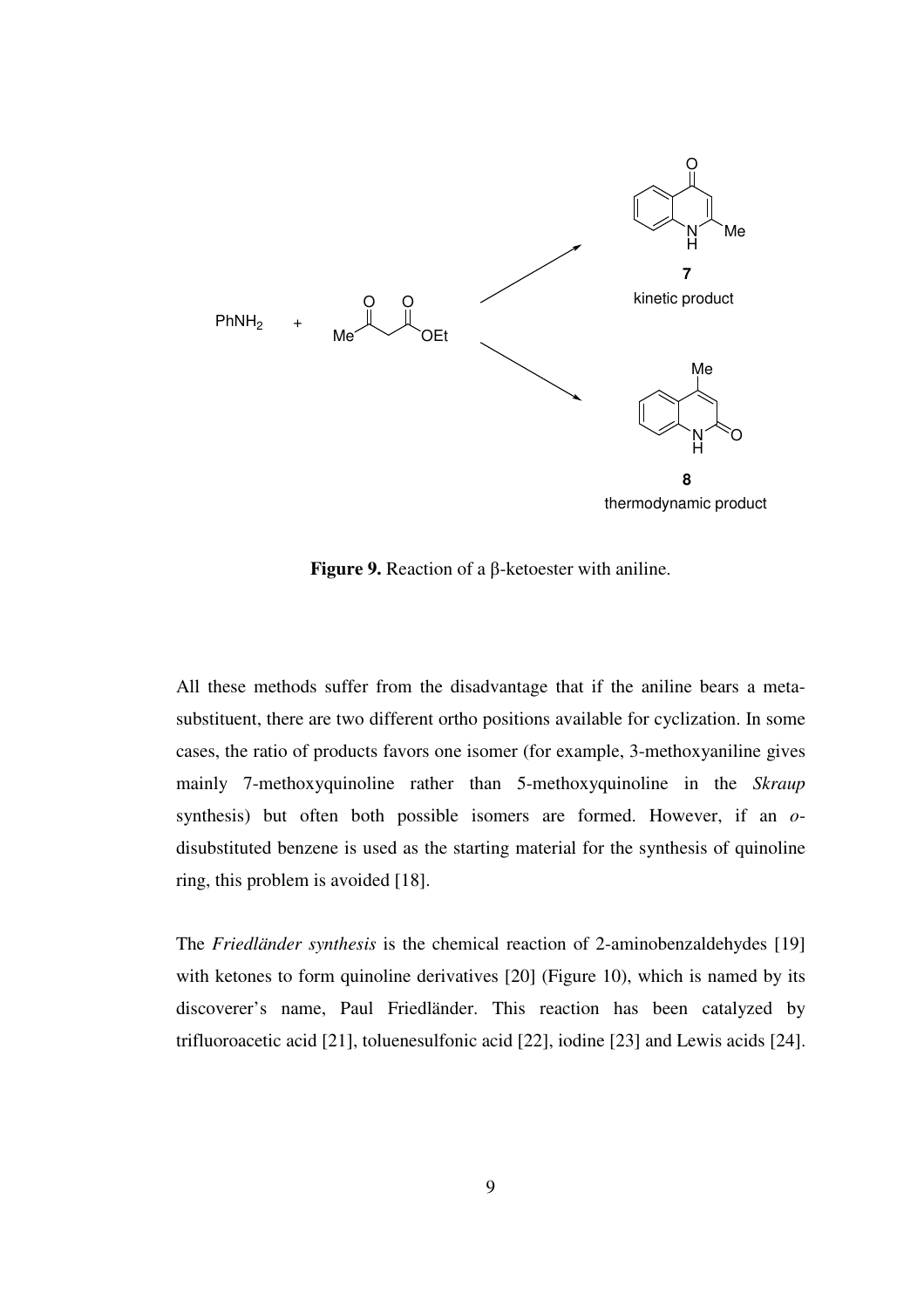**Figure 9.** Reaction of a β-ketoester with aniline.

All these methods suffer from the disadvantage that if the aniline bears a meta-substituent, there are two different ortho positions available for cyclization. In some cases, the ratio of products favors one isomer (for example, 3-methoxyaniline gives mainly 7-methoxyquinoline rather than 5-methoxyquinoline in the *Skraup* synthesis) but often both possible isomers are formed. However, if an *o*-disubstituted benzene is used as the starting material for the synthesis of quinoline ring, this problem is avoided [18].

The *Friedländer synthesis* is the chemical reaction of 2-aminobenzaldehydes [19] with ketones to form quinoline derivatives [20] (Figure 10), which is named by its discoverer's name, Paul Friedländer. This reaction has been catalyzed by trifluoroacetic acid [21], toluenesulfonic acid [22], iodine [23] and Lewis acids [24].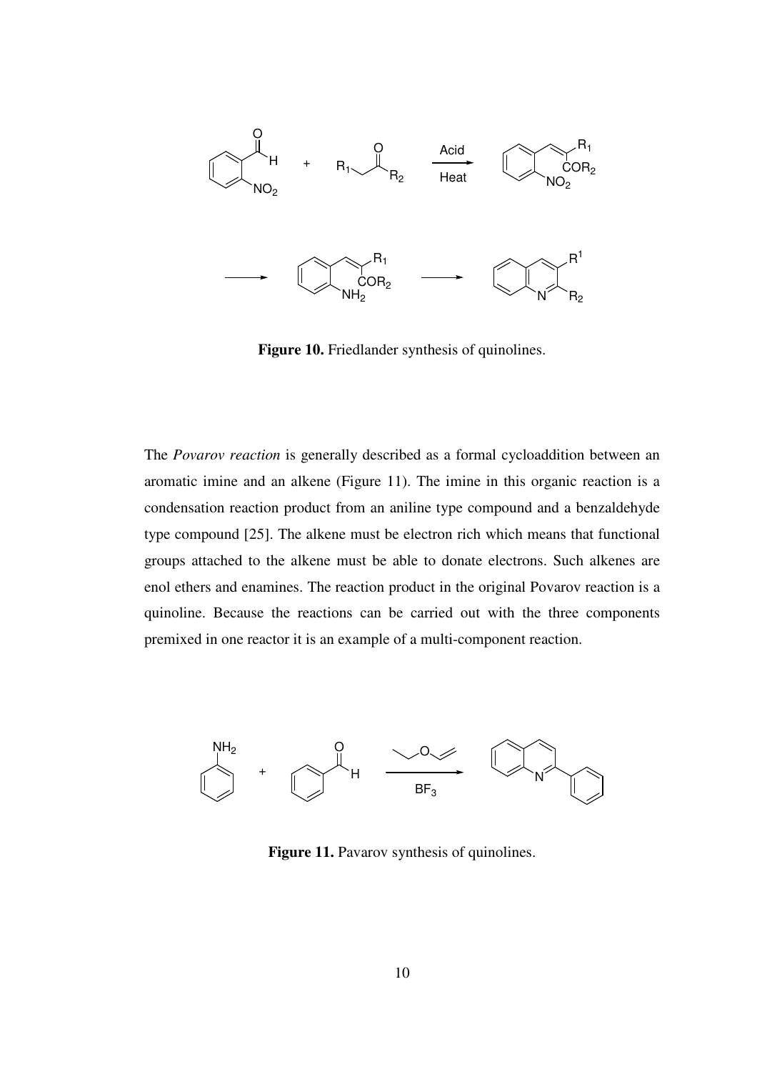**Figure 10.** Friedlander synthesis of quinolines.

The *Povarov reaction* is generally described as a formal cycloaddition between an aromatic imine and an alkene (Figure 11). The imine in this organic reaction is a condensation reaction product from an aniline type compound and a benzaldehyde type compound [25]. The alkene must be electron rich which means that functional groups attached to the alkene must be able to donate electrons. Such alkenes are enol ethers and enamines. The reaction product in the original Povarov reaction is a quinoline. Because the reactions can be carried out with the three components premixed in one reactor it is an example of a multi-component reaction.

**Figure 11.** Pavarov synthesis of quinolines.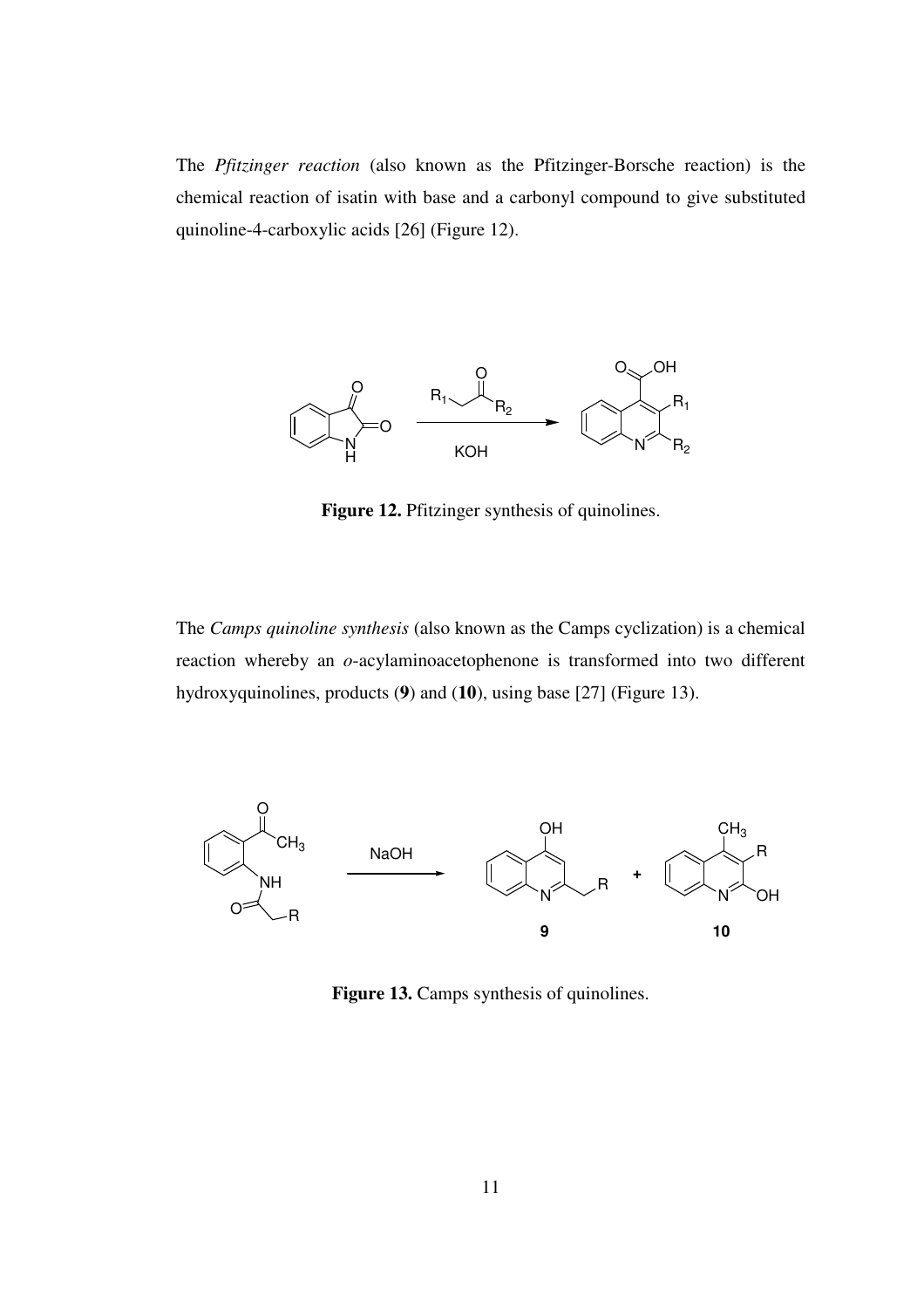The *Pfitzinger reaction* (also known as the Pfitzinger-Borsche reaction) is the chemical reaction of isatin with base and a carbonyl compound to give substituted quinoline-4-carboxylic acids [26] (Figure 12).

**Figure 12.** Pfitzinger synthesis of quinolines.

The *Camps quinoline synthesis* (also known as the Camps cyclization) is a chemical reaction whereby an *o*-acylaminoacetophenone is transformed into two different hydroxyquinolines, products (**9**) and (**10**), using base [27] (Figure 13).

**Figure 13.** Camps synthesis of quinolines.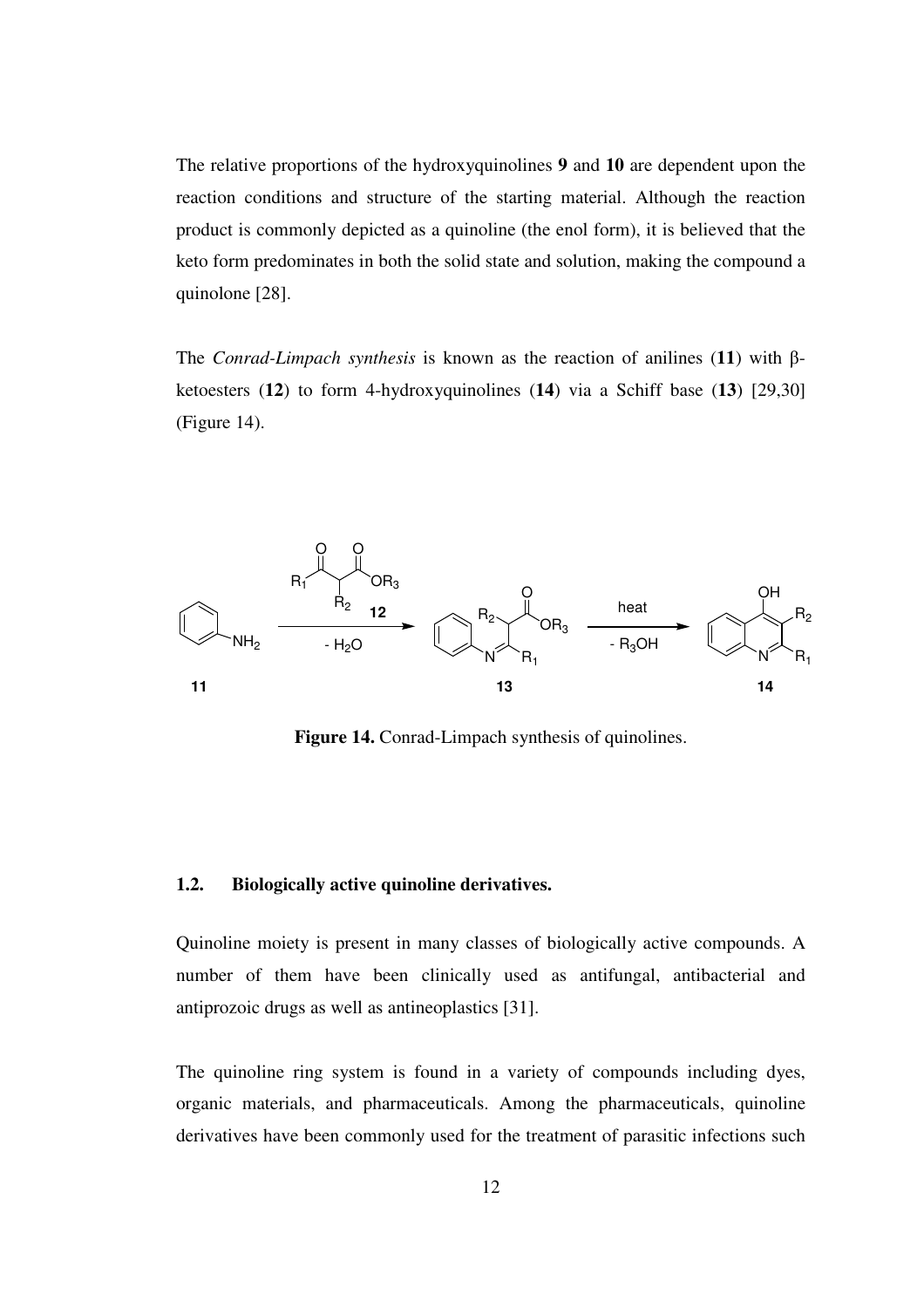The relative proportions of the hydroxyquinolines **9** and **10** are dependent upon the reaction conditions and structure of the starting material. Although the reaction product is commonly depicted as a quinoline (the enol form), it is believed that the keto form predominates in both the solid state and solution, making the compound a quinolone [28].

The *Conrad-Limpach synthesis* is known as the reaction of anilines (**11**) with β-ketoesters (**12**) to form 4-hydroxyquinolines (**14**) via a Schiff base (**13**) [29,30] (Figure 14).

**Figure 14.** Conrad-Limpach synthesis of quinolines.

## 1.2. Biologically active quinoline derivatives.

Quinoline moiety is present in many classes of biologically active compounds. A number of them have been clinically used as antifungal, antibacterial and antiprozoic drugs as well as antineoplastics [31].

The quinoline ring system is found in a variety of compounds including dyes, organic materials, and pharmaceuticals. Among the pharmaceuticals, quinoline derivatives have been commonly used for the treatment of parasitic infections such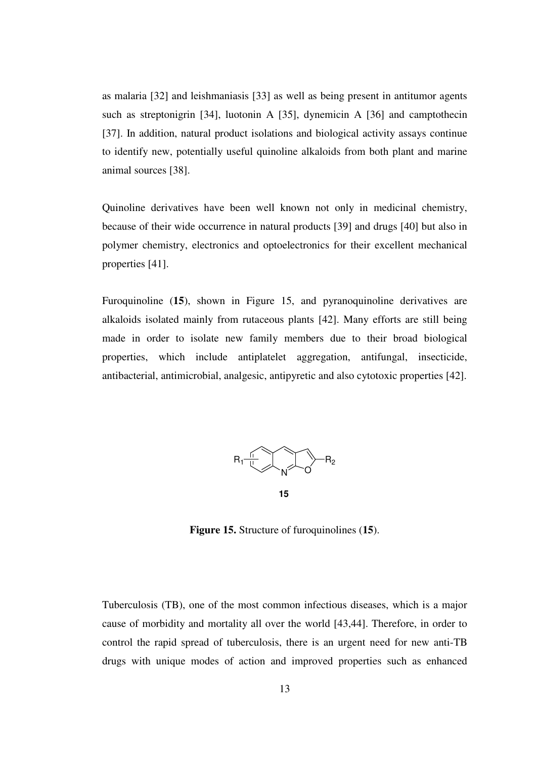as malaria [32] and leishmaniasis [33] as well as being present in antitumor agents such as streptonigrin [34], luotonin A [35], dynemicin A [36] and camptothecin [37]. In addition, natural product isolations and biological activity assays continue to identify new, potentially useful quinoline alkaloids from both plant and marine animal sources [38].

Quinoline derivatives have been well known not only in medicinal chemistry, because of their wide occurrence in natural products [39] and drugs [40] but also in polymer chemistry, electronics and optoelectronics for their excellent mechanical properties [41].

Furoquinoline (**15**), shown in Figure 15, and pyranoquinoline derivatives are alkaloids isolated mainly from rutaceous plants [42]. Many efforts are still being made in order to isolate new family members due to their broad biological properties, which include antiplatelet aggregation, antifungal, insecticide, antibacterial, antimicrobial, analgesic, antipyretic and also cytotoxic properties [42].

**Figure 15.** Structure of furoquinolines (**15**).

Tuberculosis (TB), one of the most common infectious diseases, which is a major cause of morbidity and mortality all over the world [43,44]. Therefore, in order to control the rapid spread of tuberculosis, there is an urgent need for new anti-TB drugs with unique modes of action and improved properties such as enhanced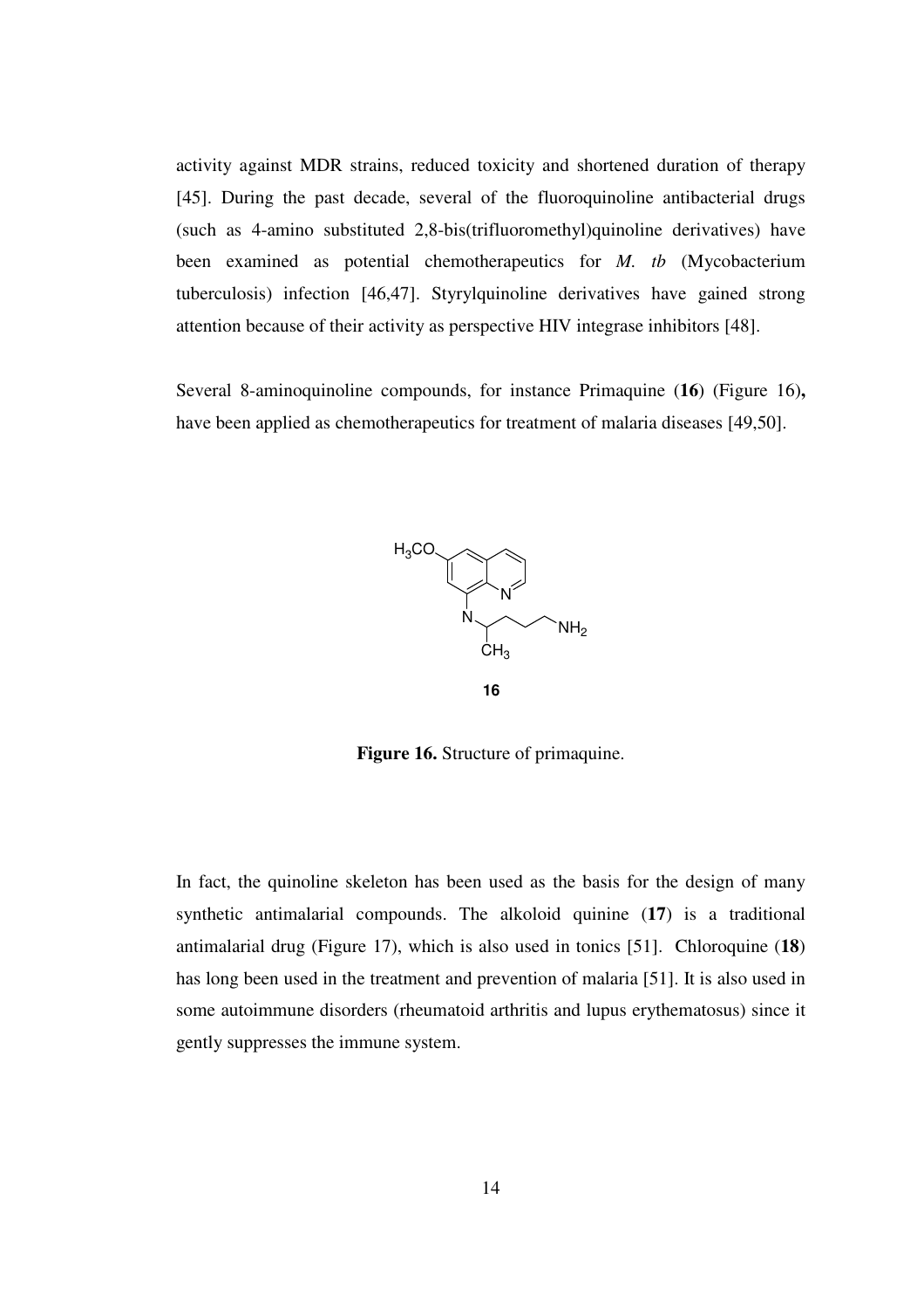activity against MDR strains, reduced toxicity and shortened duration of therapy [45]. During the past decade, several of the fluoroquinoline antibacterial drugs (such as 4-amino substituted 2,8-bis(trifluoromethyl)quinoline derivatives) have been examined as potential chemotherapeutics for *M. tb* (Mycobacterium tuberculosis) infection [46,47]. Styrylquinoline derivatives have gained strong attention because of their activity as perspective HIV integrase inhibitors [48].

Several 8-aminoquinoline compounds, for instance Primaquine (**16**) (Figure 16)**,** have been applied as chemotherapeutics for treatment of malaria diseases [49,50].

**Figure 16.** Structure of primaquine.

In fact, the quinoline skeleton has been used as the basis for the design of many synthetic antimalarial compounds. The alkoloid quinine (**17**) is a traditional antimalarial drug (Figure 17), which is also used in tonics [51]. Chloroquine (**18**) has long been used in the treatment and prevention of malaria [51]. It is also used in some autoimmune disorders (rheumatoid arthritis and lupus erythematosus) since it gently suppresses the immune system.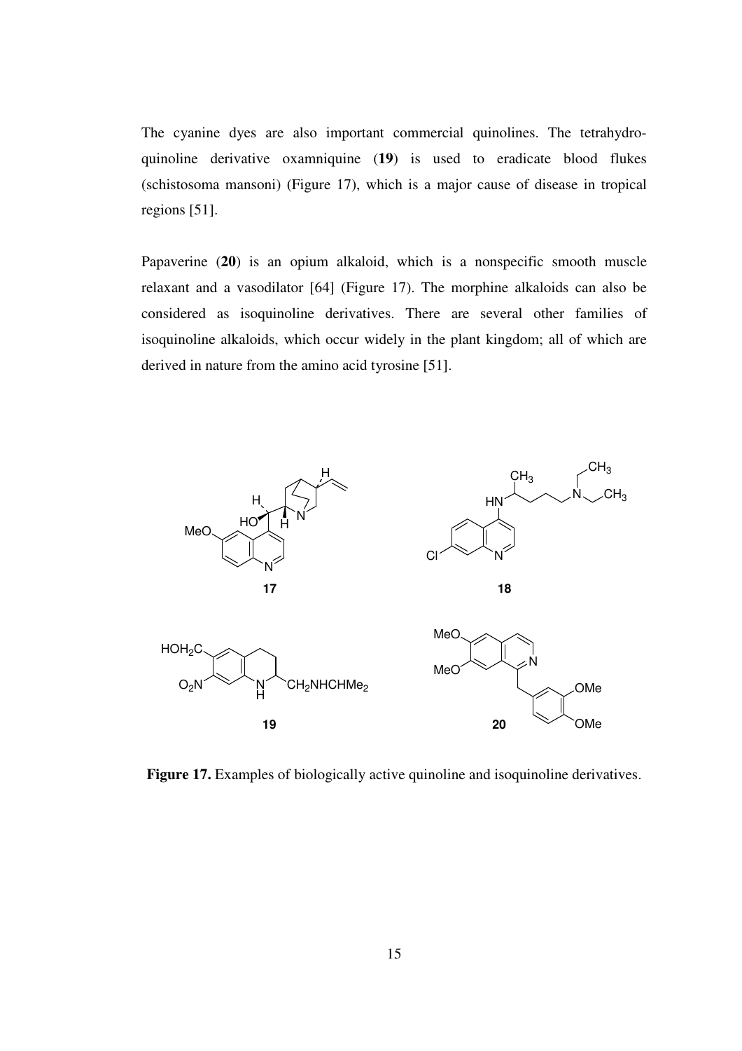The cyanine dyes are also important commercial quinolines. The tetrahydroquinoline derivative oxamniquine (**19**) is used to eradicate blood flukes (schistosoma mansoni) (Figure 17), which is a major cause of disease in tropical regions [51].

Papaverine (**20**) is an opium alkaloid, which is a nonspecific smooth muscle relaxant and a vasodilator [64] (Figure 17). The morphine alkaloids can also be considered as isoquinoline derivatives. There are several other families of isoquinoline alkaloids, which occur widely in the plant kingdom; all of which are derived in nature from the amino acid tyrosine [51].

**Figure 17.** Examples of biologically active quinoline and isoquinoline derivatives.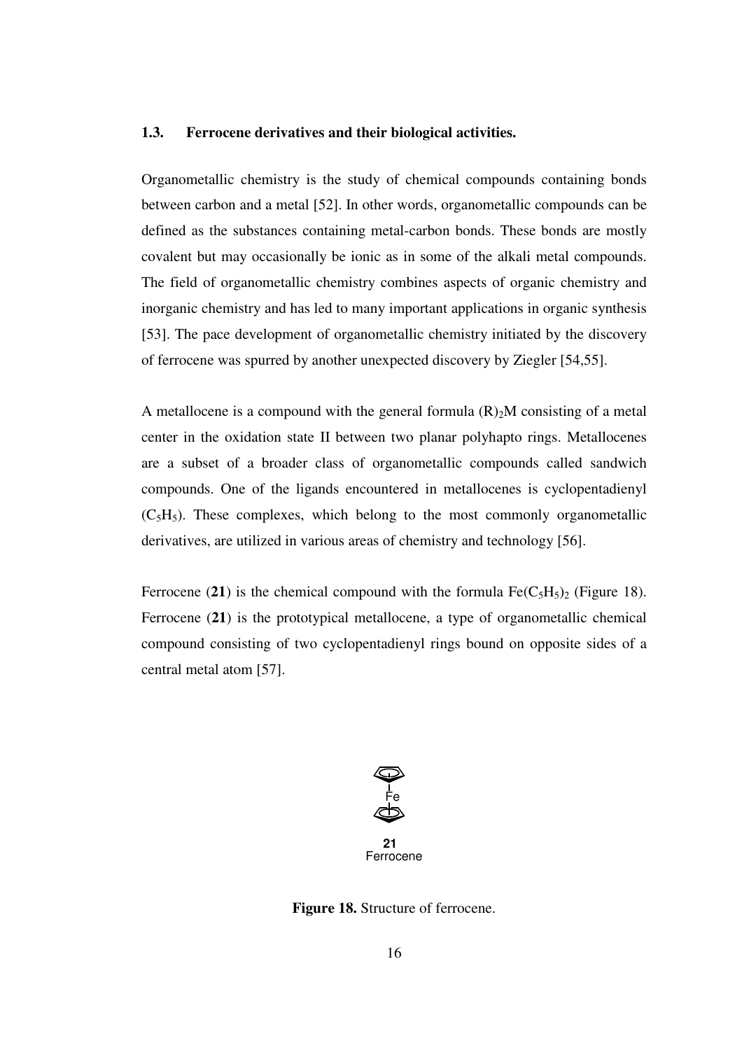### 1.3. Ferrocene derivatives and their biological activities.

Organometallic chemistry is the study of chemical compounds containing bonds between carbon and a metal [52]. In other words, organometallic compounds can be defined as the substances containing metal-carbon bonds. These bonds are mostly covalent but may occasionally be ionic as in some of the alkali metal compounds. The field of organometallic chemistry combines aspects of organic chemistry and inorganic chemistry and has led to many important applications in organic synthesis [53]. The pace development of organometallic chemistry initiated by the discovery of ferrocene was spurred by another unexpected discovery by Ziegler [54,55].

A metallocene is a compound with the general formula $(R)_2M$ consisting of a metal center in the oxidation state II between two planar polyhapto rings. Metallocenes are a subset of a broader class of organometallic compounds called sandwich compounds. One of the ligands encountered in metallocenes is cyclopentadienyl ($C_5H_5$). These complexes, which belong to the most commonly organometallic derivatives, are utilized in various areas of chemistry and technology [56].

Ferrocene (**21**) is the chemical compound with the formula $Fe(C_5H_5)_2$ (Figure 18). Ferrocene (**21**) is the prototypical metallocene, a type of organometallic chemical compound consisting of two cyclopentadienyl rings bound on opposite sides of a central metal atom [57].

**21**
Ferrocene

**Figure 18.** Structure of ferrocene.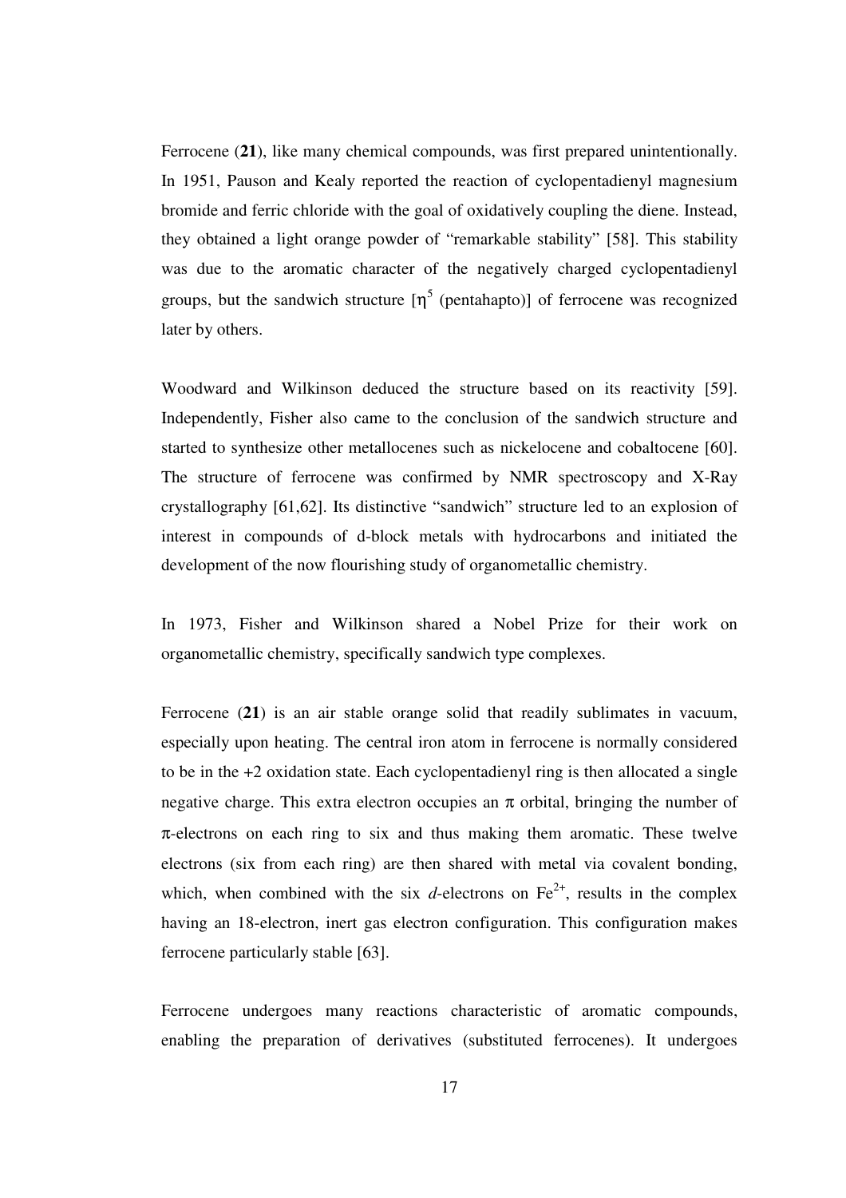Ferrocene (**21**), like many chemical compounds, was first prepared unintentionally. In 1951, Pauson and Kealy reported the reaction of cyclopentadienyl magnesium bromide and ferric chloride with the goal of oxidatively coupling the diene. Instead, they obtained a light orange powder of "remarkable stability" [58]. This stability was due to the aromatic character of the negatively charged cyclopentadienyl groups, but the sandwich structure [$\eta^5$ (pentahapto)] of ferrocene was recognized later by others.

Woodward and Wilkinson deduced the structure based on its reactivity [59]. Independently, Fisher also came to the conclusion of the sandwich structure and started to synthesize other metallocenes such as nickelocene and cobaltocene [60]. The structure of ferrocene was confirmed by NMR spectroscopy and X-Ray crystallography [61,62]. Its distinctive "sandwich" structure led to an explosion of interest in compounds of d-block metals with hydrocarbons and initiated the development of the now flourishing study of organometallic chemistry.

In 1973, Fisher and Wilkinson shared a Nobel Prize for their work on organometallic chemistry, specifically sandwich type complexes.

Ferrocene (**21**) is an air stable orange solid that readily sublimates in vacuum, especially upon heating. The central iron atom in ferrocene is normally considered to be in the +2 oxidation state. Each cyclopentadienyl ring is then allocated a single negative charge. This extra electron occupies an $\pi$ orbital, bringing the number of $\pi$-electrons on each ring to six and thus making them aromatic. These twelve electrons (six from each ring) are then shared with metal via covalent bonding, which, when combined with the six *d*-electrons on $Fe^{2+}$, results in the complex having an 18-electron, inert gas electron configuration. This configuration makes ferrocene particularly stable [63].

Ferrocene undergoes many reactions characteristic of aromatic compounds, enabling the preparation of derivatives (substituted ferrocenes). It undergoes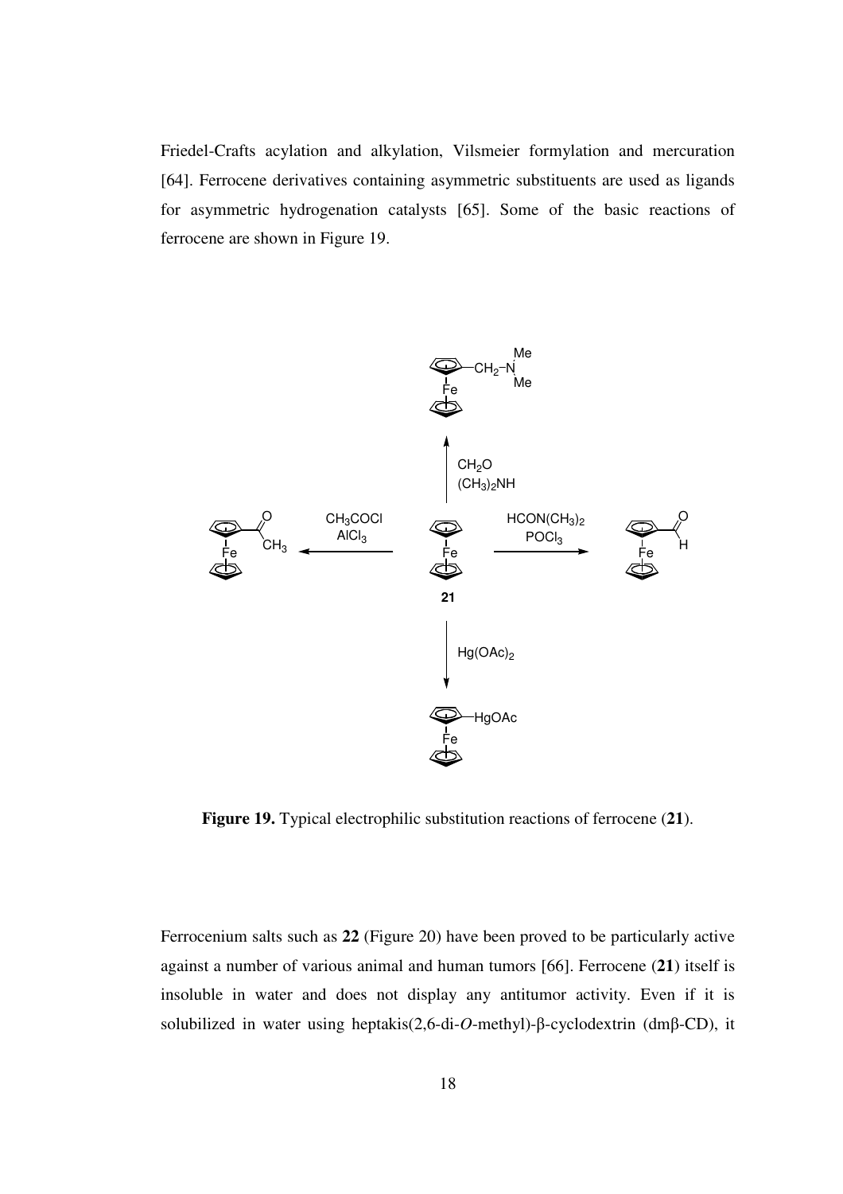Friedel-Crafts acylation and alkylation, Vilsmeier formylation and mercuration [64]. Ferrocene derivatives containing asymmetric substituents are used as ligands for asymmetric hydrogenation catalysts [65]. Some of the basic reactions of ferrocene are shown in Figure 19.

**Figure 19.** Typical electrophilic substitution reactions of ferrocene (**21**).

Ferrocenium salts such as **22** (Figure 20) have been proved to be particularly active against a number of various animal and human tumors [66]. Ferrocene (**21**) itself is insoluble in water and does not display any antitumor activity. Even if it is solubilized in water using heptakis(2,6-di-*O*-methyl)-β-cyclodextrin (dmβ-CD), it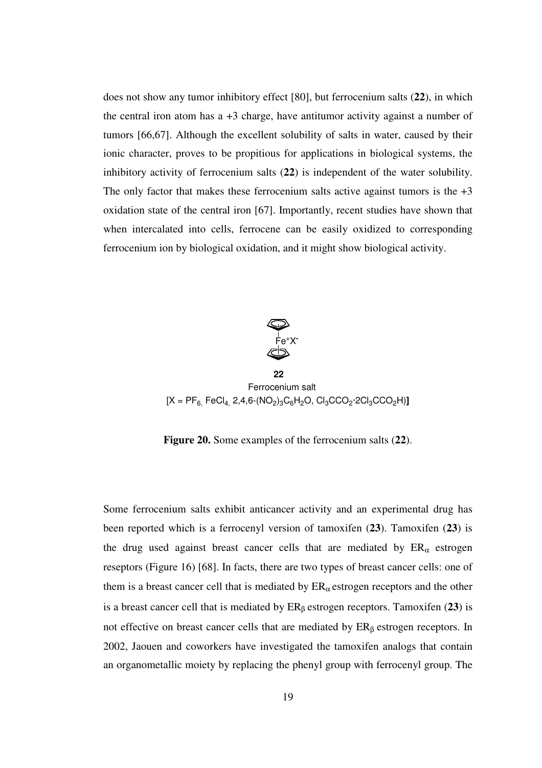does not show any tumor inhibitory effect [80], but ferrocenium salts (**22**), in which the central iron atom has a +3 charge, have antitumor activity against a number of tumors [66,67]. Although the excellent solubility of salts in water, caused by their ionic character, proves to be propitious for applications in biological systems, the inhibitory activity of ferrocenium salts (**22**) is independent of the water solubility. The only factor that makes these ferrocenium salts active against tumors is the +3 oxidation state of the central iron [67]. Importantly, recent studies have shown that when intercalated into cells, ferrocene can be easily oxidized to corresponding ferrocenium ion by biological oxidation, and it might show biological activity.

$Fe^{+}X^{-}$

**22**

Ferrocenium salt

[X = $PF_6$, $FeCl_4$, 2,4,6-$(NO_2)_3C_6H_2O$, $Cl_3CCO_2 \cdot 2Cl_3CCO_2H$)]

**Figure 20.** Some examples of the ferrocenium salts (**22**).

Some ferrocenium salts exhibit anticancer activity and an experimental drug has been reported which is a ferrocenyl version of tamoxifen (**23**). Tamoxifen (**23**) is the drug used against breast cancer cells that are mediated by $ER_{\alpha}$ estrogen reseptors (Figure 16) [68]. In facts, there are two types of breast cancer cells: one of them is a breast cancer cell that is mediated by $ER_{\alpha}$ estrogen receptors and the other is a breast cancer cell that is mediated by $ER_{\beta}$ estrogen receptors. Tamoxifen (**23**) is not effective on breast cancer cells that are mediated by $ER_{\beta}$ estrogen receptors. In 2002, Jaouen and coworkers have investigated the tamoxifen analogs that contain an organometallic moiety by replacing the phenyl group with ferrocenyl group. The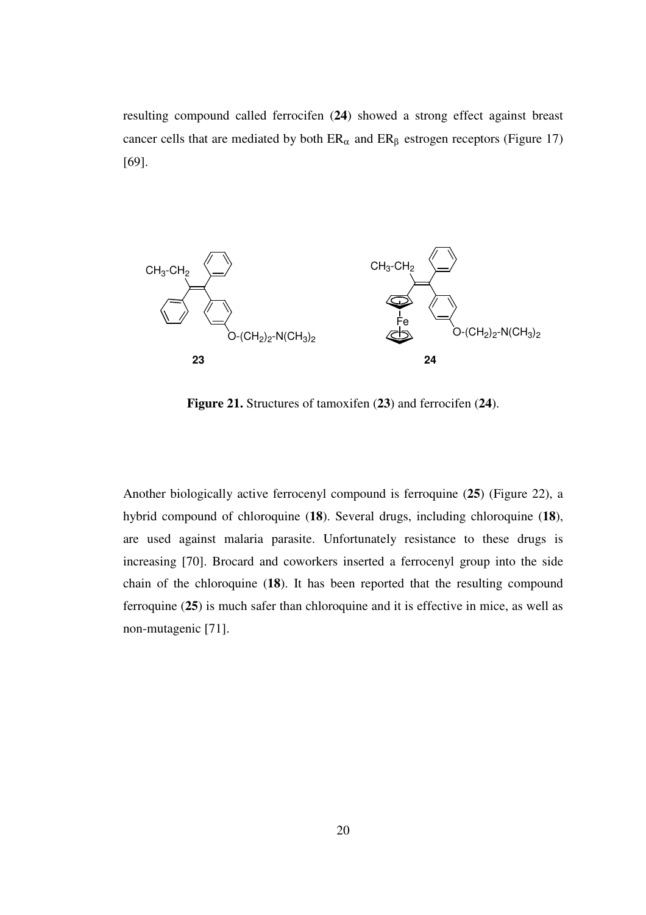resulting compound called ferrocifen (**24**) showed a strong effect against breast cancer cells that are mediated by both $ER_{\alpha}$ and $ER_{\beta}$ estrogen receptors (Figure 17) [69].

**Figure 21.** Structures of tamoxifen (**23**) and ferrocifen (**24**).

Another biologically active ferrocenyl compound is ferroquine (**25**) (Figure 22), a hybrid compound of chloroquine (**18**). Several drugs, including chloroquine (**18**), are used against malaria parasite. Unfortunately resistance to these drugs is increasing [70]. Brocard and coworkers inserted a ferrocenyl group into the side chain of the chloroquine (**18**). It has been reported that the resulting compound ferroquine (**25**) is much safer than chloroquine and it is effective in mice, as well as non-mutagenic [71].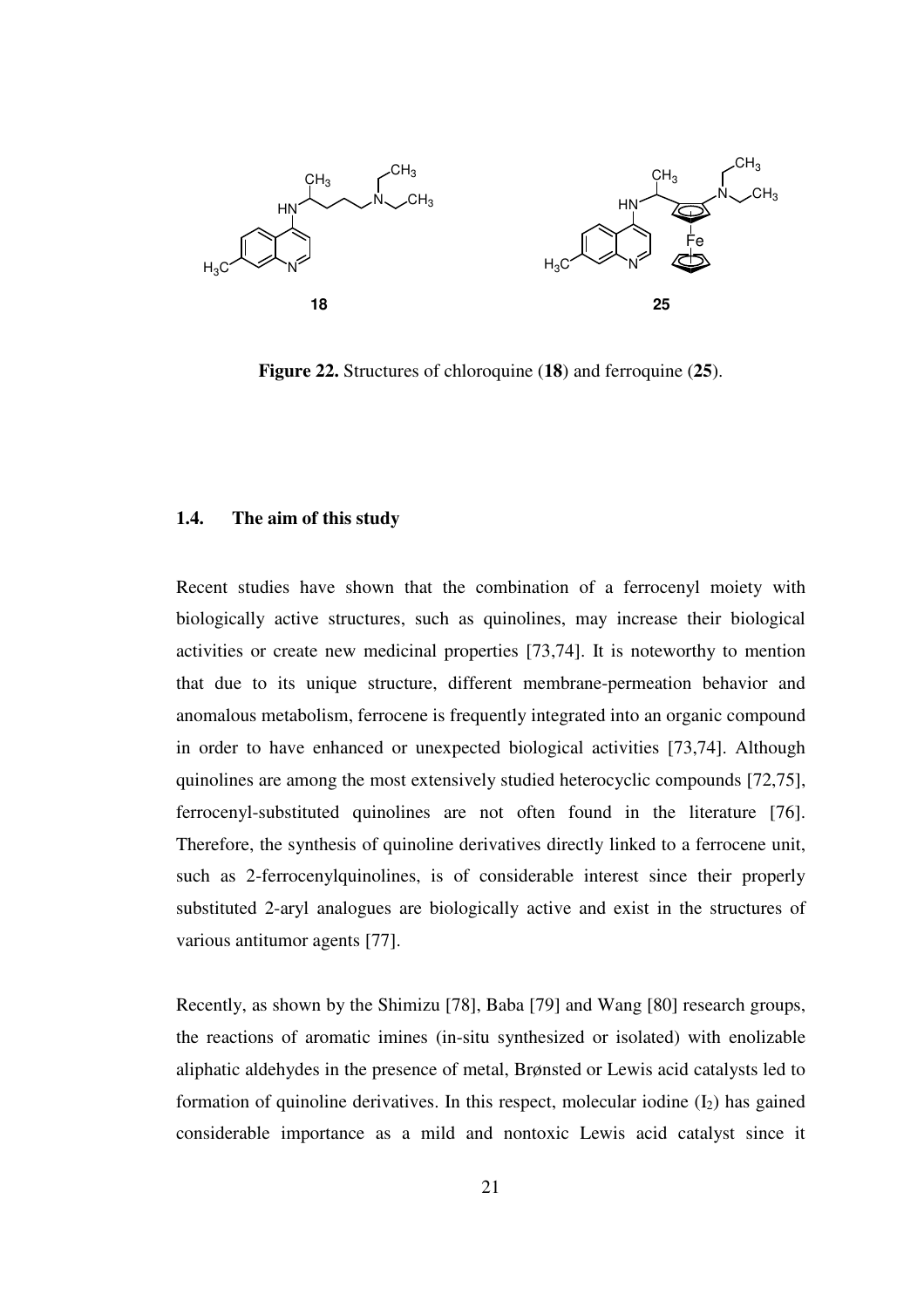**Figure 22.** Structures of chloroquine (**18**) and ferroquine (**25**).

### 1.4. The aim of this study

Recent studies have shown that the combination of a ferrocenyl moiety with biologically active structures, such as quinolines, may increase their biological activities or create new medicinal properties [73,74]. It is noteworthy to mention that due to its unique structure, different membrane-permeation behavior and anomalous metabolism, ferrocene is frequently integrated into an organic compound in order to have enhanced or unexpected biological activities [73,74]. Although quinolines are among the most extensively studied heterocyclic compounds [72,75], ferrocenyl-substituted quinolines are not often found in the literature [76]. Therefore, the synthesis of quinoline derivatives directly linked to a ferrocene unit, such as 2-ferrocenylquinolines, is of considerable interest since their properly substituted 2-aryl analogues are biologically active and exist in the structures of various antitumor agents [77].

Recently, as shown by the Shimizu [78], Baba [79] and Wang [80] research groups, the reactions of aromatic imines (in-situ synthesized or isolated) with enolizable aliphatic aldehydes in the presence of metal, Brønsted or Lewis acid catalysts led to formation of quinoline derivatives. In this respect, molecular iodine ($I_2$) has gained considerable importance as a mild and nontoxic Lewis acid catalyst since it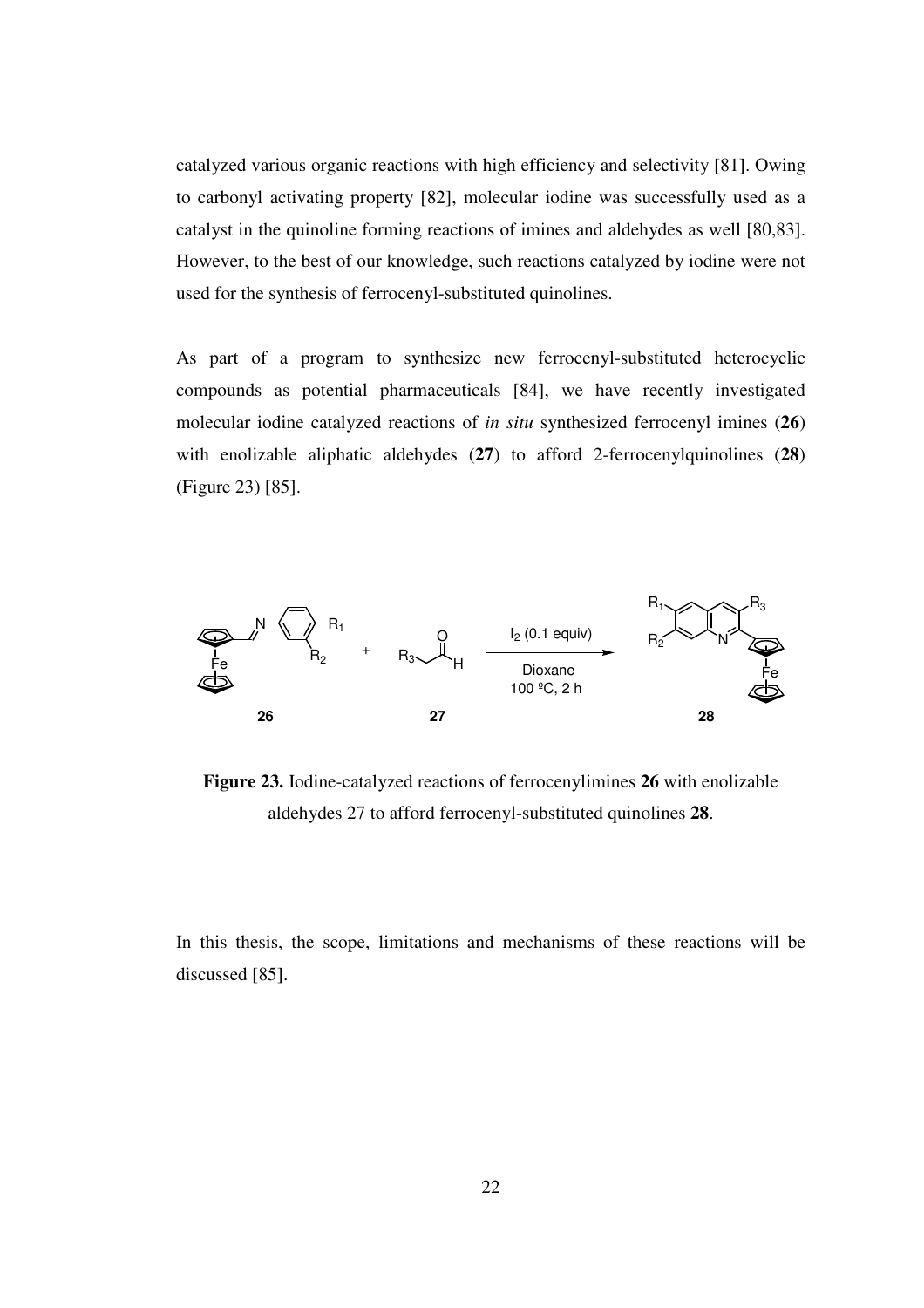catalyzed various organic reactions with high efficiency and selectivity [81]. Owing to carbonyl activating property [82], molecular iodine was successfully used as a catalyst in the quinoline forming reactions of imines and aldehydes as well [80,83]. However, to the best of our knowledge, such reactions catalyzed by iodine were not used for the synthesis of ferrocenyl-substituted quinolines.

As part of a program to synthesize new ferrocenyl-substituted heterocyclic compounds as potential pharmaceuticals [84], we have recently investigated molecular iodine catalyzed reactions of *in situ* synthesized ferrocenyl imines (**26**) with enolizable aliphatic aldehydes (**27**) to afford 2-ferrocenylquinolines (**28**) (Figure 23) [85].

**Figure 23.** Iodine-catalyzed reactions of ferrocenylimines **26** with enolizable aldehydes 27 to afford ferrocenyl-substituted quinolines **28**.

In this thesis, the scope, limitations and mechanisms of these reactions will be discussed [85].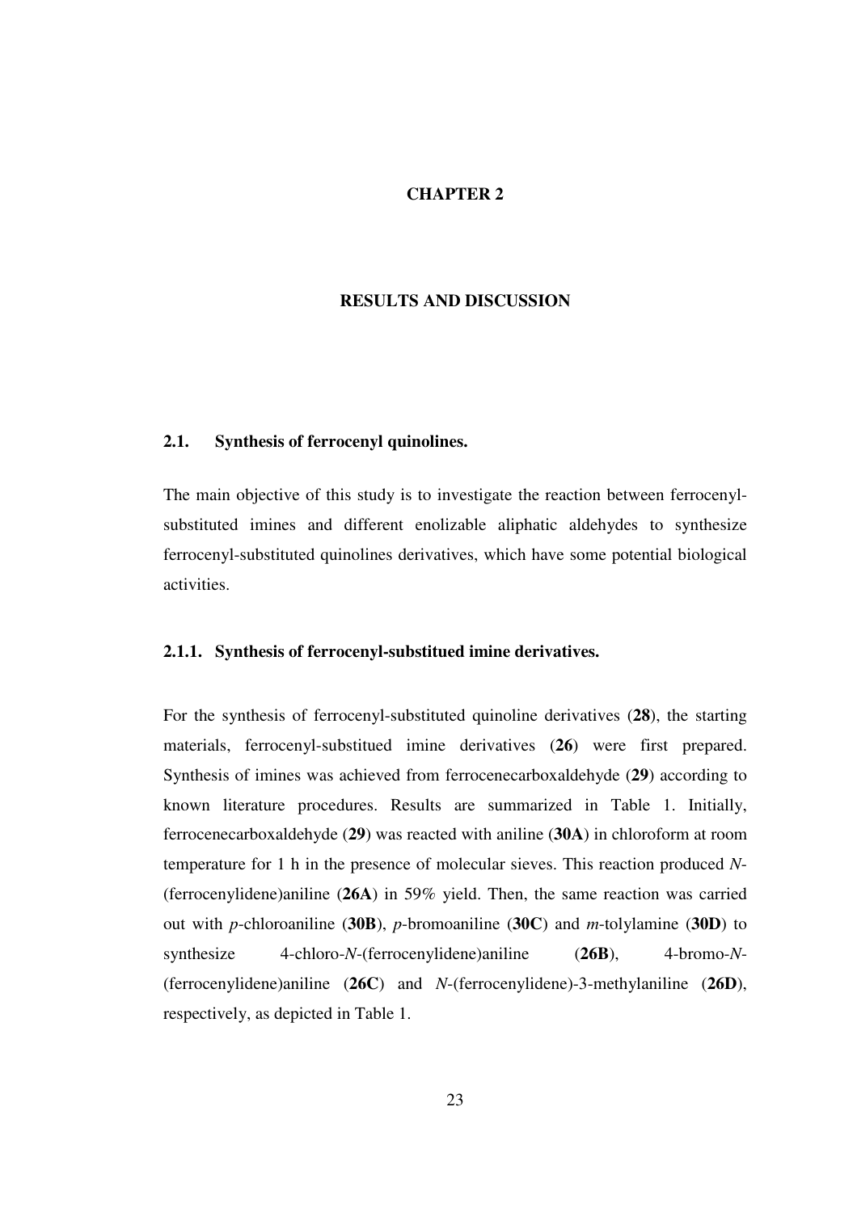# CHAPTER 2

# RESULTS AND DISCUSSION

## 2.1. Synthesis of ferrocenyl quinolines.

The main objective of this study is to investigate the reaction between ferrocenyl-substituted imines and different enolizable aliphatic aldehydes to synthesize ferrocenyl-substituted quinolines derivatives, which have some potential biological activities.

### 2.1.1. Synthesis of ferrocenyl-substitued imine derivatives.

For the synthesis of ferrocenyl-substituted quinoline derivatives (**28**), the starting materials, ferrocenyl-substitued imine derivatives (**26**) were first prepared. Synthesis of imines was achieved from ferrocenecarboxaldehyde (**29**) according to known literature procedures. Results are summarized in Table 1. Initially, ferrocenecarboxaldehyde (**29**) was reacted with aniline (**30A**) in chloroform at room temperature for 1 h in the presence of molecular sieves. This reaction produced *N*-(ferrocenylidene)aniline (**26A**) in 59% yield. Then, the same reaction was carried out with *p*-chloroaniline (**30B**), *p*-bromoaniline (**30C**) and *m*-tolylamine (**30D**) to synthesize 4-chloro-*N*-(ferrocenylidene)aniline (**26B**), 4-bromo-*N*-(ferrocenylidene)aniline (**26C**) and *N*-(ferrocenylidene)-3-methylaniline (**26D**), respectively, as depicted in Table 1.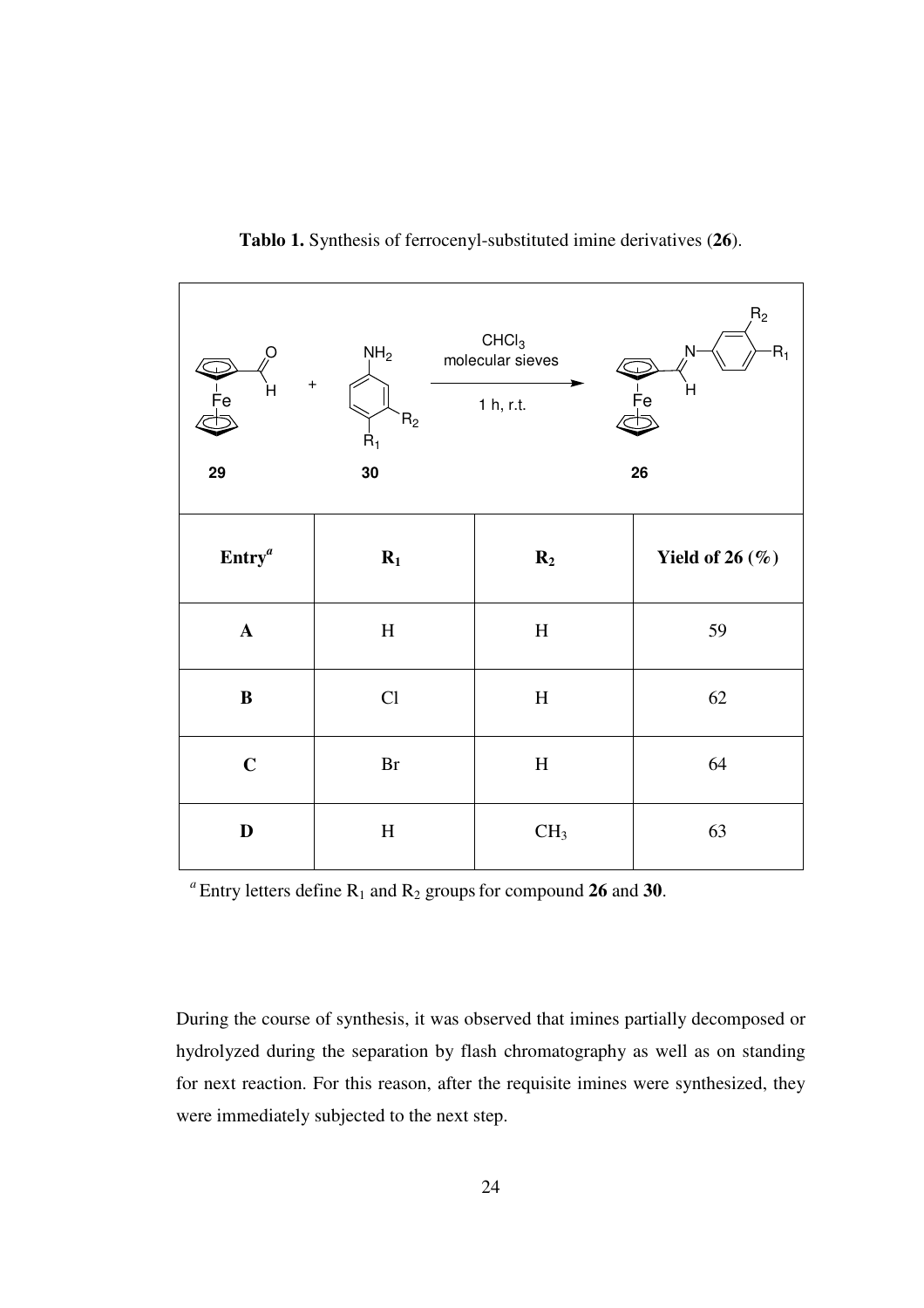**Tablo 1.** Synthesis of ferrocenyl-substituted imine derivatives (**26**).

| Entry[a] | $R_1$ | $R_2$ | Yield of 26 (%) |
|---|---|---|---|
| **A** | H | H | 59 |
| **B** | Cl | H | 62 |
| **C** | Br | H | 64 |
| **D** | H | $CH_3$ | 63 |

[a] Entry letters define $R_1$ and $R_2$ groups for compound **26** and **30**.

During the course of synthesis, it was observed that imines partially decomposed or hydrolyzed during the separation by flash chromatography as well as on standing for next reaction. For this reason, after the requisite imines were synthesized, they were immediately subjected to the next step.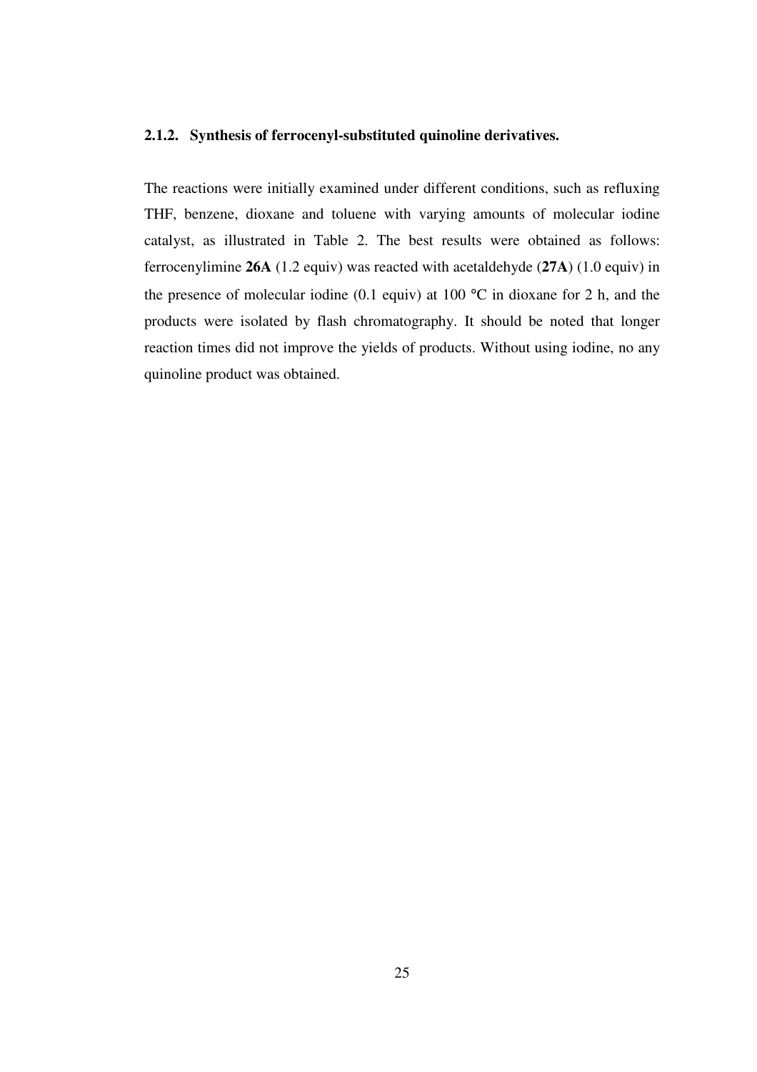### 2.1.2. Synthesis of ferrocenyl-substituted quinoline derivatives.

The reactions were initially examined under different conditions, such as refluxing THF, benzene, dioxane and toluene with varying amounts of molecular iodine catalyst, as illustrated in Table 2. The best results were obtained as follows: ferrocenylimine **26A** (1.2 equiv) was reacted with acetaldehyde (**27A**) (1.0 equiv) in the presence of molecular iodine (0.1 equiv) at 100 °C in dioxane for 2 h, and the products were isolated by flash chromatography. It should be noted that longer reaction times did not improve the yields of products. Without using iodine, no any quinoline product was obtained.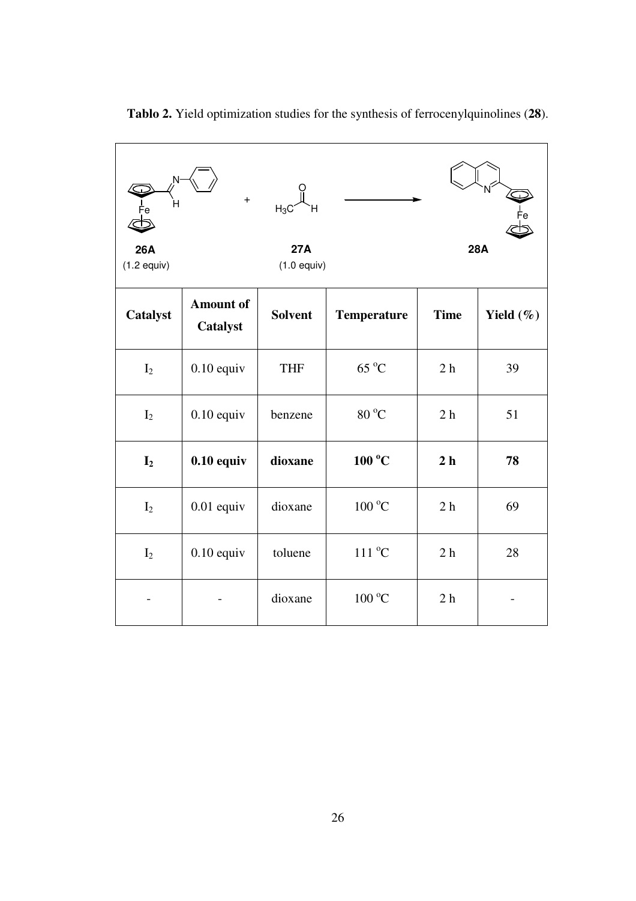**Tablo 2.** Yield optimization studies for the synthesis of ferrocenylquinolines (**28**).

**26A** (1.2 equiv) + **27A** (1.0 equiv) → **28A**

| Catalyst | Amount of Catalyst | Solvent | Temperature | Time | Yield (%) |
|---|---|---|---|---|---|
| $I_2$ | 0.10 equiv | THF | 65 °C | 2 h | 39 |
| $I_2$ | 0.10 equiv | benzene | 80 °C | 2 h | 51 |
| **$I_2$** | **0.10 equiv** | **dioxane** | **100 °C** | **2 h** | **78** |
| $I_2$ | 0.01 equiv | dioxane | 100 °C | 2 h | 69 |
| $I_2$ | 0.10 equiv | toluene | 111 °C | 2 h | 28 |
| - | - | dioxane | 100 °C | 2 h | - |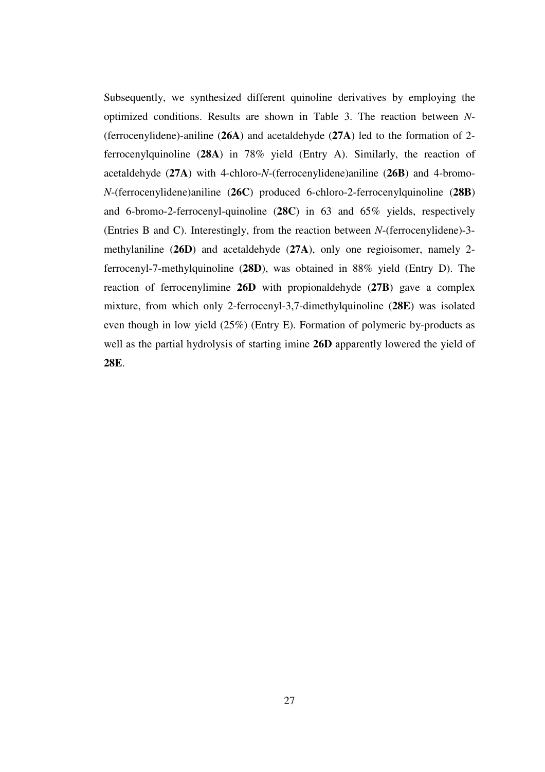Subsequently, we synthesized different quinoline derivatives by employing the optimized conditions. Results are shown in Table 3. The reaction between *N*-(ferrocenylidene)-aniline (**26A**) and acetaldehyde (**27A**) led to the formation of 2-ferrocenylquinoline (**28A**) in 78% yield (Entry A). Similarly, the reaction of acetaldehyde (**27A**) with 4-chloro-*N*-(ferrocenylidene)aniline (**26B**) and 4-bromo-*N*-(ferrocenylidene)aniline (**26C**) produced 6-chloro-2-ferrocenylquinoline (**28B**) and 6-bromo-2-ferrocenyl-quinoline (**28C**) in 63 and 65% yields, respectively (Entries B and C). Interestingly, from the reaction between *N*-(ferrocenylidene)-3-methylaniline (**26D**) and acetaldehyde (**27A**), only one regioisomer, namely 2-ferrocenyl-7-methylquinoline (**28D**), was obtained in 88% yield (Entry D). The reaction of ferrocenylimine **26D** with propionaldehyde (**27B**) gave a complex mixture, from which only 2-ferrocenyl-3,7-dimethylquinoline (**28E**) was isolated even though in low yield (25%) (Entry E). Formation of polymeric by-products as well as the partial hydrolysis of starting imine **26D** apparently lowered the yield of **28E**.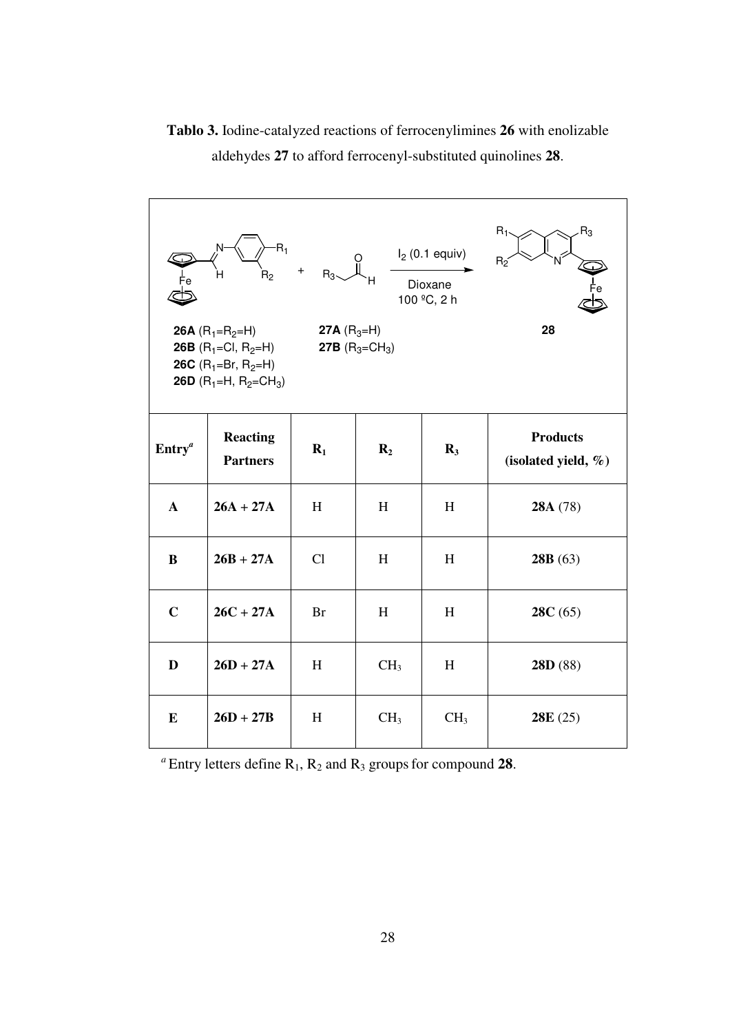**Tablo 3.** Iodine-catalyzed reactions of ferrocenylimines **26** with enolizable aldehydes **27** to afford ferrocenyl-substituted quinolines **28**.

$I_2$ (0.1 equiv), Dioxane, 100 ºC, 2 h

**26A** ($R_1$=$R_2$=H)
**26B** ($R_1$=Cl, $R_2$=H)
**26C** ($R_1$=Br, $R_2$=H)
**26D** ($R_1$=H, $R_2$=$CH_3$)

**27A** ($R_3$=H)
**27B** ($R_3$=$CH_3$)

**28**

| Entry[a] | Reacting Partners | $R_1$ | $R_2$ | $R_3$ | Products (isolated yield, %) |
|---|---|---|---|---|---|
| **A** | **26A + 27A** | H | H | H | **28A** (78) |
| **B** | **26B + 27A** | Cl | H | H | **28B** (63) |
| **C** | **26C + 27A** | Br | H | H | **28C** (65) |
| **D** | **26D + 27A** | H | $CH_3$ | H | **28D** (88) |
| **E** | **26D + 27B** | H | $CH_3$ | $CH_3$ | **28E** (25) |

[a] Entry letters define $R_1$, $R_2$ and $R_3$ groups for compound **28**.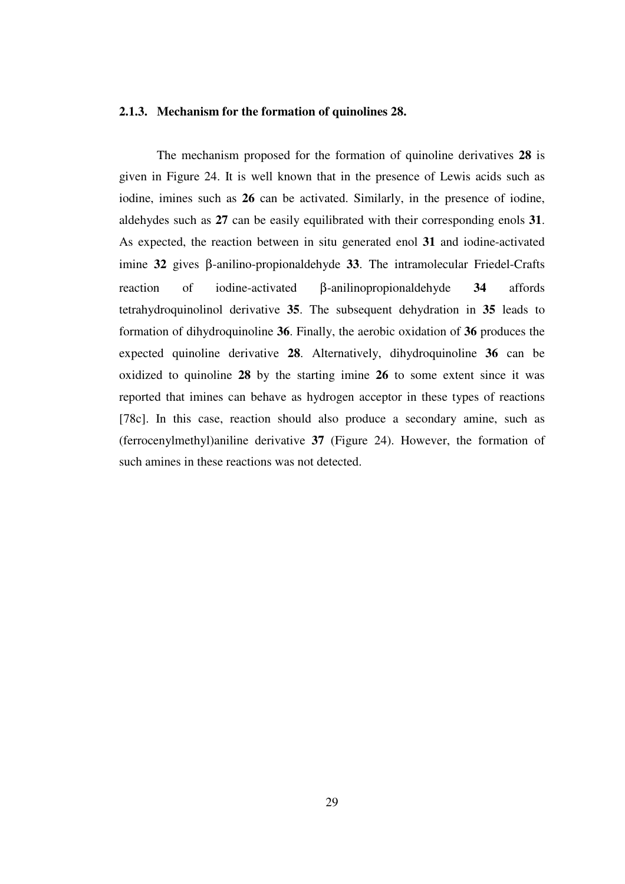### 2.1.3. Mechanism for the formation of quinolines 28.

The mechanism proposed for the formation of quinoline derivatives **28** is given in Figure 24. It is well known that in the presence of Lewis acids such as iodine, imines such as **26** can be activated. Similarly, in the presence of iodine, aldehydes such as **27** can be easily equilibrated with their corresponding enols **31**. As expected, the reaction between in situ generated enol **31** and iodine-activated imine **32** gives β-anilino-propionaldehyde **33**. The intramolecular Friedel-Crafts reaction of iodine-activated β-anilinopropionaldehyde **34** affords tetrahydroquinolinol derivative **35**. The subsequent dehydration in **35** leads to formation of dihydroquinoline **36**. Finally, the aerobic oxidation of **36** produces the expected quinoline derivative **28**. Alternatively, dihydroquinoline **36** can be oxidized to quinoline **28** by the starting imine **26** to some extent since it was reported that imines can behave as hydrogen acceptor in these types of reactions [78c]. In this case, reaction should also produce a secondary amine, such as (ferrocenylmethyl)aniline derivative **37** (Figure 24). However, the formation of such amines in these reactions was not detected.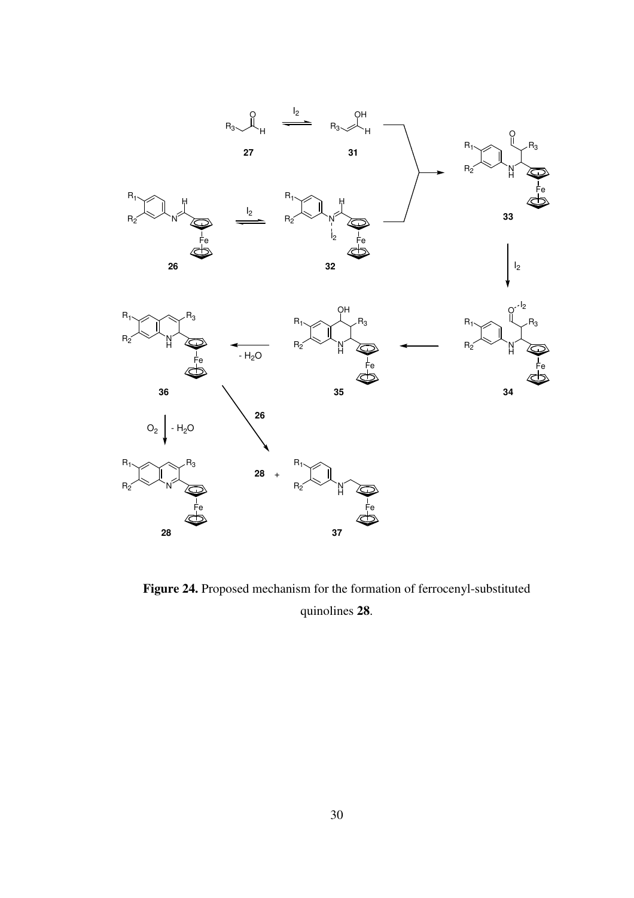**Figure 24.** Proposed mechanism for the formation of ferrocenyl-substituted quinolines **28**.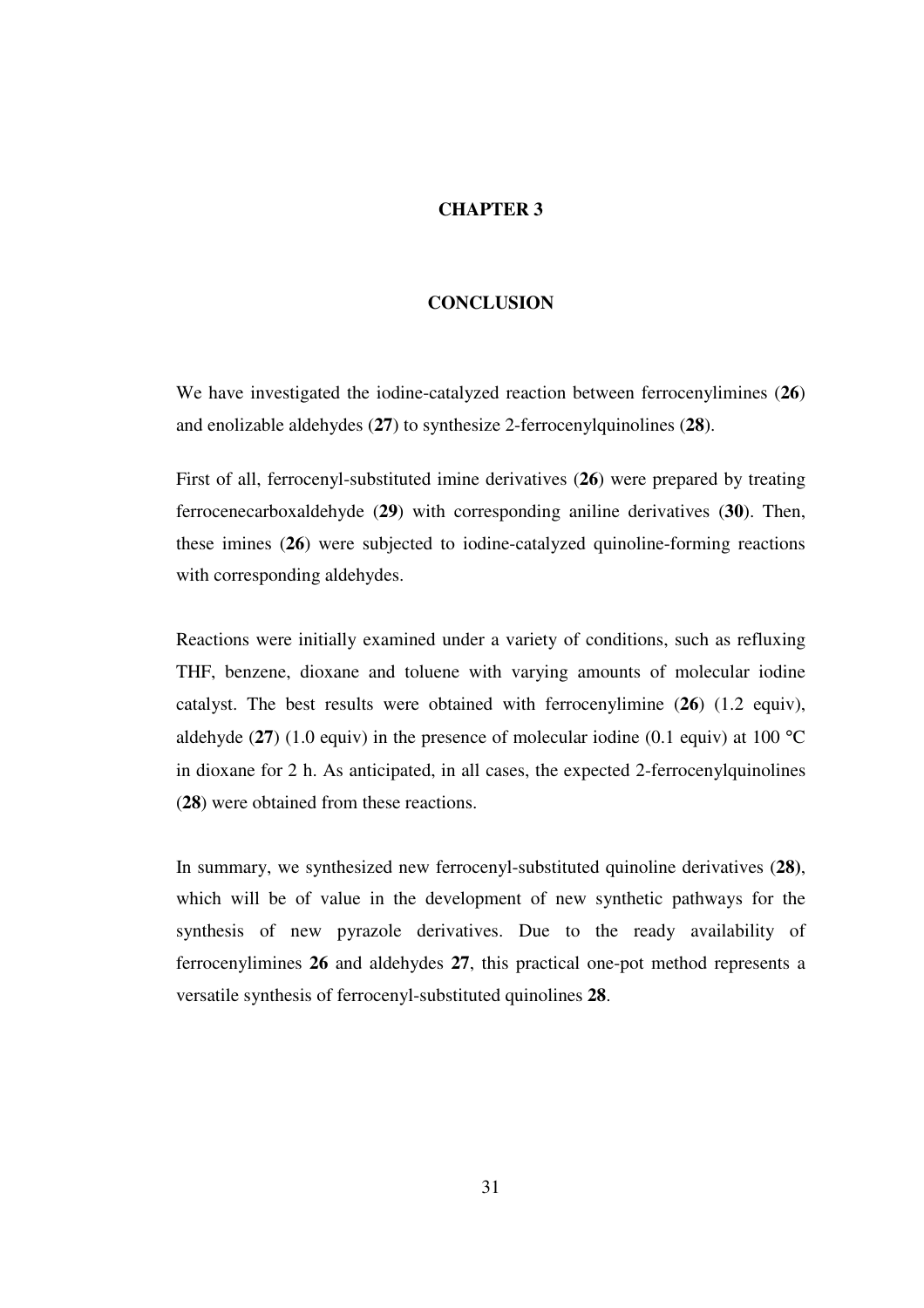# CHAPTER 3

## CONCLUSION

We have investigated the iodine-catalyzed reaction between ferrocenylimines (**26**) and enolizable aldehydes (**27**) to synthesize 2-ferrocenylquinolines (**28**).

First of all, ferrocenyl-substituted imine derivatives (**26**) were prepared by treating ferrocenecarboxaldehyde (**29**) with corresponding aniline derivatives (**30**). Then, these imines (**26**) were subjected to iodine-catalyzed quinoline-forming reactions with corresponding aldehydes.

Reactions were initially examined under a variety of conditions, such as refluxing THF, benzene, dioxane and toluene with varying amounts of molecular iodine catalyst. The best results were obtained with ferrocenylimine (**26**) (1.2 equiv), aldehyde (**27**) (1.0 equiv) in the presence of molecular iodine (0.1 equiv) at 100 °C in dioxane for 2 h. As anticipated, in all cases, the expected 2-ferrocenylquinolines (**28**) were obtained from these reactions.

In summary, we synthesized new ferrocenyl-substituted quinoline derivatives (**28)**, which will be of value in the development of new synthetic pathways for the synthesis of new pyrazole derivatives. Due to the ready availability of ferrocenylimines **26** and aldehydes **27**, this practical one-pot method represents a versatile synthesis of ferrocenyl-substituted quinolines **28**.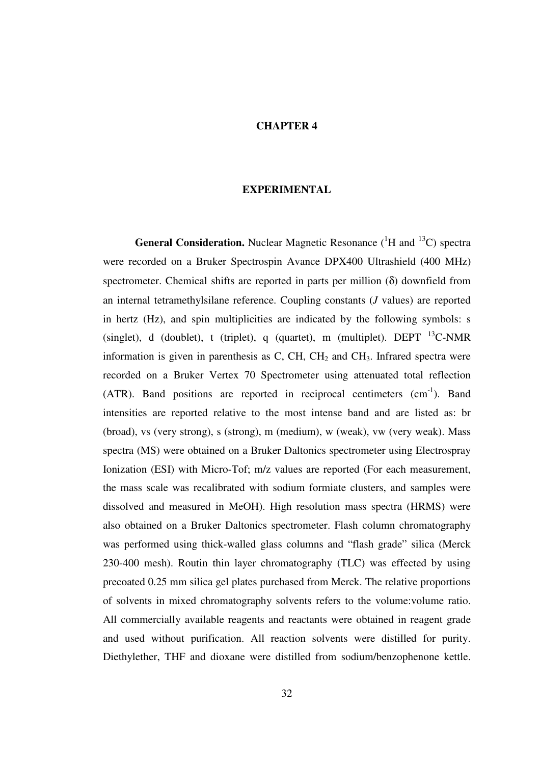# CHAPTER 4

## EXPERIMENTAL

**General Consideration.** Nuclear Magnetic Resonance ($^{1}H$ and $^{13}C$) spectra were recorded on a Bruker Spectrospin Avance DPX400 Ultrashield (400 MHz) spectrometer. Chemical shifts are reported in parts per million (δ) downfield from an internal tetramethylsilane reference. Coupling constants (*J* values) are reported in hertz (Hz), and spin multiplicities are indicated by the following symbols: s (singlet), d (doublet), t (triplet), q (quartet), m (multiplet). DEPT $^{13}C$-NMR information is given in parenthesis as C, CH, $CH_2$ and $CH_3$. Infrared spectra were recorded on a Bruker Vertex 70 Spectrometer using attenuated total reflection (ATR). Band positions are reported in reciprocal centimeters ($cm^{-1}$). Band intensities are reported relative to the most intense band and are listed as: br (broad), vs (very strong), s (strong), m (medium), w (weak), vw (very weak). Mass spectra (MS) were obtained on a Bruker Daltonics spectrometer using Electrospray Ionization (ESI) with Micro-Tof; m/z values are reported (For each measurement, the mass scale was recalibrated with sodium formiate clusters, and samples were dissolved and measured in MeOH). High resolution mass spectra (HRMS) were also obtained on a Bruker Daltonics spectrometer. Flash column chromatography was performed using thick-walled glass columns and "flash grade" silica (Merck 230-400 mesh). Routin thin layer chromatography (TLC) was effected by using precoated 0.25 mm silica gel plates purchased from Merck. The relative proportions of solvents in mixed chromatography solvents refers to the volume:volume ratio. All commercially available reagents and reactants were obtained in reagent grade and used without purification. All reaction solvents were distilled for purity. Diethylether, THF and dioxane were distilled from sodium/benzophenone kettle.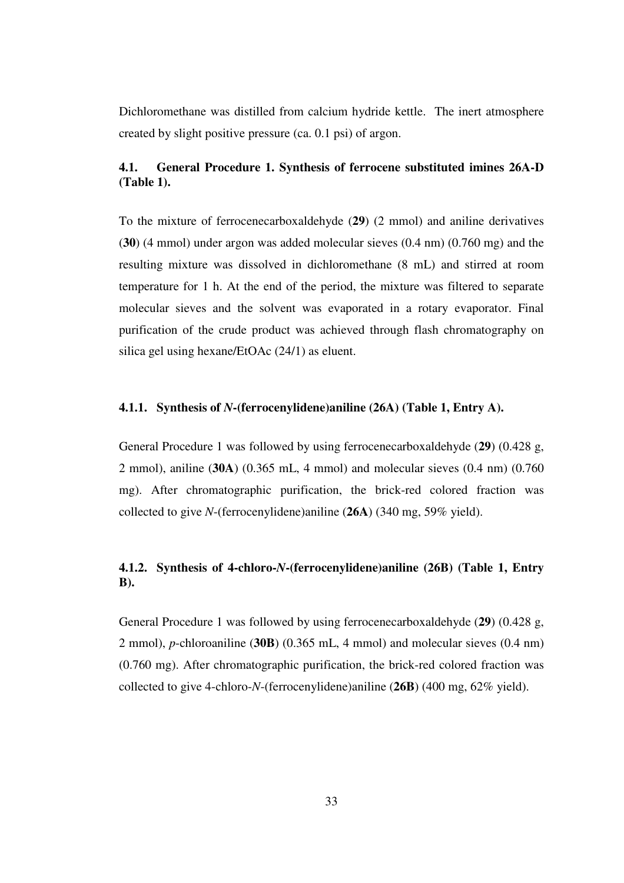Dichloromethane was distilled from calcium hydride kettle. The inert atmosphere created by slight positive pressure (ca. 0.1 psi) of argon.

### 4.1. General Procedure 1. Synthesis of ferrocene substituted imines 26A-D (Table 1).

To the mixture of ferrocenecarboxaldehyde (**29**) (2 mmol) and aniline derivatives (**30**) (4 mmol) under argon was added molecular sieves (0.4 nm) (0.760 mg) and the resulting mixture was dissolved in dichloromethane (8 mL) and stirred at room temperature for 1 h. At the end of the period, the mixture was filtered to separate molecular sieves and the solvent was evaporated in a rotary evaporator. Final purification of the crude product was achieved through flash chromatography on silica gel using hexane/EtOAc (24/1) as eluent.

#### 4.1.1. Synthesis of *N*-(ferrocenylidene)aniline (26A) (Table 1, Entry A).

General Procedure 1 was followed by using ferrocenecarboxaldehyde (**29**) (0.428 g, 2 mmol), aniline (**30A**) (0.365 mL, 4 mmol) and molecular sieves (0.4 nm) (0.760 mg). After chromatographic purification, the brick-red colored fraction was collected to give *N*-(ferrocenylidene)aniline (**26A**) (340 mg, 59% yield).

#### 4.1.2. Synthesis of 4-chloro-*N*-(ferrocenylidene)aniline (26B) (Table 1, Entry B).

General Procedure 1 was followed by using ferrocenecarboxaldehyde (**29**) (0.428 g, 2 mmol), *p*-chloroaniline (**30B**) (0.365 mL, 4 mmol) and molecular sieves (0.4 nm) (0.760 mg). After chromatographic purification, the brick-red colored fraction was collected to give 4-chloro-*N*-(ferrocenylidene)aniline (**26B**) (400 mg, 62% yield).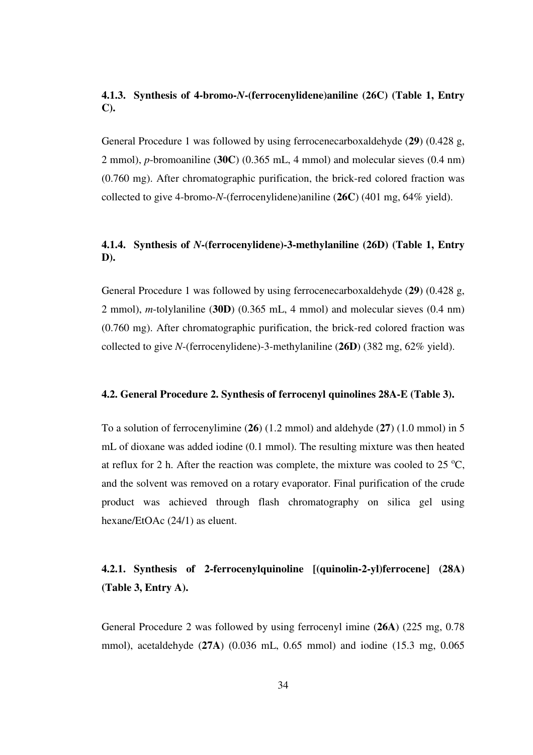### 4.1.3. Synthesis of 4-bromo-*N*-(ferrocenylidene)aniline (26C) (Table 1, Entry C).

General Procedure 1 was followed by using ferrocenecarboxaldehyde (**29**) (0.428 g, 2 mmol), *p*-bromoaniline (**30C**) (0.365 mL, 4 mmol) and molecular sieves (0.4 nm) (0.760 mg). After chromatographic purification, the brick-red colored fraction was collected to give 4-bromo-*N*-(ferrocenylidene)aniline (**26C**) (401 mg, 64% yield).

### 4.1.4. Synthesis of *N*-(ferrocenylidene)-3-methylaniline (26D) (Table 1, Entry D).

General Procedure 1 was followed by using ferrocenecarboxaldehyde (**29**) (0.428 g, 2 mmol), *m*-tolylaniline (**30D**) (0.365 mL, 4 mmol) and molecular sieves (0.4 nm) (0.760 mg). After chromatographic purification, the brick-red colored fraction was collected to give *N*-(ferrocenylidene)-3-methylaniline (**26D**) (382 mg, 62% yield).

### 4.2. General Procedure 2. Synthesis of ferrocenyl quinolines 28A-E (Table 3).

To a solution of ferrocenylimine (**26**) (1.2 mmol) and aldehyde (**27**) (1.0 mmol) in 5 mL of dioxane was added iodine (0.1 mmol). The resulting mixture was then heated at reflux for 2 h. After the reaction was complete, the mixture was cooled to 25 $^{o}$C, and the solvent was removed on a rotary evaporator. Final purification of the crude product was achieved through flash chromatography on silica gel using hexane/EtOAc (24/1) as eluent.

### 4.2.1. Synthesis of 2-ferrocenylquinoline [(quinolin-2-yl)ferrocene] (28A) (Table 3, Entry A).

General Procedure 2 was followed by using ferrocenyl imine (**26A**) (225 mg, 0.78 mmol), acetaldehyde (**27A**) (0.036 mL, 0.65 mmol) and iodine (15.3 mg, 0.065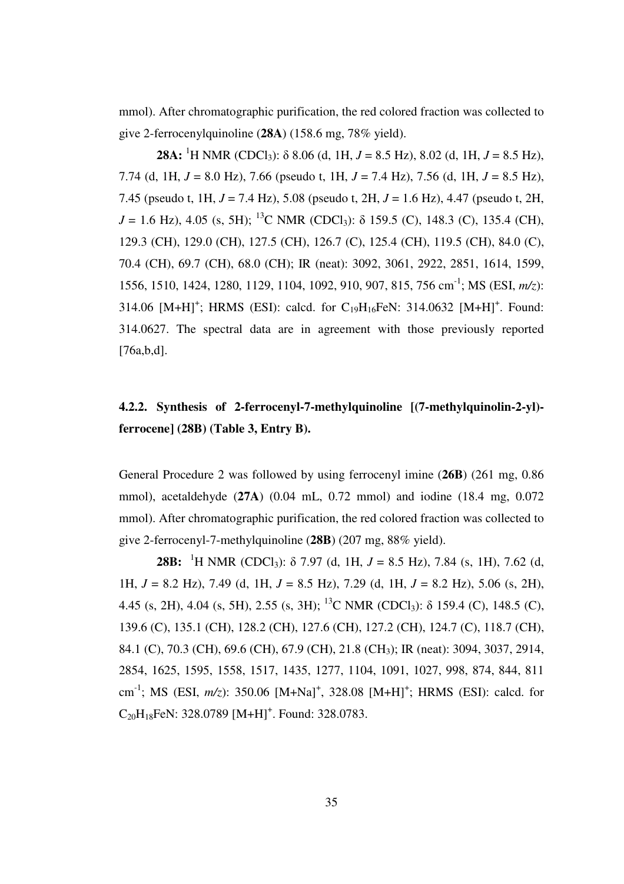mmol). After chromatographic purification, the red colored fraction was collected to give 2-ferrocenylquinoline (**28A**) (158.6 mg, 78% yield).

**28A:** $^{1}$H NMR ($CDCl_3$): δ 8.06 (d, 1H, *J* = 8.5 Hz), 8.02 (d, 1H, *J* = 8.5 Hz), 7.74 (d, 1H, *J* = 8.0 Hz), 7.66 (pseudo t, 1H, *J* = 7.4 Hz), 7.56 (d, 1H, *J* = 8.5 Hz), 7.45 (pseudo t, 1H, *J* = 7.4 Hz), 5.08 (pseudo t, 2H, *J* = 1.6 Hz), 4.47 (pseudo t, 2H, *J* = 1.6 Hz), 4.05 (s, 5H); $^{13}$C NMR ($CDCl_3$): δ 159.5 (C), 148.3 (C), 135.4 (CH), 129.3 (CH), 129.0 (CH), 127.5 (CH), 126.7 (C), 125.4 (CH), 119.5 (CH), 84.0 (C), 70.4 (CH), 69.7 (CH), 68.0 (CH); IR (neat): 3092, 3061, 2922, 2851, 1614, 1599, 1556, 1510, 1424, 1280, 1129, 1104, 1092, 910, 907, 815, 756 cm$^{-1}$; MS (ESI, *m/z*): 314.06 $[M+H]^+$; HRMS (ESI): calcd. for $C_{19}H_{16}FeN$: 314.0632 $[M+H]^+$. Found: 314.0627. The spectral data are in agreement with those previously reported [76a,b,d].

### 4.2.2. Synthesis of 2-ferrocenyl-7-methylquinoline [(7-methylquinolin-2-yl)-ferrocene] (28B) (Table 3, Entry B).

General Procedure 2 was followed by using ferrocenyl imine (**26B**) (261 mg, 0.86 mmol), acetaldehyde (**27A**) (0.04 mL, 0.72 mmol) and iodine (18.4 mg, 0.072 mmol). After chromatographic purification, the red colored fraction was collected to give 2-ferrocenyl-7-methylquinoline (**28B**) (207 mg, 88% yield).

**28B:** $^{1}$H NMR ($CDCl_3$): δ 7.97 (d, 1H, *J* = 8.5 Hz), 7.84 (s, 1H), 7.62 (d, 1H, *J* = 8.2 Hz), 7.49 (d, 1H, *J* = 8.5 Hz), 7.29 (d, 1H, *J* = 8.2 Hz), 5.06 (s, 2H), 4.45 (s, 2H), 4.04 (s, 5H), 2.55 (s, 3H); $^{13}$C NMR ($CDCl_3$): δ 159.4 (C), 148.5 (C), 139.6 (C), 135.1 (CH), 128.2 (CH), 127.6 (CH), 127.2 (CH), 124.7 (C), 118.7 (CH), 84.1 (C), 70.3 (CH), 69.6 (CH), 67.9 (CH), 21.8 ($CH_3$); IR (neat): 3094, 3037, 2914, 2854, 1625, 1595, 1558, 1517, 1435, 1277, 1104, 1091, 1027, 998, 874, 844, 811 cm$^{-1}$; MS (ESI, *m/z*): 350.06 $[M+Na]^+$, 328.08 $[M+H]^+$; HRMS (ESI): calcd. for $C_{20}H_{18}FeN$: 328.0789 $[M+H]^+$. Found: 328.0783.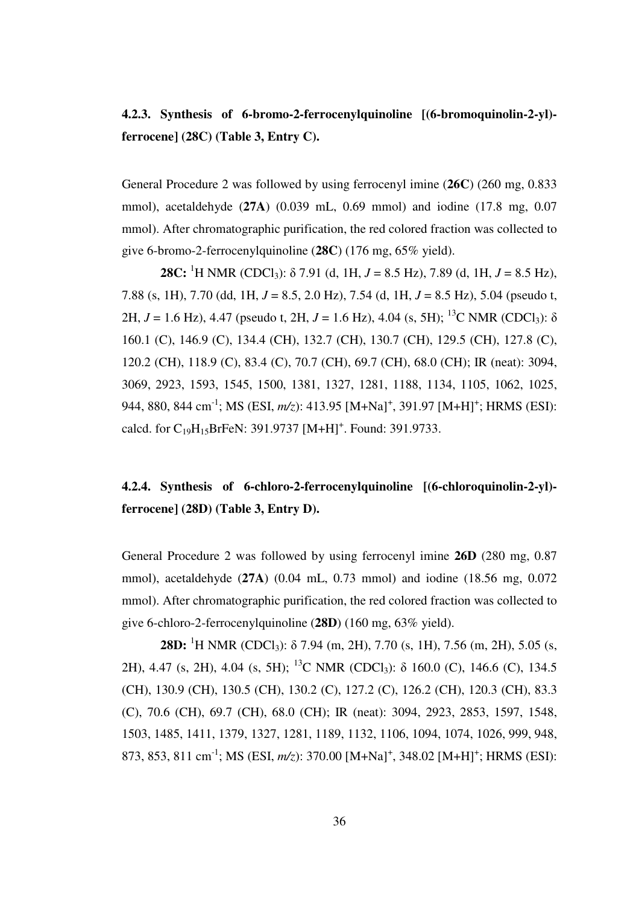### 4.2.3. Synthesis of 6-bromo-2-ferrocenylquinoline [(6-bromoquinolin-2-yl)-ferrocene] (28C) (Table 3, Entry C).

General Procedure 2 was followed by using ferrocenyl imine (**26C**) (260 mg, 0.833 mmol), acetaldehyde (**27A**) (0.039 mL, 0.69 mmol) and iodine (17.8 mg, 0.07 mmol). After chromatographic purification, the red colored fraction was collected to give 6-bromo-2-ferrocenylquinoline (**28C**) (176 mg, 65% yield).

**28C:** $^{1}$H NMR ($CDCl_3$): δ 7.91 (d, 1H, *J* = 8.5 Hz), 7.89 (d, 1H, *J* = 8.5 Hz), 7.88 (s, 1H), 7.70 (dd, 1H, *J* = 8.5, 2.0 Hz), 7.54 (d, 1H, *J* = 8.5 Hz), 5.04 (pseudo t, 2H, *J* = 1.6 Hz), 4.47 (pseudo t, 2H, *J* = 1.6 Hz), 4.04 (s, 5H); $^{13}$C NMR ($CDCl_3$): δ 160.1 (C), 146.9 (C), 134.4 (CH), 132.7 (CH), 130.7 (CH), 129.5 (CH), 127.8 (C), 120.2 (CH), 118.9 (C), 83.4 (C), 70.7 (CH), 69.7 (CH), 68.0 (CH); IR (neat): 3094, 3069, 2923, 1593, 1545, 1500, 1381, 1327, 1281, 1188, 1134, 1105, 1062, 1025, 944, 880, 844 cm$^{-1}$; MS (ESI, *m/z*): 413.95 $[M+Na]^+$, 391.97 $[M+H]^+$; HRMS (ESI): calcd. for $C_{19}H_{15}BrFeN$: 391.9737 $[M+H]^+$. Found: 391.9733.

### 4.2.4. Synthesis of 6-chloro-2-ferrocenylquinoline [(6-chloroquinolin-2-yl)-ferrocene] (28D) (Table 3, Entry D).

General Procedure 2 was followed by using ferrocenyl imine **26D** (280 mg, 0.87 mmol), acetaldehyde (**27A**) (0.04 mL, 0.73 mmol) and iodine (18.56 mg, 0.072 mmol). After chromatographic purification, the red colored fraction was collected to give 6-chloro-2-ferrocenylquinoline (**28D**) (160 mg, 63% yield).

**28D:** $^{1}$H NMR ($CDCl_3$): δ 7.94 (m, 2H), 7.70 (s, 1H), 7.56 (m, 2H), 5.05 (s, 2H), 4.47 (s, 2H), 4.04 (s, 5H); $^{13}$C NMR ($CDCl_3$): δ 160.0 (C), 146.6 (C), 134.5 (CH), 130.9 (CH), 130.5 (CH), 130.2 (C), 127.2 (C), 126.2 (CH), 120.3 (CH), 83.3 (C), 70.6 (CH), 69.7 (CH), 68.0 (CH); IR (neat): 3094, 2923, 2853, 1597, 1548, 1503, 1485, 1411, 1379, 1327, 1281, 1189, 1132, 1106, 1094, 1074, 1026, 999, 948, 873, 853, 811 cm$^{-1}$; MS (ESI, *m/z*): 370.00 $[M+Na]^+$, 348.02 $[M+H]^+$; HRMS (ESI):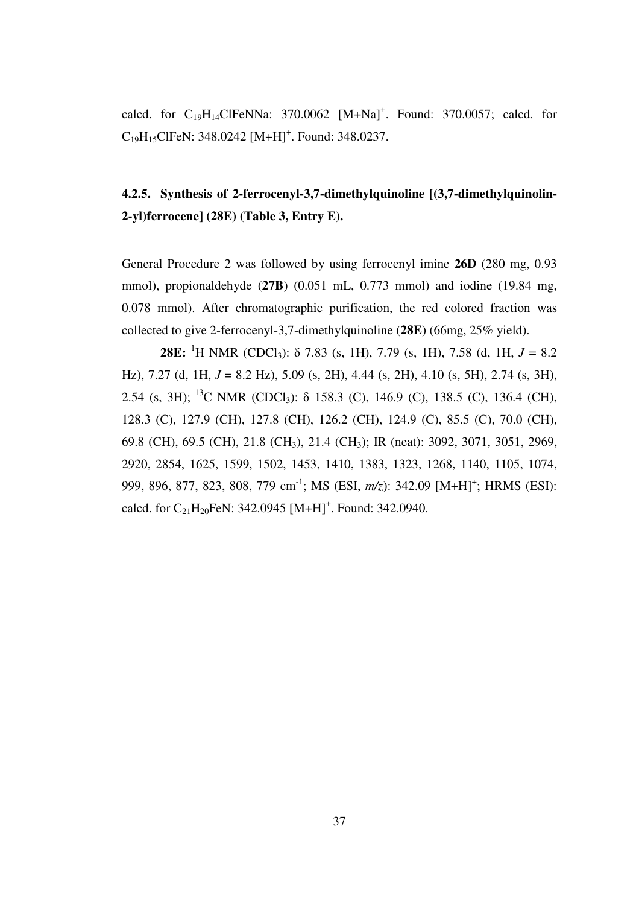calcd. for $C_{19}H_{14}ClFeNNa$: 370.0062 $[M+Na]^+$. Found: 370.0057; calcd. for $C_{19}H_{15}ClFeN$: 348.0242 $[M+H]^+$. Found: 348.0237.

### 4.2.5. Synthesis of 2-ferrocenyl-3,7-dimethylquinoline [(3,7-dimethylquinolin-2-yl)ferrocene] (28E) (Table 3, Entry E).

General Procedure 2 was followed by using ferrocenyl imine **26D** (280 mg, 0.93 mmol), propionaldehyde (**27B**) (0.051 mL, 0.773 mmol) and iodine (19.84 mg, 0.078 mmol). After chromatographic purification, the red colored fraction was collected to give 2-ferrocenyl-3,7-dimethylquinoline (**28E**) (66mg, 25% yield).

**28E:** $^1$H NMR ($CDCl_3$): δ 7.83 (s, 1H), 7.79 (s, 1H), 7.58 (d, 1H, *J* = 8.2 Hz), 7.27 (d, 1H, *J* = 8.2 Hz), 5.09 (s, 2H), 4.44 (s, 2H), 4.10 (s, 5H), 2.74 (s, 3H), 2.54 (s, 3H); $^{13}$C NMR ($CDCl_3$): δ 158.3 (C), 146.9 (C), 138.5 (C), 136.4 (CH), 128.3 (C), 127.9 (CH), 127.8 (CH), 126.2 (CH), 124.9 (C), 85.5 (C), 70.0 (CH), 69.8 (CH), 69.5 (CH), 21.8 ($CH_3$), 21.4 ($CH_3$); IR (neat): 3092, 3071, 3051, 2969, 2920, 2854, 1625, 1599, 1502, 1453, 1410, 1383, 1323, 1268, 1140, 1105, 1074, 999, 896, 877, 823, 808, 779 $cm^{-1}$; MS (ESI, *m/z*): 342.09 $[M+H]^+$; HRMS (ESI): calcd. for $C_{21}H_{20}FeN$: 342.0945 $[M+H]^+$. Found: 342.0940.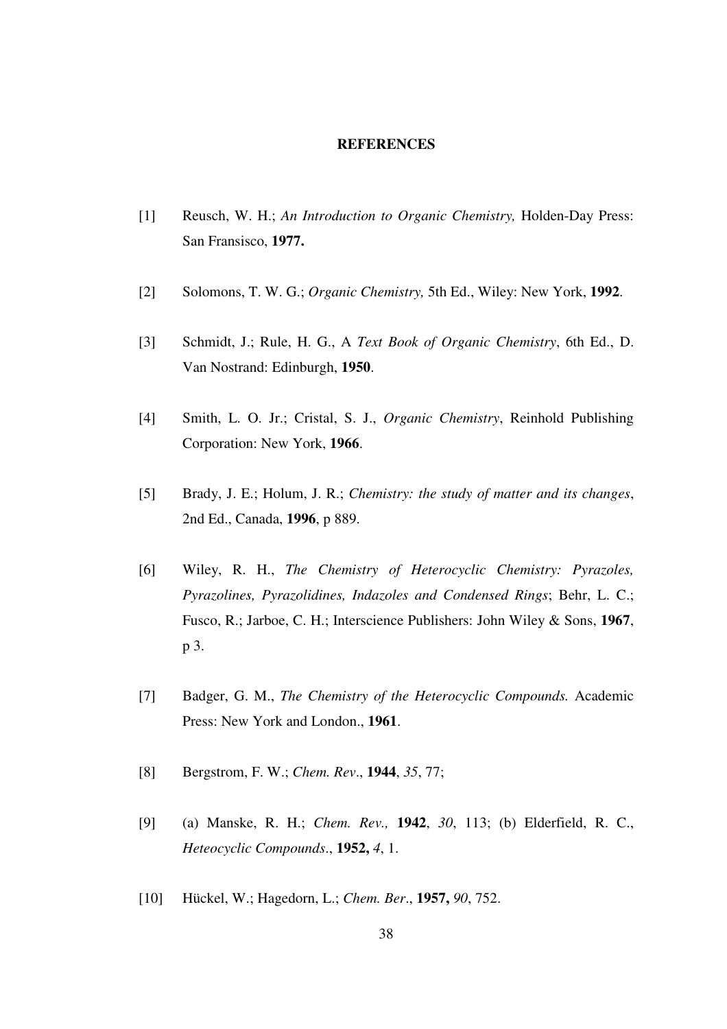# REFERENCES

[1] Reusch, W. H.; *An Introduction to Organic Chemistry,* Holden-Day Press: San Fransisco, **1977.**

[2] Solomons, T. W. G.; *Organic Chemistry,* 5th Ed., Wiley: New York, **1992**.

[3] Schmidt, J.; Rule, H. G., A *Text Book of Organic Chemistry*, 6th Ed., D. Van Nostrand: Edinburgh, **1950**.

[4] Smith, L. O. Jr.; Cristal, S. J., *Organic Chemistry*, Reinhold Publishing Corporation: New York, **1966**.

[5] Brady, J. E.; Holum, J. R.; *Chemistry: the study of matter and its changes*, 2nd Ed., Canada, **1996**, p 889.

[6] Wiley, R. H., *The Chemistry of Heterocyclic Chemistry: Pyrazoles, Pyrazolines, Pyrazolidines, Indazoles and Condensed Rings*; Behr, L. C.; Fusco, R.; Jarboe, C. H.; Interscience Publishers: John Wiley & Sons, **1967**, p 3.

[7] Badger, G. M., *The Chemistry of the Heterocyclic Compounds.* Academic Press: New York and London., **1961**.

[8] Bergstrom, F. W.; *Chem. Rev*., **1944**, *35*, 77;

[9] (a) Manske, R. H.; *Chem. Rev.,* **1942**, *30*, 113; (b) Elderfield, R. C., *Heteocyclic Compounds*., **1952,** *4*, 1.

[10] Hückel, W.; Hagedorn, L.; *Chem. Ber*., **1957,** *90*, 752.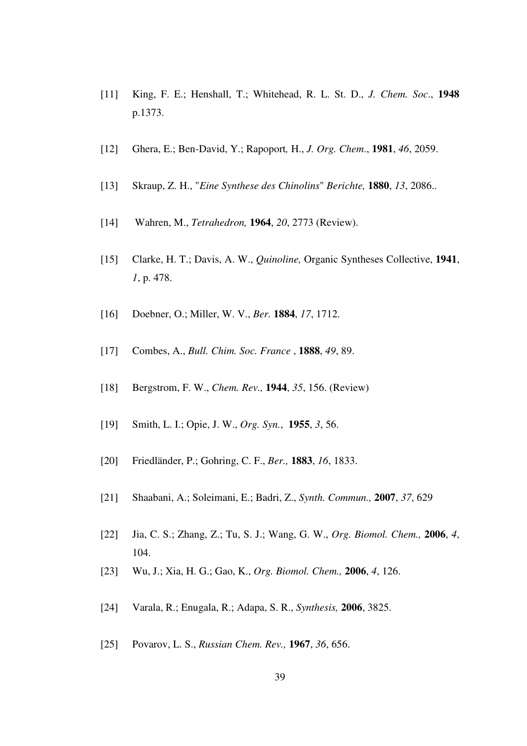[11] King, F. E.; Henshall, T.; Whitehead, R. L. St. D., *J. Chem. Soc*., **1948** p.1373.

[12] Ghera, E.; Ben-David, Y.; Rapoport, H., *J. Org. Chem*., **1981**, *46*, 2059.

[13] Skraup, Z. H., "*Eine Synthese des Chinolins*" *Berichte,* **1880**, *13*, 2086..

[14] Wahren, M., *Tetrahedron,* **1964**, *20*, 2773 (Review).

[15] Clarke, H. T.; Davis, A. W., *Quinoline,* Organic Syntheses Collective, **1941**, *1*, p. 478.

[16] Doebner, O.; Miller, W. V., *Ber.* **1884**, *17*, 1712.

[17] Combes, A., *Bull. Chim. Soc. France* , **1888**, *49*, 89.

[18] Bergstrom, F. W., *Chem. Rev.,* **1944**, *35*, 156. (Review)

[19] Smith, L. I.; Opie, J. W., *Org. Syn.*, **1955**, *3*, 56.

[20] Friedländer, P.; Gohring, C. F., *Ber.,* **1883**, *16*, 1833.

[21] Shaabani, A.; Soleimani, E.; Badri, Z., *Synth. Commun.,* **2007**, *37*, 629

[22] Jia, C. S.; Zhang, Z.; Tu, S. J.; Wang, G. W., *Org. Biomol. Chem.,* **2006**, *4*, 104.

[23] Wu, J.; Xia, H. G.; Gao, K., *Org. Biomol. Chem.,* **2006**, *4*, 126.

[24] Varala, R.; Enugala, R.; Adapa, S. R., *Synthesis,* **2006**, 3825.

[25] Povarov, L. S., *Russian Chem. Rev.,* **1967**, *36*, 656.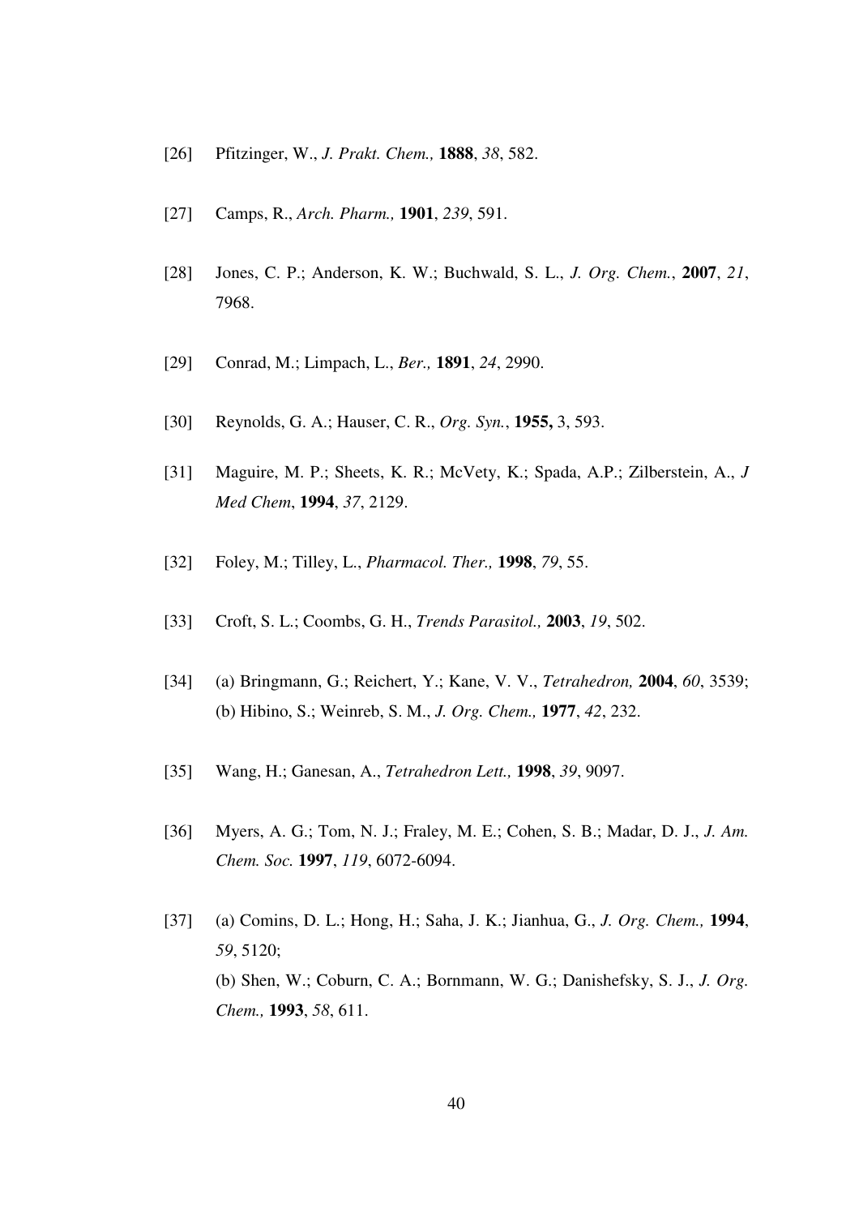[26] Pfitzinger, W., *J. Prakt. Chem.,* **1888**, *38*, 582.

[27] Camps, R., *Arch. Pharm.,* **1901**, *239*, 591.

[28] Jones, C. P.; Anderson, K. W.; Buchwald, S. L., *J. Org. Chem.*, **2007**, *21*, 7968.

[29] Conrad, M.; Limpach, L., *Ber.,* **1891**, *24*, 2990.

[30] Reynolds, G. A.; Hauser, C. R., *Org. Syn.*, **1955,** 3, 593.

[31] Maguire, M. P.; Sheets, K. R.; McVety, K.; Spada, A.P.; Zilberstein, A., *J Med Chem*, **1994**, *37*, 2129.

[32] Foley, M.; Tilley, L., *Pharmacol. Ther.,* **1998**, *79*, 55.

[33] Croft, S. L.; Coombs, G. H., *Trends Parasitol.,* **2003**, *19*, 502.

[34] (a) Bringmann, G.; Reichert, Y.; Kane, V. V., *Tetrahedron,* **2004**, *60*, 3539; (b) Hibino, S.; Weinreb, S. M., *J. Org. Chem.,* **1977**, *42*, 232.

[35] Wang, H.; Ganesan, A., *Tetrahedron Lett.,* **1998**, *39*, 9097.

[36] Myers, A. G.; Tom, N. J.; Fraley, M. E.; Cohen, S. B.; Madar, D. J., *J. Am. Chem. Soc.* **1997**, *119*, 6072-6094.

[37] (a) Comins, D. L.; Hong, H.; Saha, J. K.; Jianhua, G., *J. Org. Chem.,* **1994**, *59*, 5120;
(b) Shen, W.; Coburn, C. A.; Bornmann, W. G.; Danishefsky, S. J., *J. Org. Chem.,* **1993**, *58*, 611.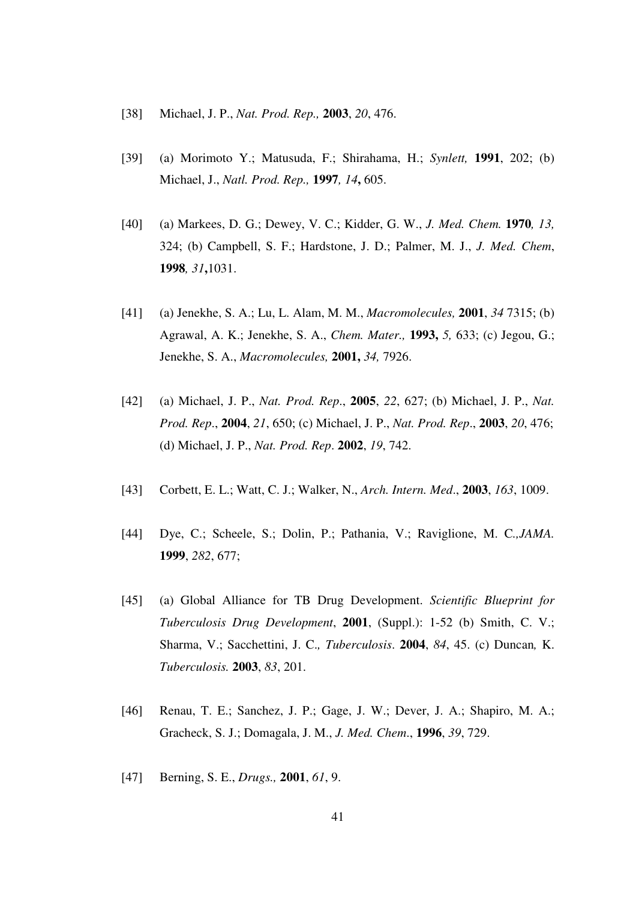[38] Michael, J. P., *Nat. Prod. Rep.,* **2003**, *20*, 476.

[39] (a) Morimoto Y.; Matusuda, F.; Shirahama, H.; *Synlett,* **1991**, 202; (b) Michael, J., *Natl. Prod. Rep.,* **1997***, 14***,** 605.

[40] (a) Markees, D. G.; Dewey, V. C.; Kidder, G. W., *J. Med. Chem.* **1970***, 13,* 324; (b) Campbell, S. F.; Hardstone, J. D.; Palmer, M. J., *J. Med. Chem*, **1998***, 31***,**1031.

[41] (a) Jenekhe, S. A.; Lu, L. Alam, M. M., *Macromolecules,* **2001**, *34* 7315; (b) Agrawal, A. K.; Jenekhe, S. A., *Chem. Mater.,* **1993,** *5,* 633; (c) Jegou, G.; Jenekhe, S. A., *Macromolecules,* **2001,** *34,* 7926.

[42] (a) Michael, J. P., *Nat. Prod. Rep*., **2005**, *22*, 627; (b) Michael, J. P., *Nat. Prod. Rep*., **2004**, *21*, 650; (c) Michael, J. P., *Nat. Prod. Rep*., **2003**, *20*, 476; (d) Michael, J. P., *Nat. Prod. Rep*. **2002**, *19*, 742.

[43] Corbett, E. L.; Watt, C. J.; Walker, N., *Arch. Intern. Med*., **2003**, *163*, 1009.

[44] Dye, C.; Scheele, S.; Dolin, P.; Pathania, V.; Raviglione, M. C.,*JAMA.* **1999**, *282*, 677;

[45] (a) Global Alliance for TB Drug Development. *Scientific Blueprint for Tuberculosis Drug Development*, **2001**, (Suppl.): 1-52 (b) Smith, C. V.; Sharma, V.; Sacchettini, J. C.*, Tuberculosis*. **2004**, *84*, 45. (c) Duncan*,* K. *Tuberculosis.* **2003**, *83*, 201.

[46] Renau, T. E.; Sanchez, J. P.; Gage, J. W.; Dever, J. A.; Shapiro, M. A.; Gracheck, S. J.; Domagala, J. M., *J. Med. Chem*., **1996**, *39*, 729.

[47] Berning, S. E., *Drugs.,* **2001**, *61*, 9.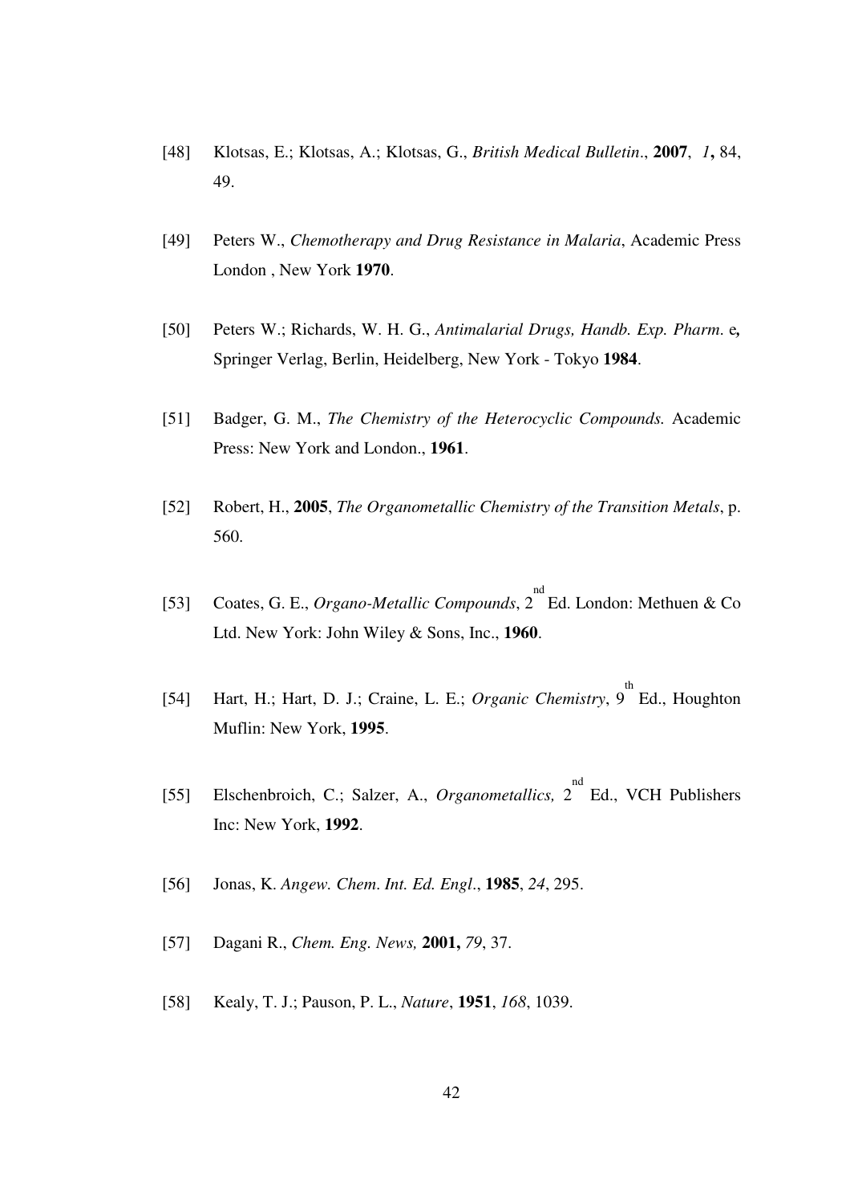[48] Klotsas, E.; Klotsas, A.; Klotsas, G., *British Medical Bulletin*., **2007**, *1***,** 84, 49.

[49] Peters W., *Chemotherapy and Drug Resistance in Malaria*, Academic Press London , New York **1970**.

[50] Peters W.; Richards, W. H. G., *Antimalarial Drugs, Handb. Exp. Pharm*. e**,** Springer Verlag, Berlin, Heidelberg, New York - Tokyo **1984**.

[51] Badger, G. M., *The Chemistry of the Heterocyclic Compounds.* Academic Press: New York and London., **1961**.

[52] Robert, H., **2005**, *The Organometallic Chemistry of the Transition Metals*, p. 560.

[53] Coates, G. E., *Organo-Metallic Compounds*, 2$^{nd}$ Ed. London: Methuen & Co Ltd. New York: John Wiley & Sons, Inc., **1960**.

[54] Hart, H.; Hart, D. J.; Craine, L. E.; *Organic Chemistry*, 9$^{th}$ Ed., Houghton Muflin: New York, **1995**.

[55] Elschenbroich, C.; Salzer, A., *Organometallics,* 2$^{nd}$ Ed., VCH Publishers Inc: New York, **1992**.

[56] Jonas, K. *Angew. Chem. Int. Ed. Engl*., **1985**, *24*, 295.

[57] Dagani R., *Chem. Eng. News,* **2001,** *79*, 37.

[58] Kealy, T. J.; Pauson, P. L., *Nature*, **1951**, *168*, 1039.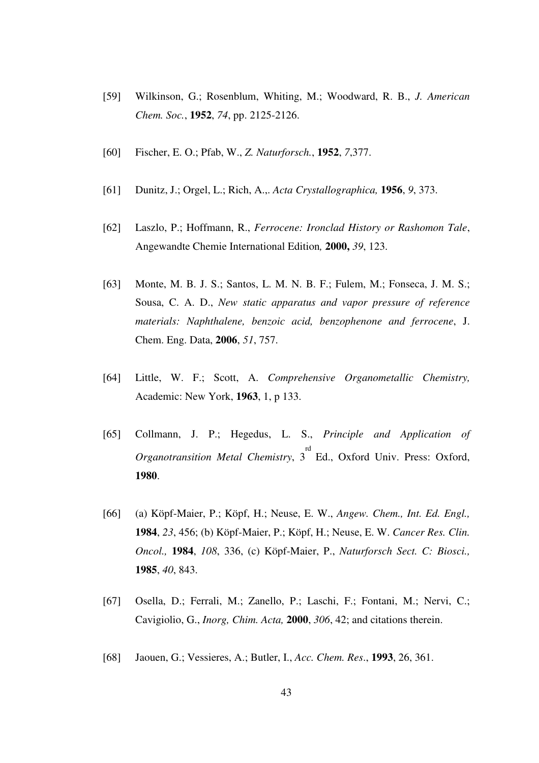[59] Wilkinson, G.; Rosenblum, Whiting, M.; Woodward, R. B., *J. American Chem. Soc.*, **1952**, *74*, pp. 2125-2126.

[60] Fischer, E. O.; Pfab, W., *Z. Naturforsch.*, **1952**, *7*,377.

[61] Dunitz, J.; Orgel, L.; Rich, A.,. *Acta Crystallographica,* **1956**, *9*, 373.

[62] Laszlo, P.; Hoffmann, R., *Ferrocene: Ironclad History or Rashomon Tale*, Angewandte Chemie International Edition*,* **2000,** *39*, 123.

[63] Monte, M. B. J. S.; Santos, L. M. N. B. F.; Fulem, M.; Fonseca, J. M. S.; Sousa, C. A. D., *New static apparatus and vapor pressure of reference materials: Naphthalene, benzoic acid, benzophenone and ferrocene*, J. Chem. Eng. Data, **2006**, *51*, 757.

[64] Little, W. F.; Scott, A. *Comprehensive Organometallic Chemistry,* Academic: New York, **1963**, 1, p 133.

[65] Collmann, J. P.; Hegedus, L. S., *Principle and Application of Organotransition Metal Chemistry*, 3rd Ed., Oxford Univ. Press: Oxford, **1980**.

[66] (a) Köpf-Maier, P.; Köpf, H.; Neuse, E. W., *Angew. Chem., Int. Ed. Engl.,* **1984**, *23*, 456; (b) Köpf-Maier, P.; Köpf, H.; Neuse, E. W. *Cancer Res. Clin. Oncol.,* **1984**, *108*, 336, (c) Köpf-Maier, P., *Naturforsch Sect. C: Biosci.,* **1985**, *40*, 843.

[67] Osella, D.; Ferrali, M.; Zanello, P.; Laschi, F.; Fontani, M.; Nervi, C.; Cavigiolio, G., *Inorg, Chim. Acta,* **2000**, *306*, 42; and citations therein.

[68] Jaouen, G.; Vessieres, A.; Butler, I., *Acc. Chem. Res*., **1993**, 26, 361.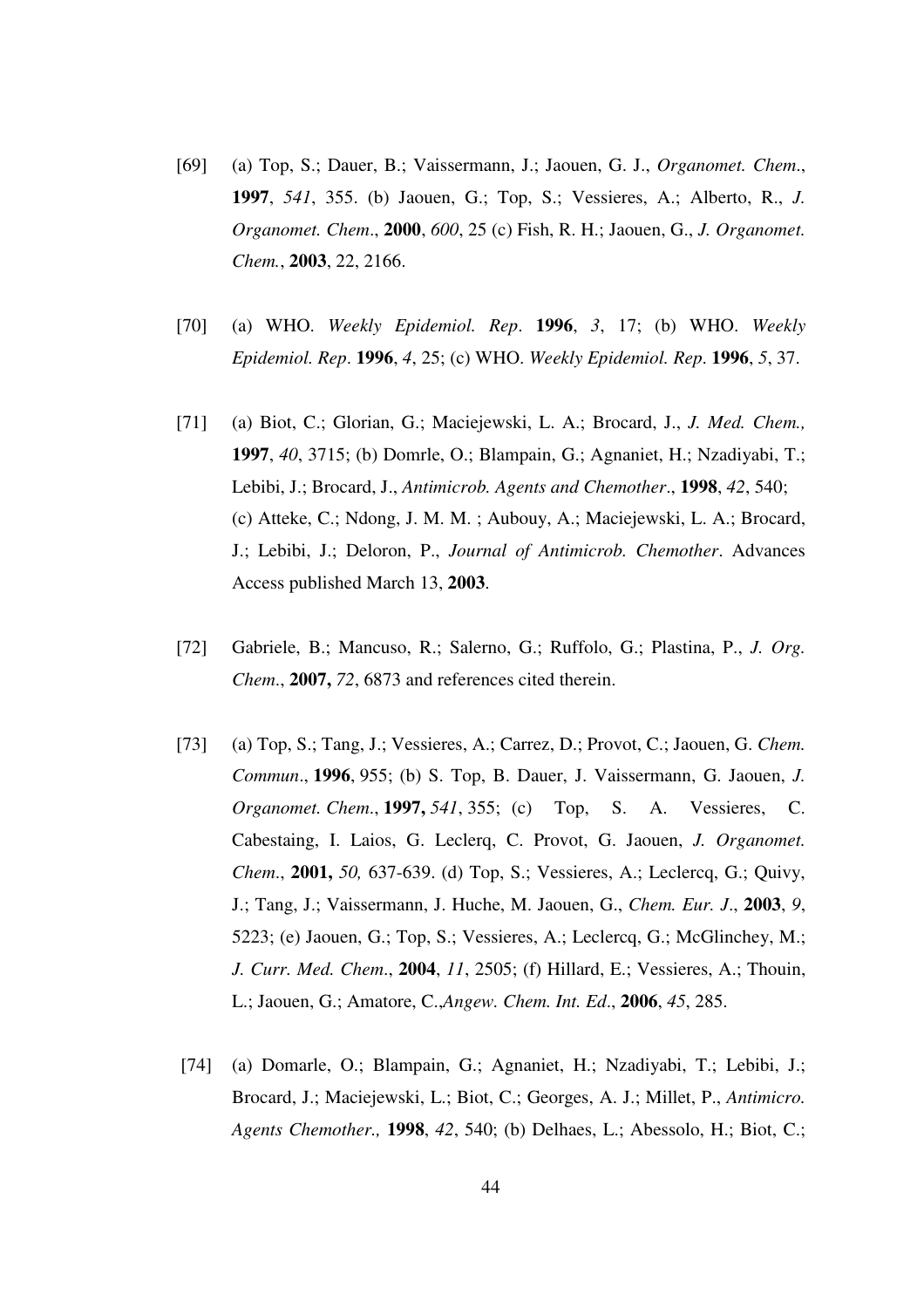[69] (a) Top, S.; Dauer, B.; Vaissermann, J.; Jaouen, G. J., *Organomet. Chem*., **1997**, *541*, 355. (b) Jaouen, G.; Top, S.; Vessieres, A.; Alberto, R., *J. Organomet. Chem*., **2000**, *600*, 25 (c) Fish, R. H.; Jaouen, G., *J. Organomet. Chem.*, **2003**, 22, 2166.

[70] (a) WHO. *Weekly Epidemiol. Rep*. **1996**, *3*, 17; (b) WHO. *Weekly Epidemiol. Rep*. **1996**, *4*, 25; (c) WHO. *Weekly Epidemiol. Rep*. **1996**, *5*, 37.

[71] (a) Biot, C.; Glorian, G.; Maciejewski, L. A.; Brocard, J., *J. Med. Chem.,* **1997**, *40*, 3715; (b) Domrle, O.; Blampain, G.; Agnaniet, H.; Nzadiyabi, T.; Lebibi, J.; Brocard, J., *Antimicrob. Agents and Chemother*., **1998**, *42*, 540; (c) Atteke, C.; Ndong, J. M. M. ; Aubouy, A.; Maciejewski, L. A.; Brocard, J.; Lebibi, J.; Deloron, P., *Journal of Antimicrob. Chemother*. Advances Access published March 13, **2003**.

[72] Gabriele, B.; Mancuso, R.; Salerno, G.; Ruffolo, G.; Plastina, P., *J. Org. Chem*., **2007,** *72*, 6873 and references cited therein.

[73] (a) Top, S.; Tang, J.; Vessieres, A.; Carrez, D.; Provot, C.; Jaouen, G. *Chem. Commun*., **1996**, 955; (b) S. Top, B. Dauer, J. Vaissermann, G. Jaouen, *J. Organomet. Chem*., **1997,** *541*, 355; (c) Top, S. A. Vessieres, C. Cabestaing, I. Laios, G. Leclerq, C. Provot, G. Jaouen, *J. Organomet. Chem*., **2001,** *50,* 637-639. (d) Top, S.; Vessieres, A.; Leclercq, G.; Quivy, J.; Tang, J.; Vaissermann, J. Huche, M. Jaouen, G., *Chem. Eur. J*., **2003**, *9*, 5223; (e) Jaouen, G.; Top, S.; Vessieres, A.; Leclercq, G.; McGlinchey, M.; *J. Curr. Med. Chem*., **2004**, *11*, 2505; (f) Hillard, E.; Vessieres, A.; Thouin, L.; Jaouen, G.; Amatore, C.,*Angew. Chem. Int. Ed*., **2006**, *45*, 285.

[74] (a) Domarle, O.; Blampain, G.; Agnaniet, H.; Nzadiyabi, T.; Lebibi, J.; Brocard, J.; Maciejewski, L.; Biot, C.; Georges, A. J.; Millet, P., *Antimicro. Agents Chemother.,* **1998**, *42*, 540; (b) Delhaes, L.; Abessolo, H.; Biot, C.;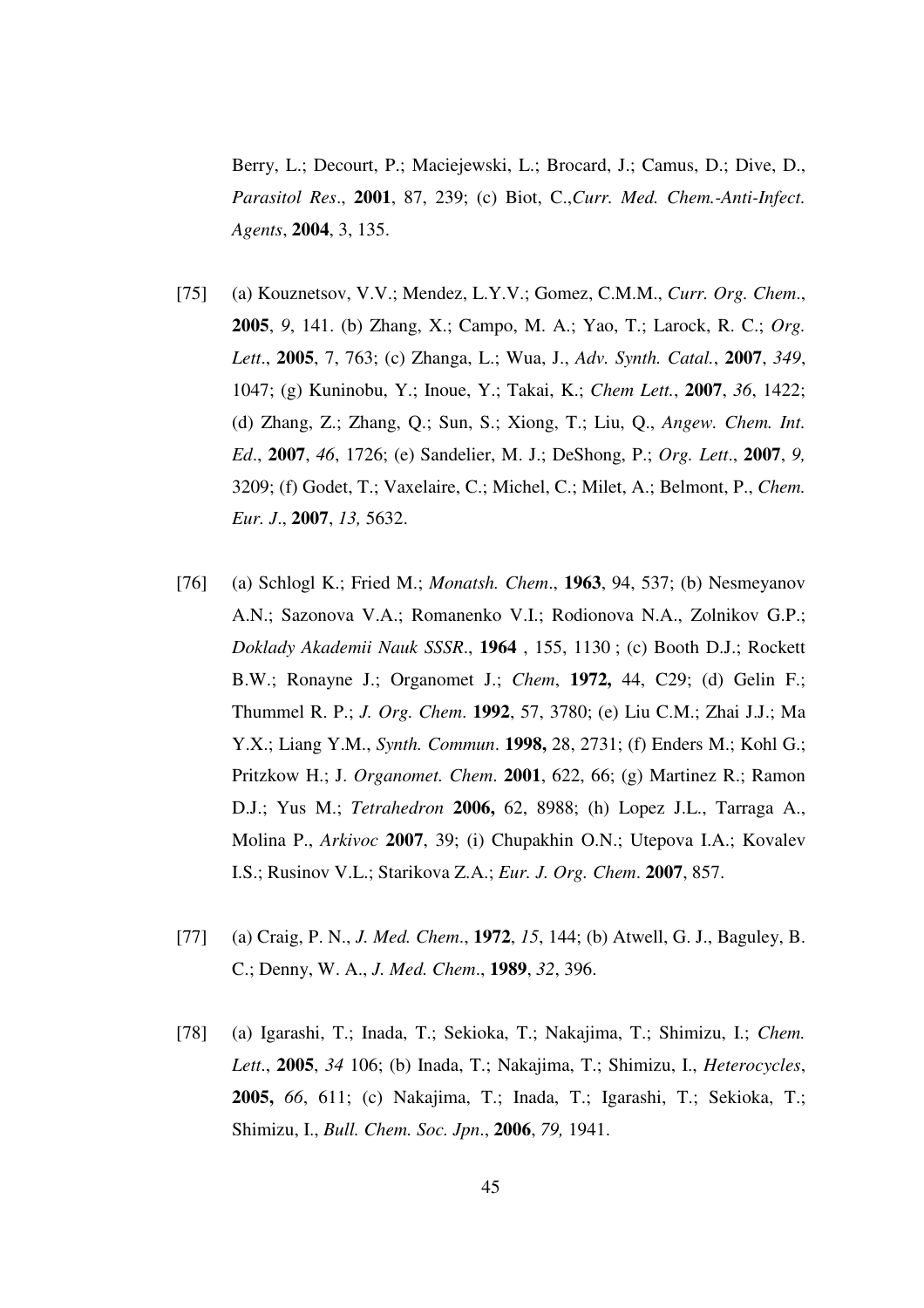Berry, L.; Decourt, P.; Maciejewski, L.; Brocard, J.; Camus, D.; Dive, D., *Parasitol Res*., **2001**, 87, 239; (c) Biot, C.,*Curr. Med. Chem.-Anti-Infect. Agents*, **2004**, 3, 135.

[75] (a) Kouznetsov, V.V.; Mendez, L.Y.V.; Gomez, C.M.M., *Curr. Org. Chem*., **2005**, *9*, 141. (b) Zhang, X.; Campo, M. A.; Yao, T.; Larock, R. C.; *Org. Lett*., **2005**, 7, 763; (c) Zhanga, L.; Wua, J., *Adv. Synth. Catal.*, **2007**, *349*, 1047; (g) Kuninobu, Y.; Inoue, Y.; Takai, K.; *Chem Lett.*, **2007**, *36*, 1422; (d) Zhang, Z.; Zhang, Q.; Sun, S.; Xiong, T.; Liu, Q., *Angew. Chem. Int. Ed*., **2007**, *46*, 1726; (e) Sandelier, M. J.; DeShong, P.; *Org. Lett*., **2007**, *9,* 3209; (f) Godet, T.; Vaxelaire, C.; Michel, C.; Milet, A.; Belmont, P., *Chem. Eur. J*., **2007**, *13,* 5632.

[76] (a) Schlogl K.; Fried M.; *Monatsh. Chem*., **1963**, 94, 537; (b) Nesmeyanov A.N.; Sazonova V.A.; Romanenko V.I.; Rodionova N.A., Zolnikov G.P.; *Doklady Akademii Nauk SSSR*., **1964** , 155, 1130 ; (c) Booth D.J.; Rockett B.W.; Ronayne J.; Organomet J.; *Chem*, **1972,** 44, C29; (d) Gelin F.; Thummel R. P.; *J. Org. Chem*. **1992**, 57, 3780; (e) Liu C.M.; Zhai J.J.; Ma Y.X.; Liang Y.M., *Synth. Commun*. **1998,** 28, 2731; (f) Enders M.; Kohl G.; Pritzkow H.; J. *Organomet. Chem*. **2001**, 622, 66; (g) Martinez R.; Ramon D.J.; Yus M.; *Tetrahedron* **2006,** 62, 8988; (h) Lopez J.L., Tarraga A., Molina P., *Arkivoc* **2007**, 39; (i) Chupakhin O.N.; Utepova I.A.; Kovalev I.S.; Rusinov V.L.; Starikova Z.A.; *Eur. J. Org. Chem*. **2007**, 857.

[77] (a) Craig, P. N., *J. Med. Chem*., **1972**, *15*, 144; (b) Atwell, G. J., Baguley, B. C.; Denny, W. A., *J. Med. Chem*., **1989**, *32*, 396.

[78] (a) Igarashi, T.; Inada, T.; Sekioka, T.; Nakajima, T.; Shimizu, I.; *Chem. Lett*., **2005**, *34* 106; (b) Inada, T.; Nakajima, T.; Shimizu, I., *Heterocycles*, **2005,** *66*, 611; (c) Nakajima, T.; Inada, T.; Igarashi, T.; Sekioka, T.; Shimizu, I., *Bull. Chem. Soc. Jpn*., **2006**, *79,* 1941.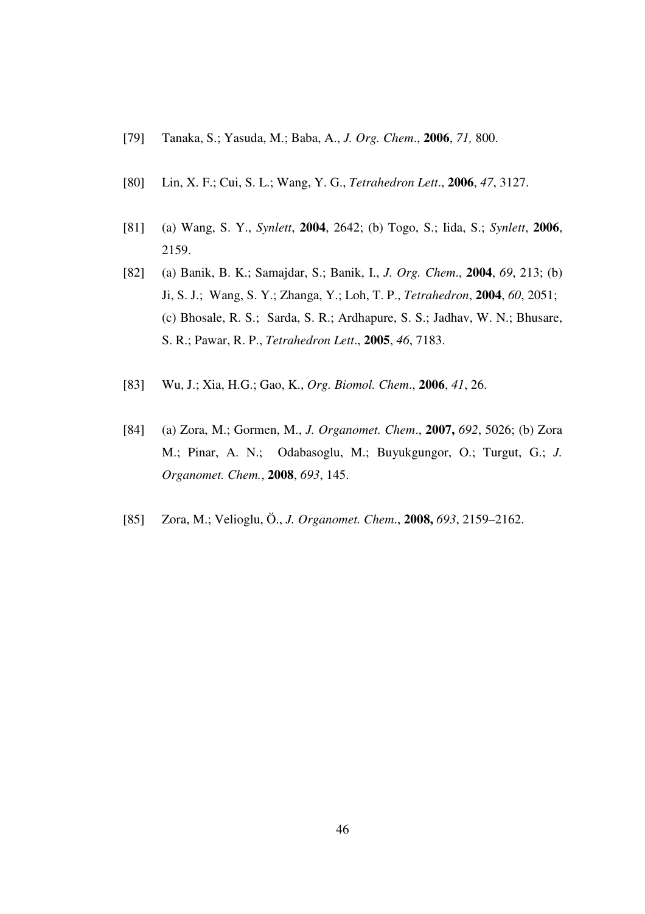[79] Tanaka, S.; Yasuda, M.; Baba, A., *J. Org. Chem*., **2006**, *71,* 800.

[80] Lin, X. F.; Cui, S. L.; Wang, Y. G., *Tetrahedron Lett*., **2006**, *47*, 3127.

[81] (a) Wang, S. Y., *Synlett*, **2004**, 2642; (b) Togo, S.; Iida, S.; *Synlett*, **2006**, 2159.

[82] (a) Banik, B. K.; Samajdar, S.; Banik, I., *J. Org. Chem*., **2004**, *69*, 213; (b) Ji, S. J.; Wang, S. Y.; Zhanga, Y.; Loh, T. P., *Tetrahedron*, **2004**, *60*, 2051; (c) Bhosale, R. S.; Sarda, S. R.; Ardhapure, S. S.; Jadhav, W. N.; Bhusare, S. R.; Pawar, R. P., *Tetrahedron Lett*., **2005**, *46*, 7183.

[83] Wu, J.; Xia, H.G.; Gao, K., *Org. Biomol. Chem*., **2006**, *41*, 26.

[84] (a) Zora, M.; Gormen, M., *J. Organomet. Chem*., **2007,** *692*, 5026; (b) Zora M.; Pinar, A. N.; Odabasoglu, M.; Buyukgungor, O.; Turgut, G.; *J. Organomet. Chem.*, **2008**, *693*, 145.

[85] Zora, M.; Velioglu, Ö., *J. Organomet. Chem*., **2008,** *693*, 2159–2162.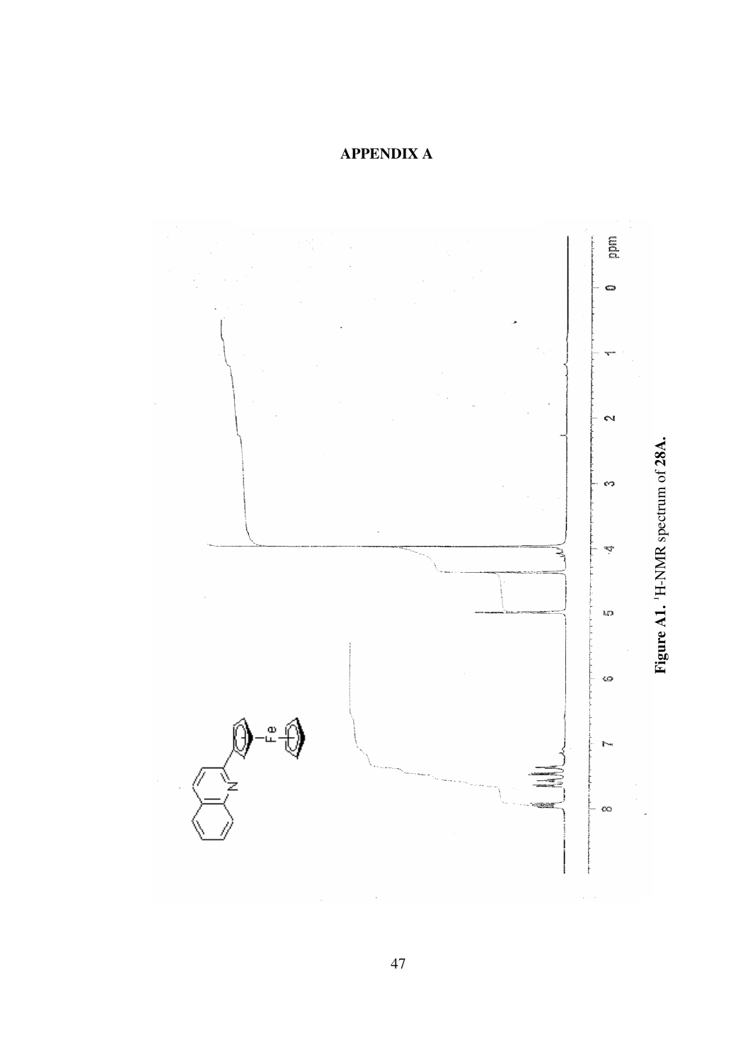# APPENDIX A

**Figure A1.** $^{1}$H-NMR spectrum of **28A.**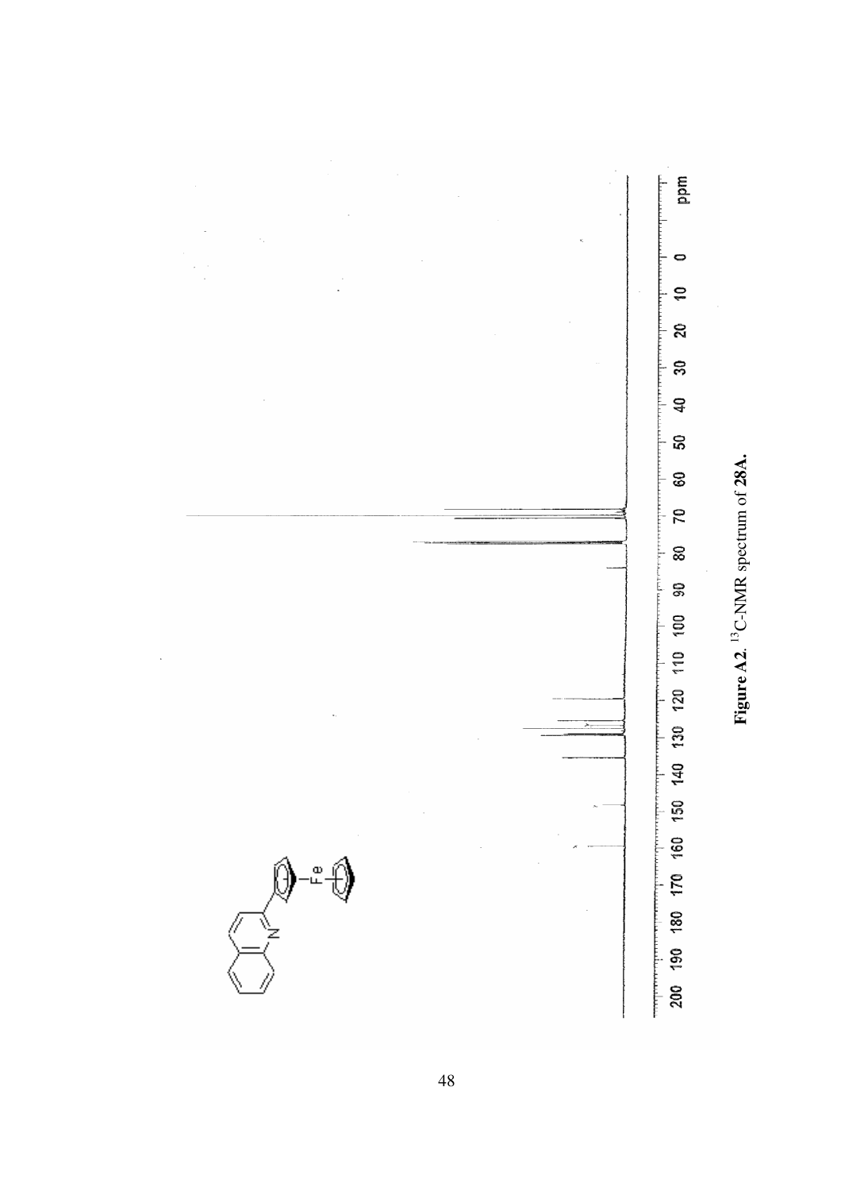**Figure A2.** $^{13}$C-NMR spectrum of **28A.**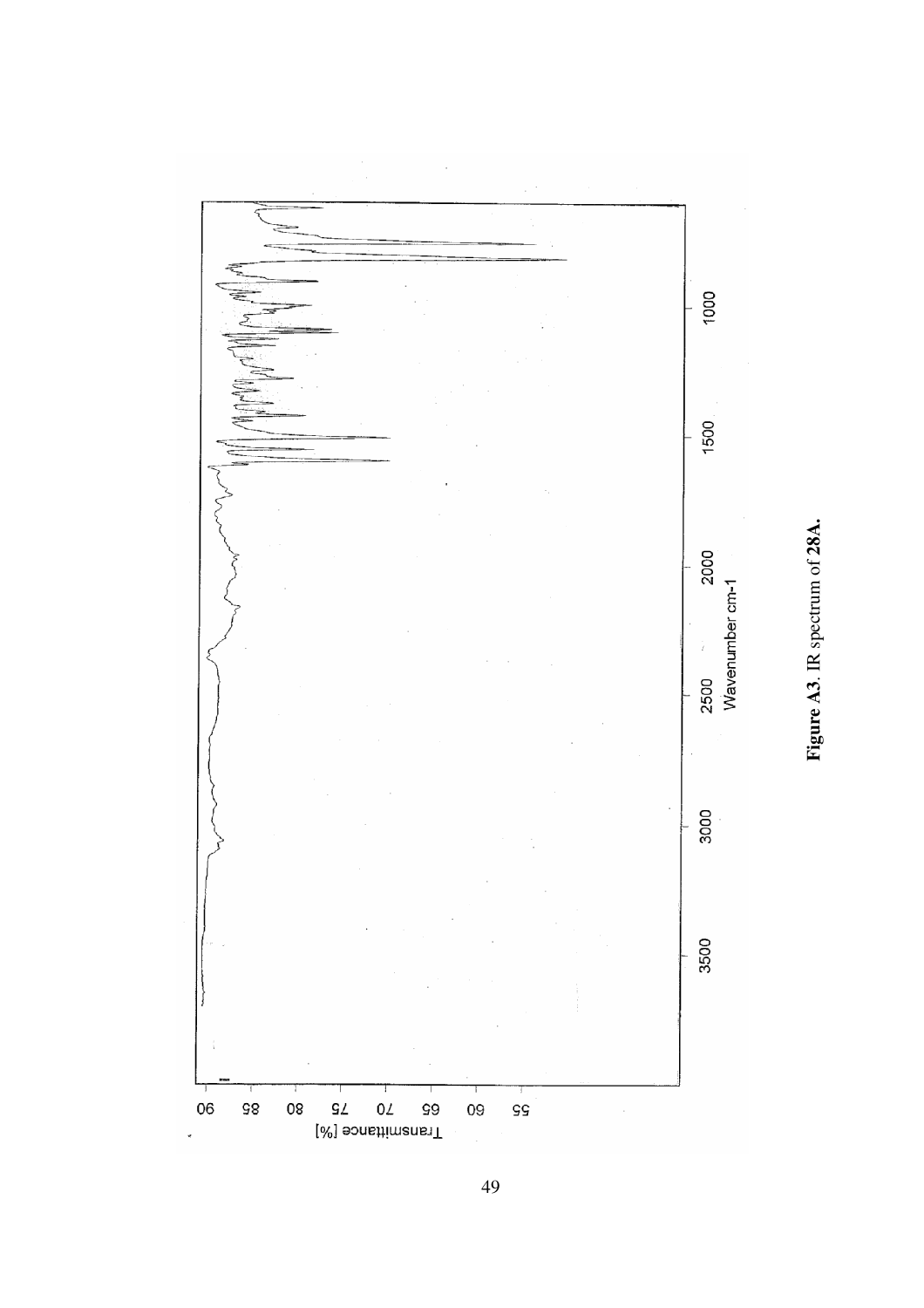**Figure A3**. IR spectrum of **28A.**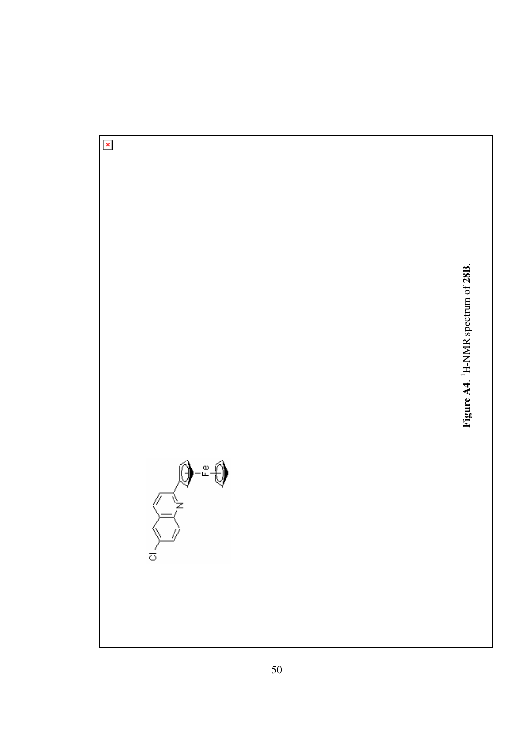Figure A4. [1]H-NMR spectrum of **28B**.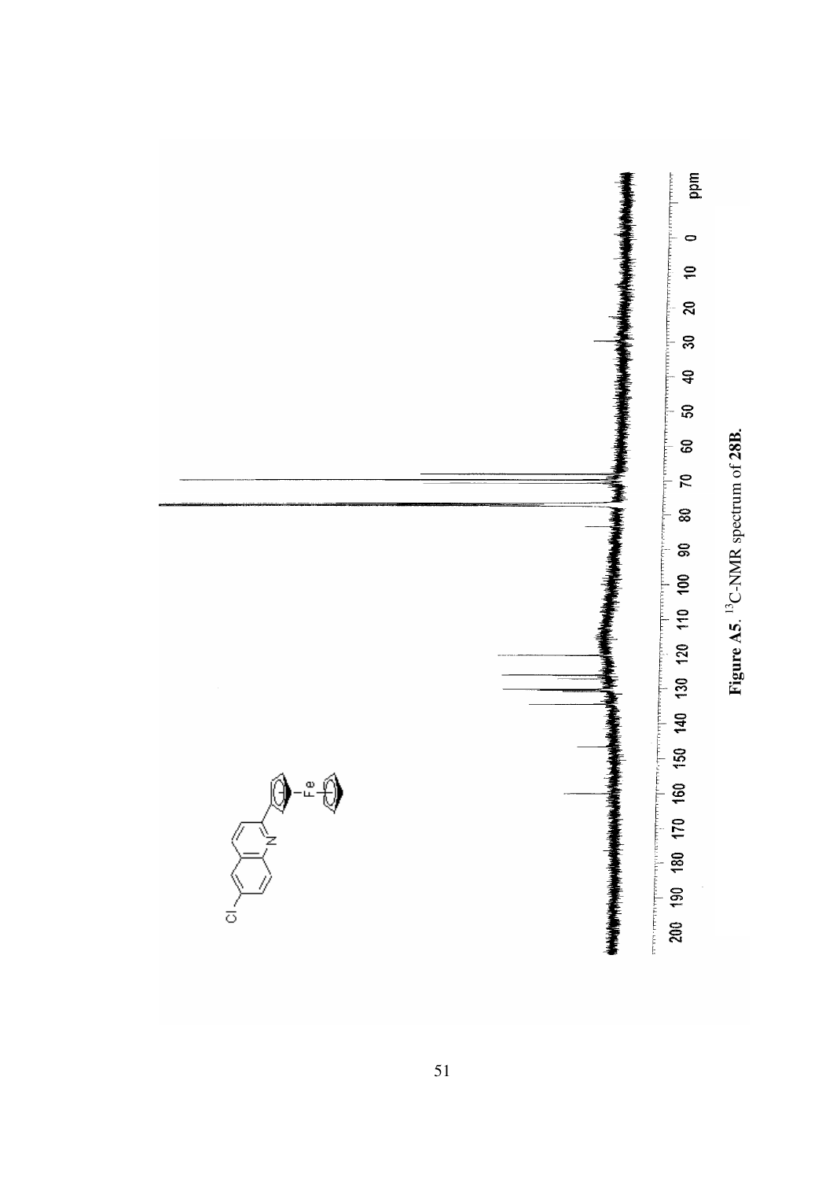**Figure A5**. $^{13}$C-NMR spectrum of **28B**.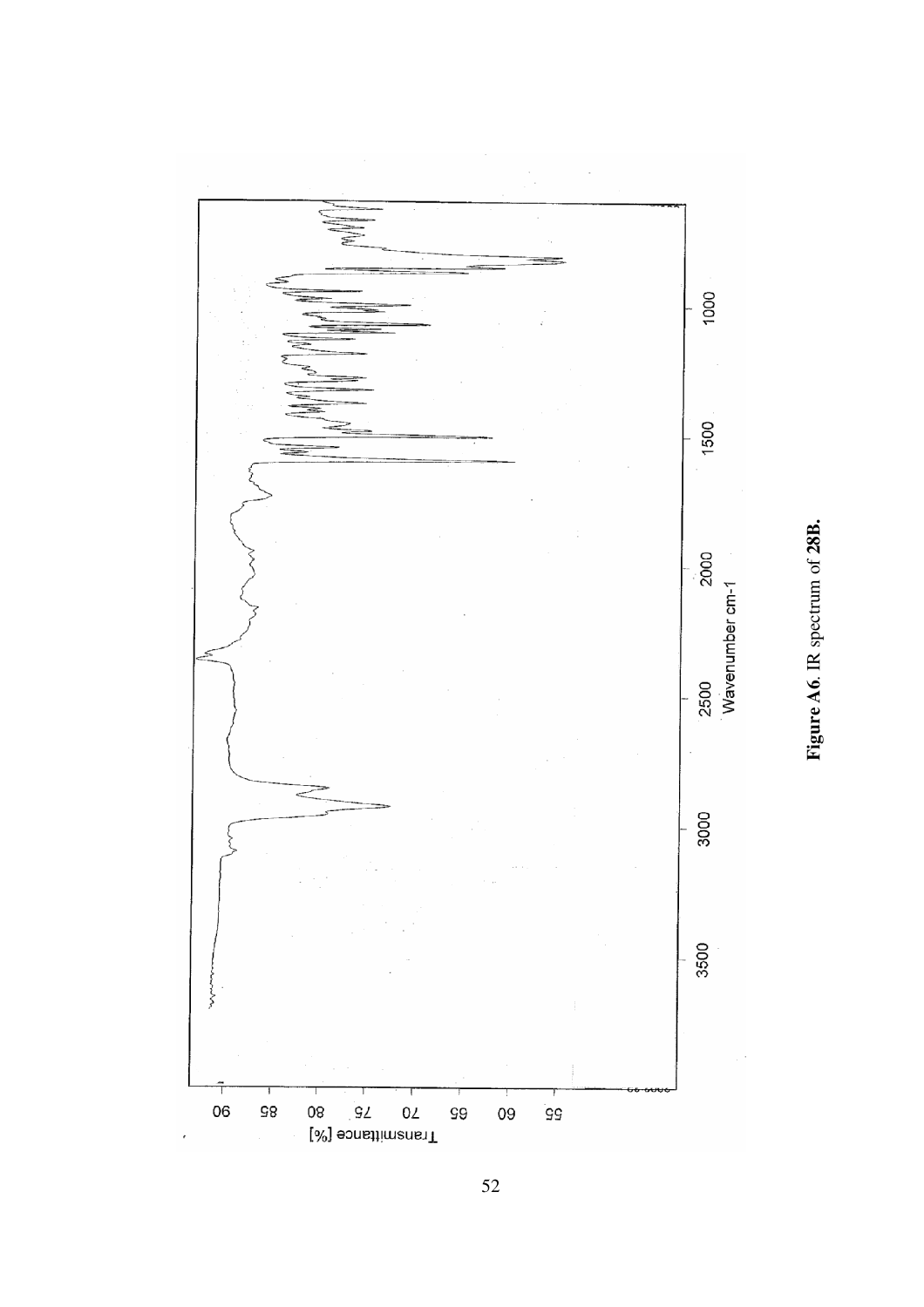**Figure A6**. IR spectrum of **28B.**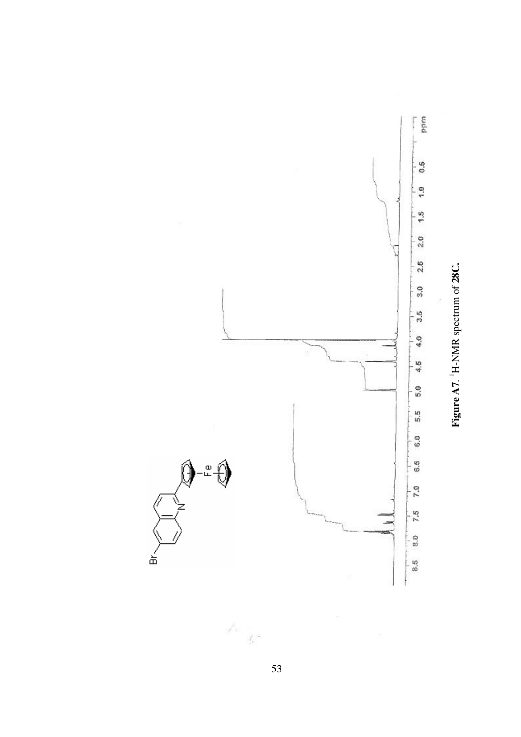**Figure A7**. $^{1}$H-NMR spectrum of **28C.**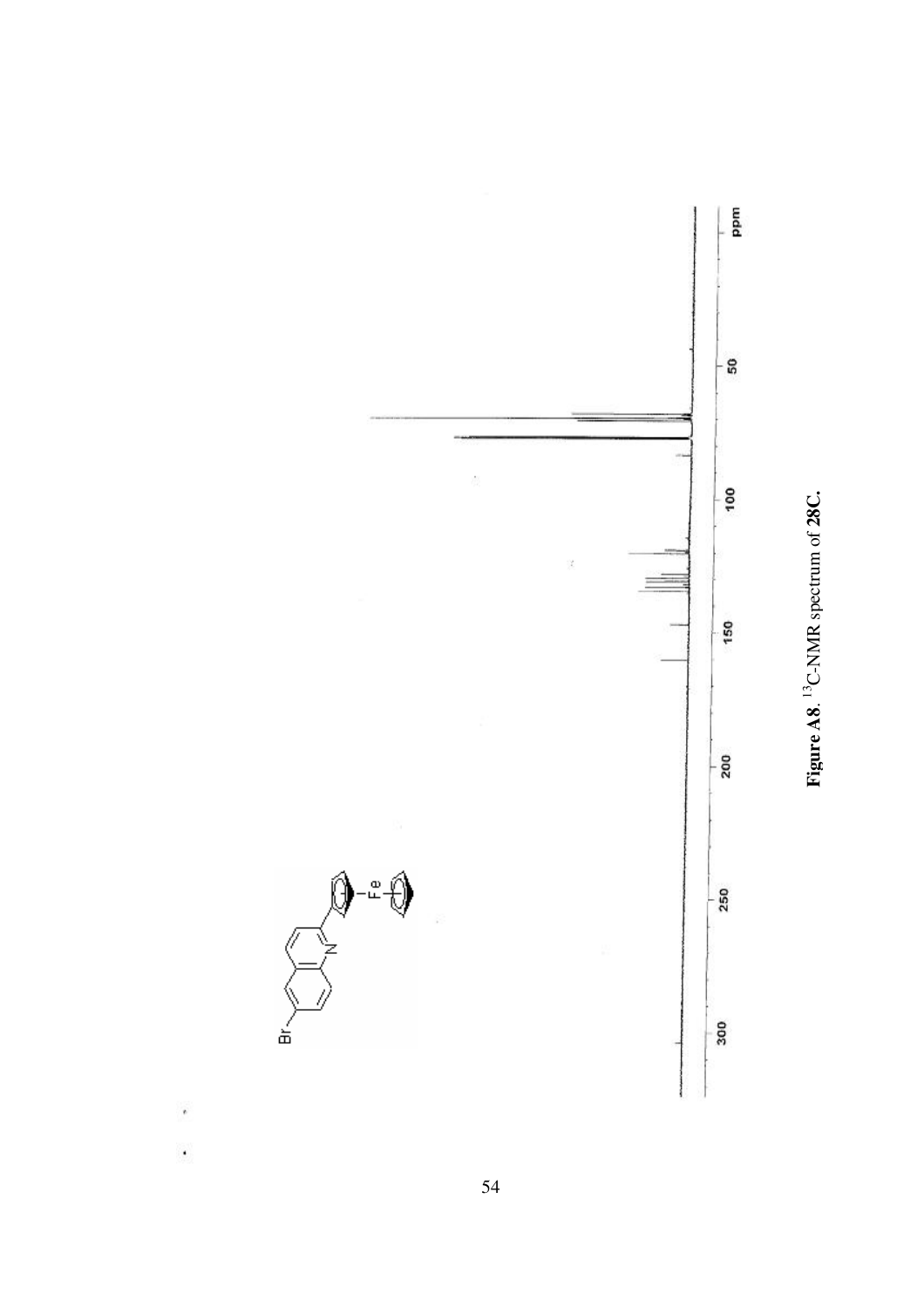**Figure A8**. $^{13}$C-NMR spectrum of **28C.**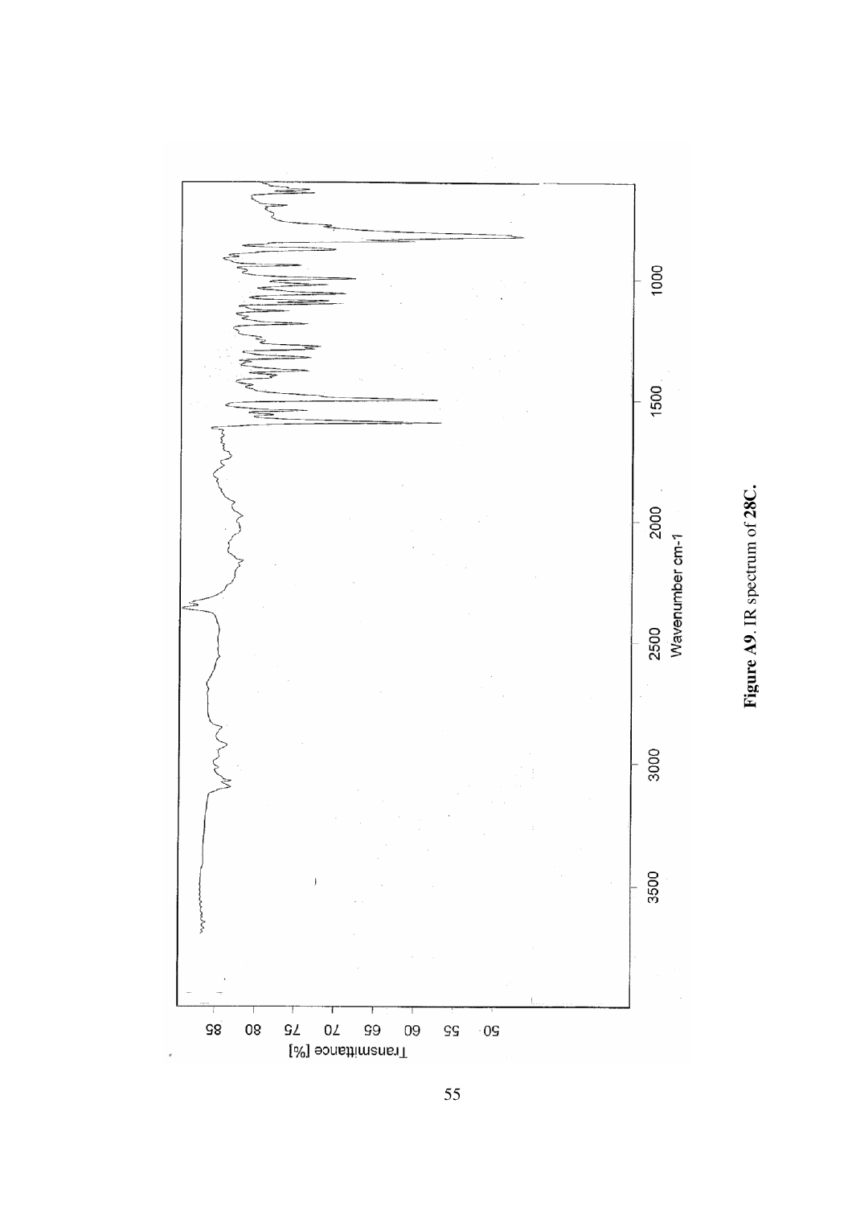**Figure A9**. IR spectrum of **28C**.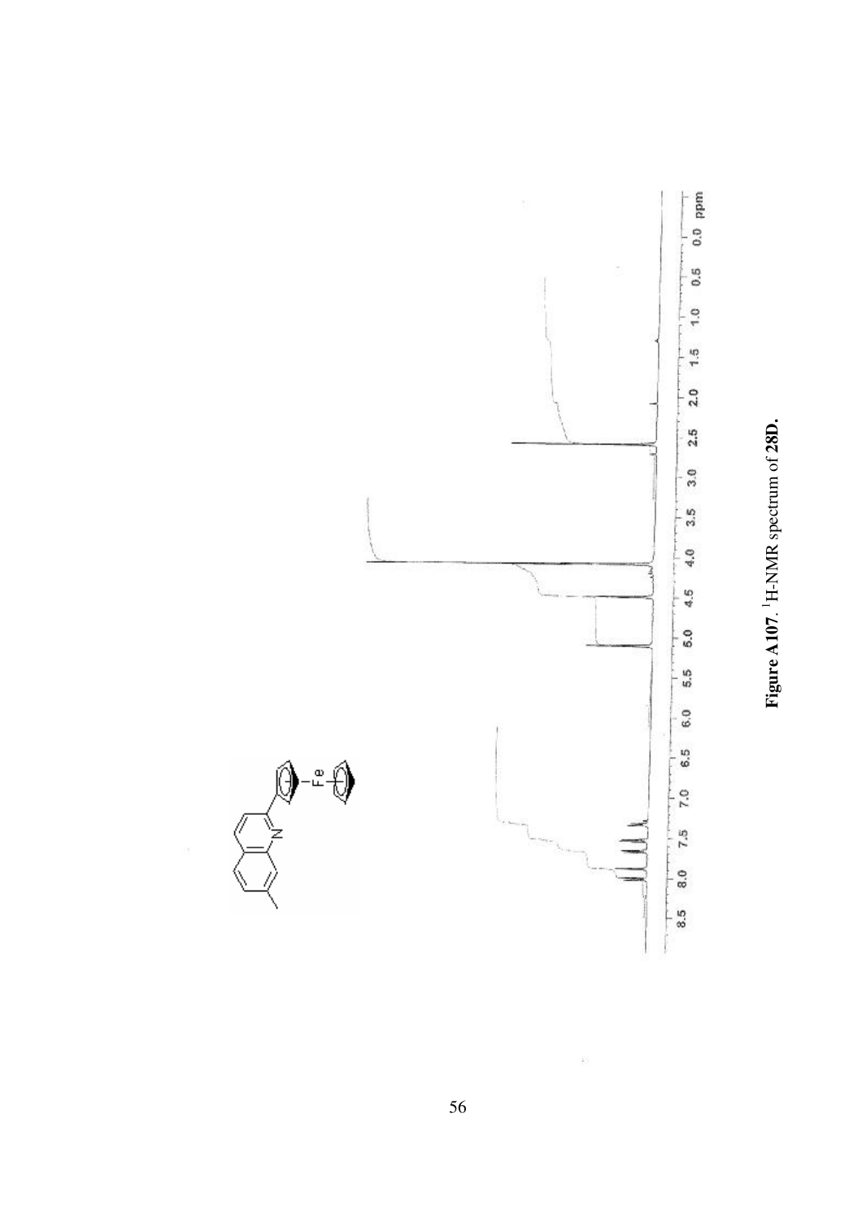**Figure A107**. $^{1}$H-NMR spectrum of **28D.**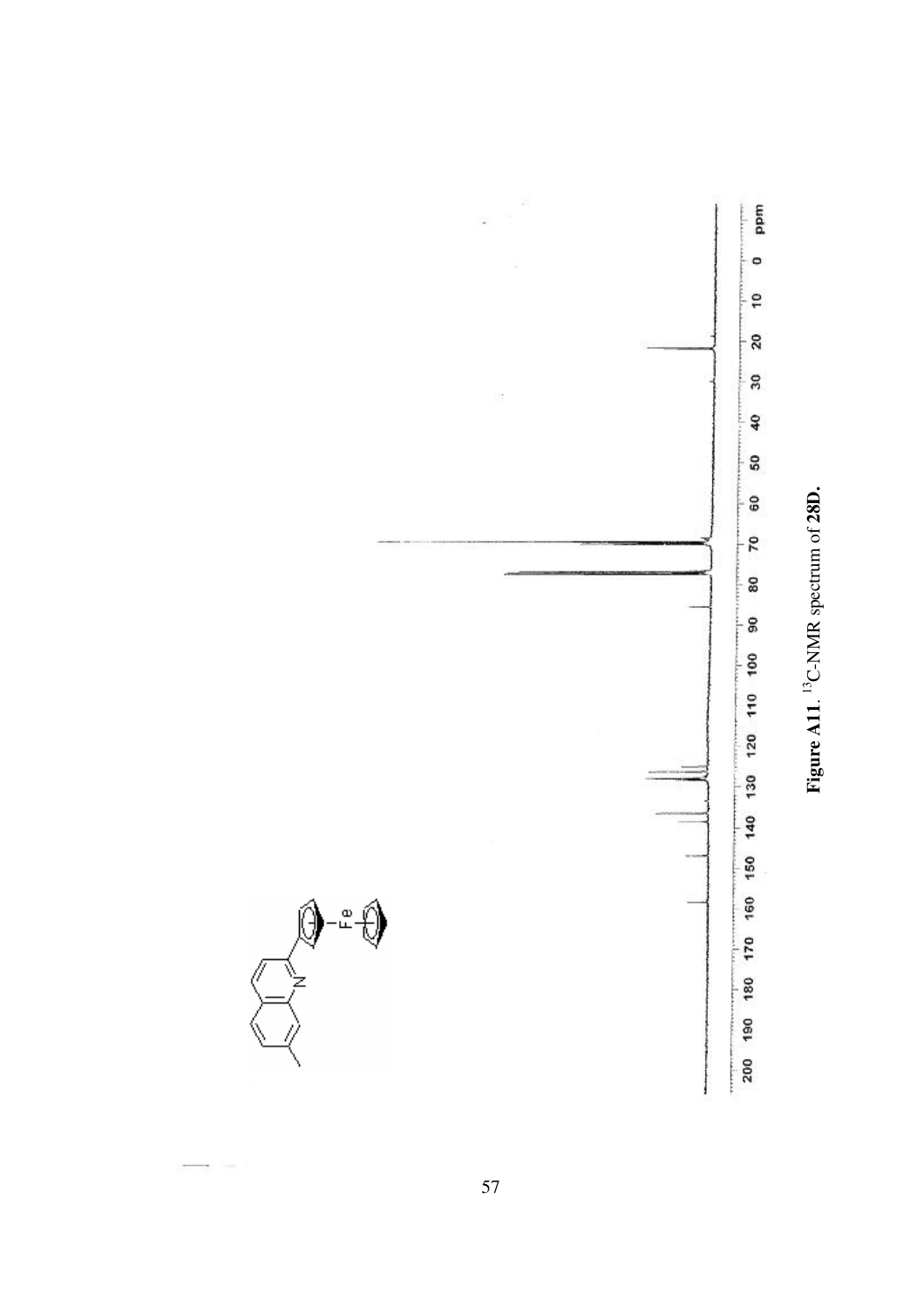**Figure A11**. $^{13}$C-NMR spectrum of **28D.**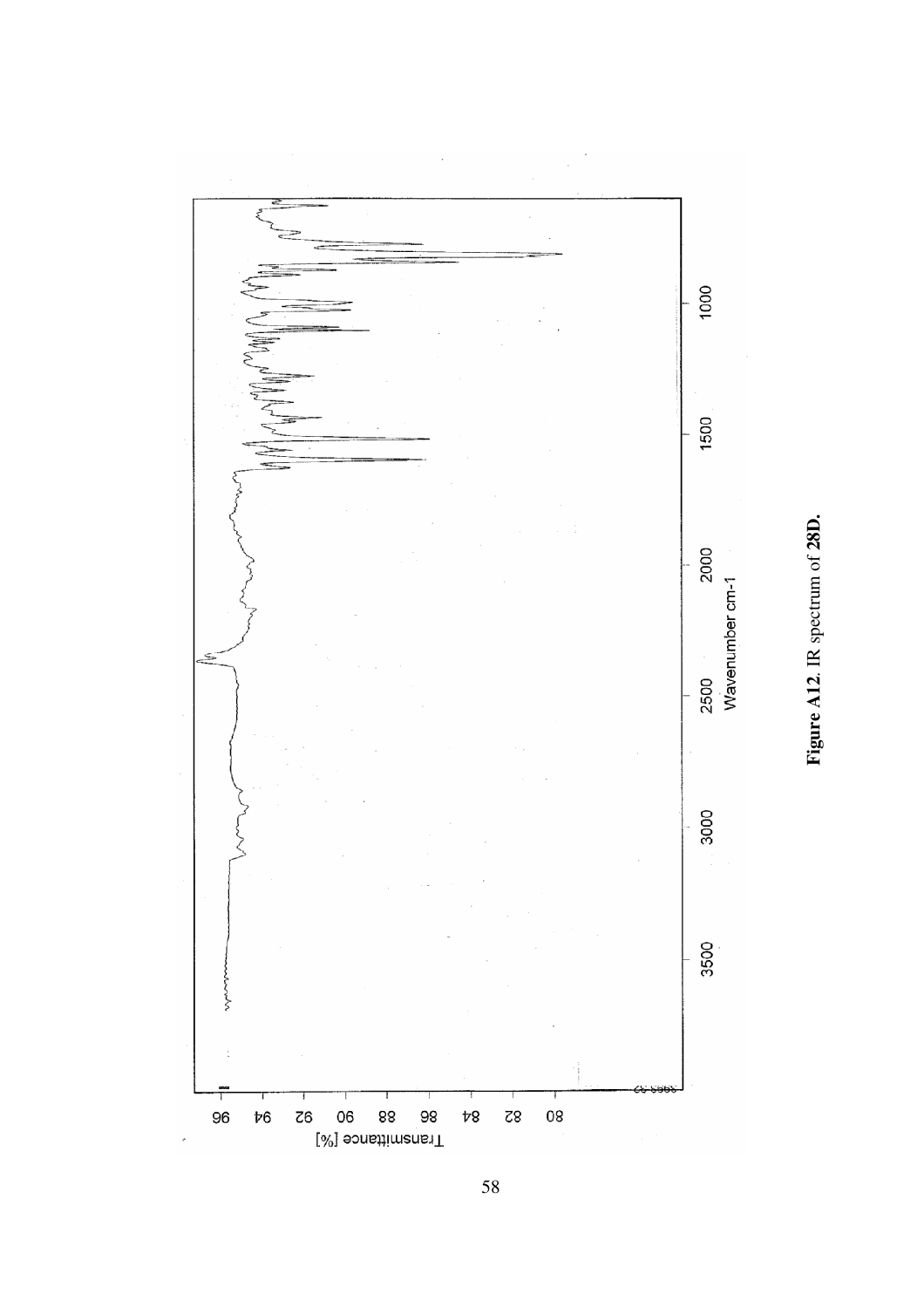Figure A12. IR spectrum of **28D.**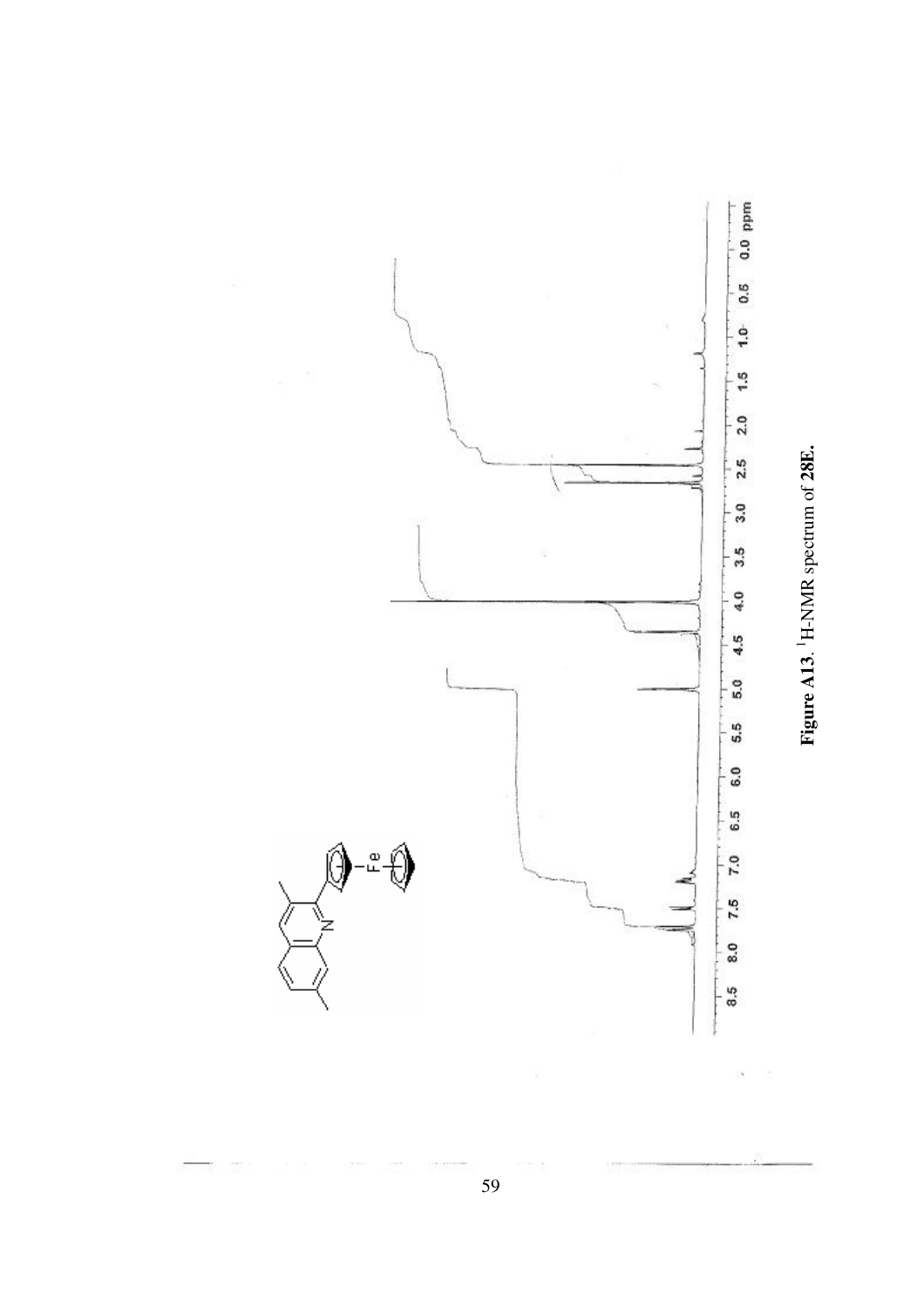**Figure A13**. $^{1}$H-NMR spectrum of **28E.**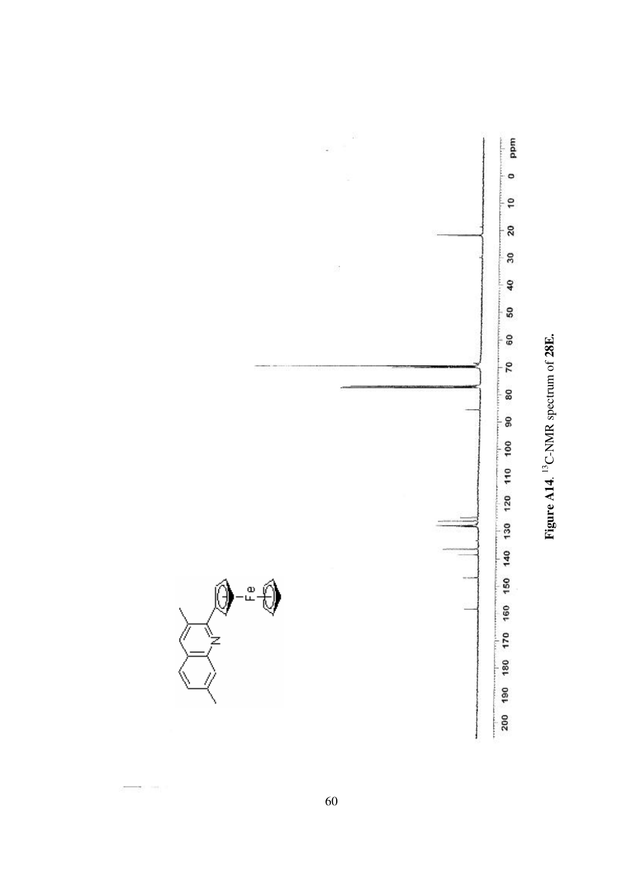**Figure A14**. $^{13}$C-NMR spectrum of **28E.**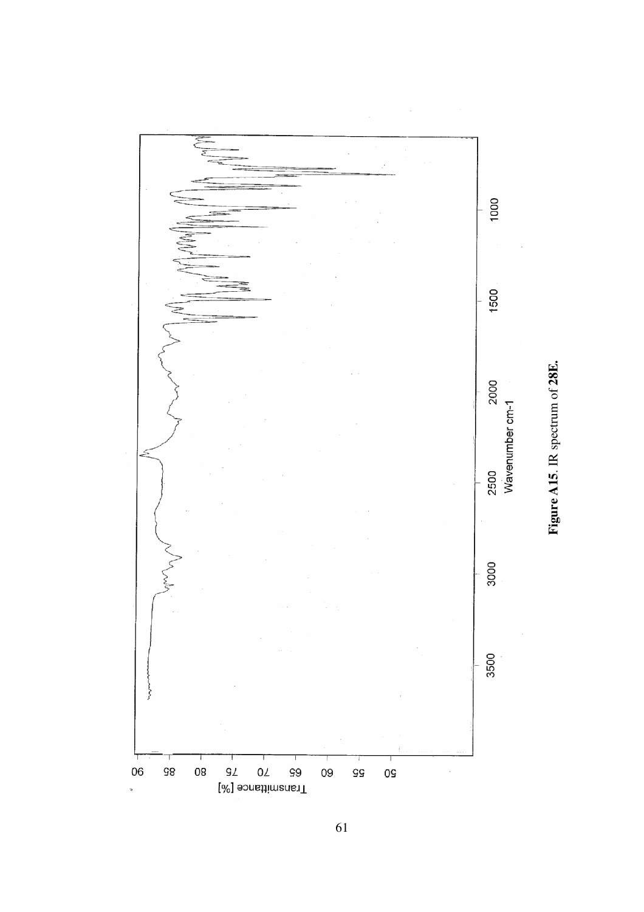Transmittance [%]

90
85
80
75
70
65
60
55
50

3500
3000
2500
2000
1500
1000

Wavenumber cm-1

**Figure A15**. IR spectrum of **28E.**